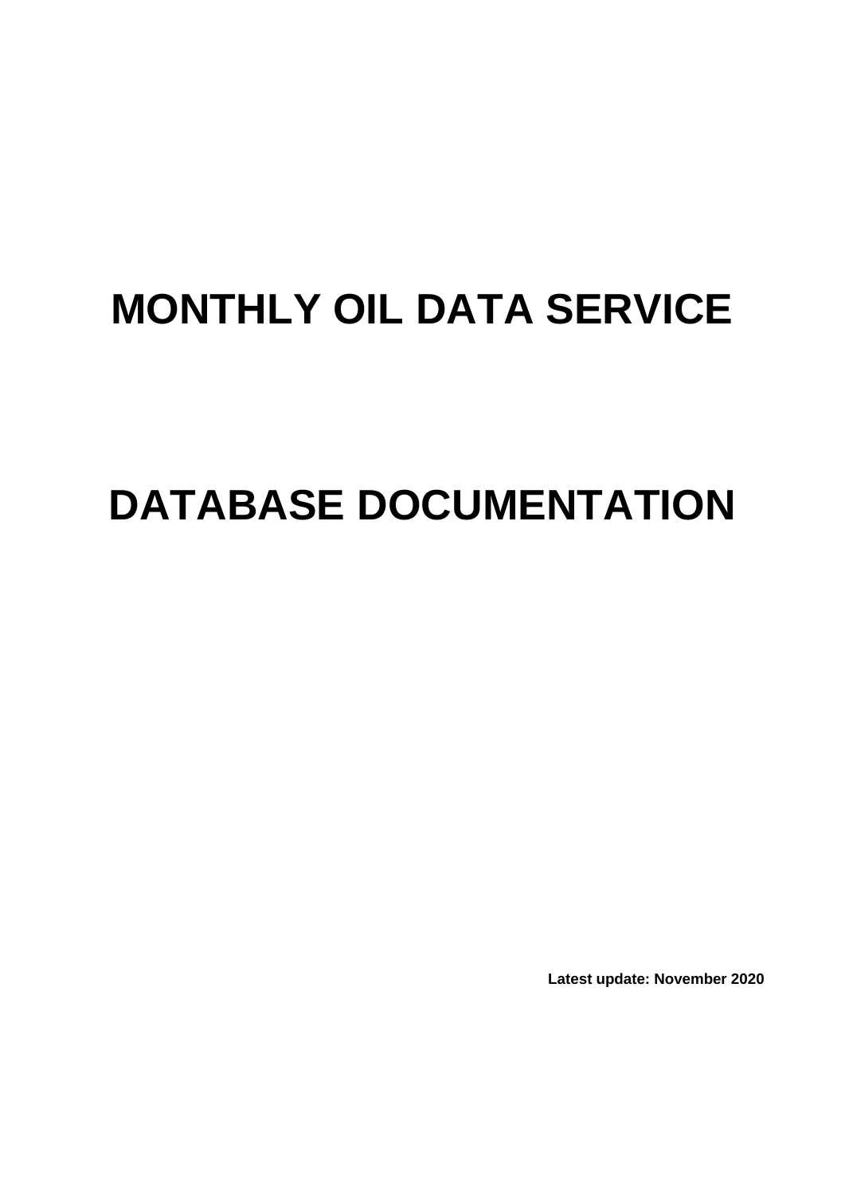# MONTHLY OIL DATA SERVICE

# DATABASE DOCUMENTATION

**Latest update: November 2020**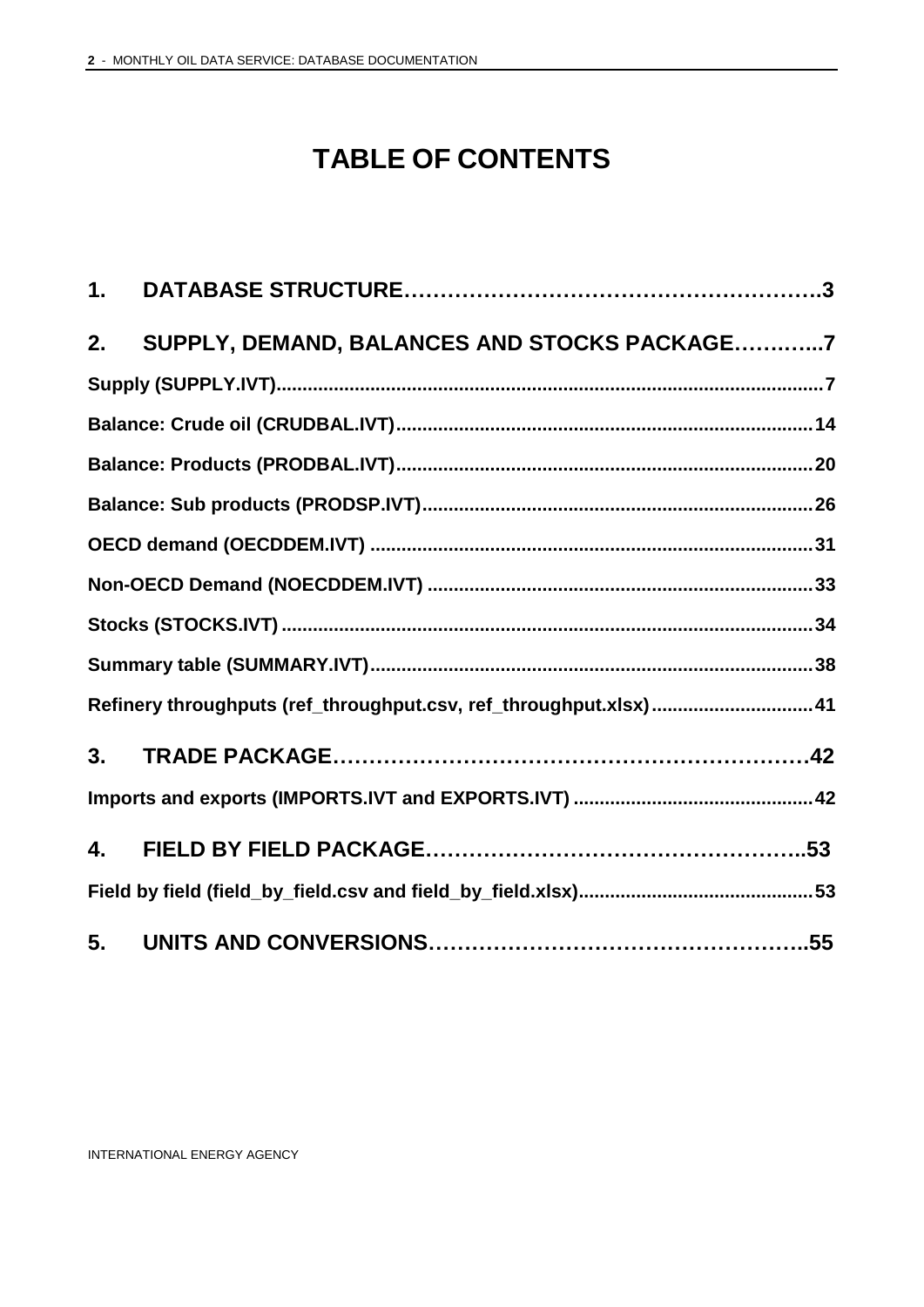# TABLE OF CONTENTS

**1. DATABASE STRUCTURE……………………………………………….3**

**2. SUPPLY, DEMAND, BALANCES AND STOCKS PACKAGE………..7**

**Supply (SUPPLY.IVT)........................................................................................7**

**Balance: Crude oil (CRUDBAL.IVT)...............................................................14**

**Balance: Products (PRODBAL.IVT)...............................................................20**

**Balance: Sub products (PRODSP.IVT)..........................................................26**

**OECD demand (OECDDEM.IVT) ....................................................................31**

**Non-OECD Demand (NOECDDEM.IVT) .........................................................33**

**Stocks (STOCKS.IVT) .....................................................................................34**

**Summary table (SUMMARY.IVT)....................................................................38**

**Refinery throughputs (ref_throughput.csv, ref_throughput.xlsx)...............................41**

**3. TRADE PACKAGE…………………………………………………………42**

**Imports and exports (IMPORTS.IVT and EXPORTS.IVT) ..............................................42**

**4. FIELD BY FIELD PACKAGE……………………………………………..53**

**Field by field (field_by_field.csv and field_by_field.xlsx).............................................53**

**5. UNITS AND CONVERSIONS……………………………………………..55**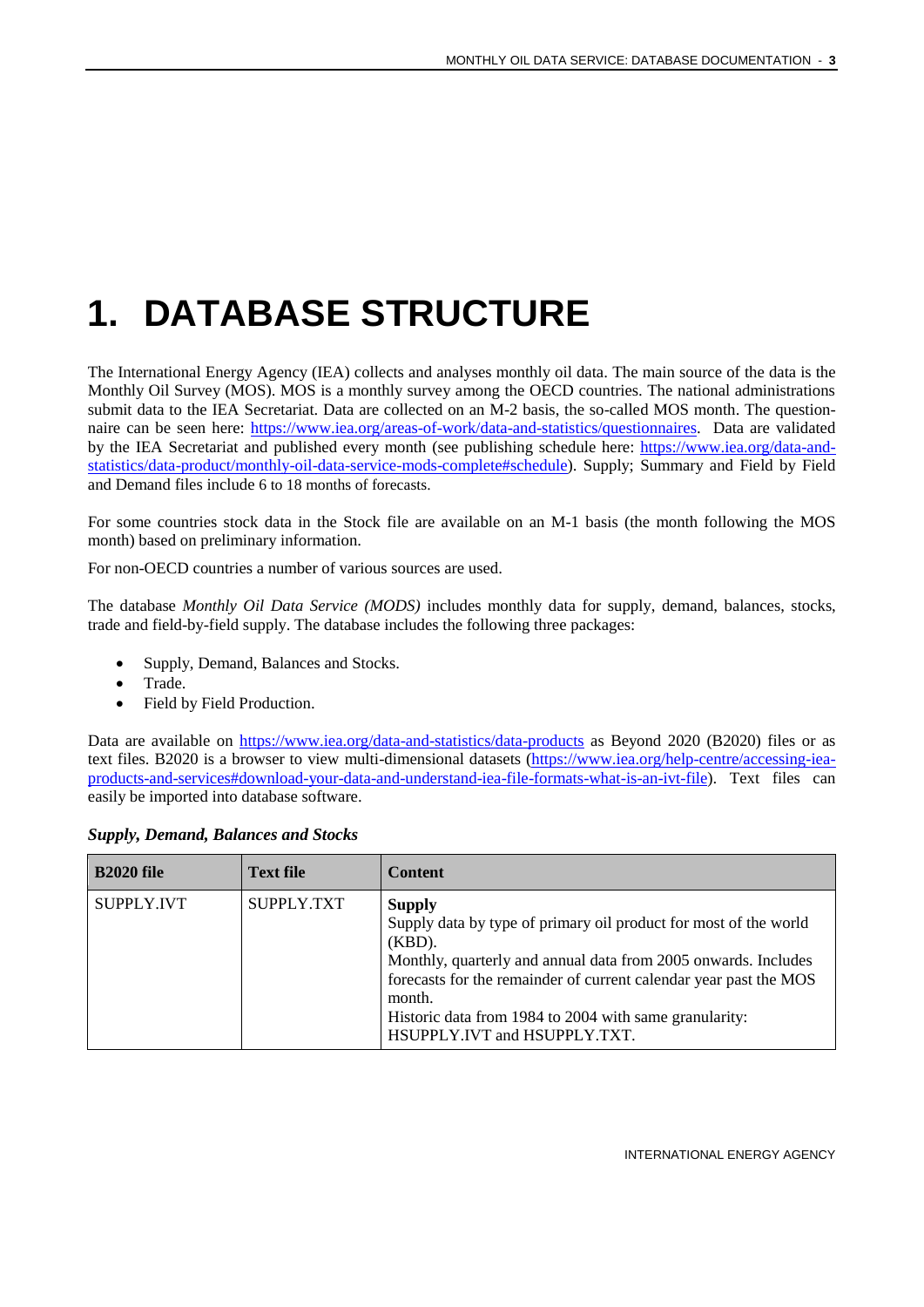# 1. DATABASE STRUCTURE

The International Energy Agency (IEA) collects and analyses monthly oil data. The main source of the data is the Monthly Oil Survey (MOS). MOS is a monthly survey among the OECD countries. The national administrations submit data to the IEA Secretariat. Data are collected on an M-2 basis, the so-called MOS month. The questionnaire can be seen here: https://www.iea.org/areas-of-work/data-and-statistics/questionnaires. Data are validated by the IEA Secretariat and published every month (see publishing schedule here: https://www.iea.org/data-and-statistics/data-product/monthly-oil-data-service-mods-complete#schedule). Supply; Summary and Field by Field and Demand files include 6 to 18 months of forecasts.

For some countries stock data in the Stock file are available on an M-1 basis (the month following the MOS month) based on preliminary information.

For non-OECD countries a number of various sources are used.

The database *Monthly Oil Data Service (MODS)* includes monthly data for supply, demand, balances, stocks, trade and field-by-field supply. The database includes the following three packages:

- Supply, Demand, Balances and Stocks.
- Trade.
- Field by Field Production.

Data are available on https://www.iea.org/data-and-statistics/data-products as Beyond 2020 (B2020) files or as text files. B2020 is a browser to view multi-dimensional datasets (https://www.iea.org/help-centre/accessing-iea-products-and-services#download-your-data-and-understand-iea-file-formats-what-is-an-ivt-file). Text files can easily be imported into database software.

***Supply, Demand, Balances and Stocks***

| B2020 file | Text file | Content |
|---|---|---|
| SUPPLY.IVT | SUPPLY.TXT | **Supply**<br>Supply data by type of primary oil product for most of the world (KBD).<br>Monthly, quarterly and annual data from 2005 onwards. Includes forecasts for the remainder of current calendar year past the MOS month.<br>Historic data from 1984 to 2004 with same granularity: HSUPPLY.IVT and HSUPPLY.TXT. |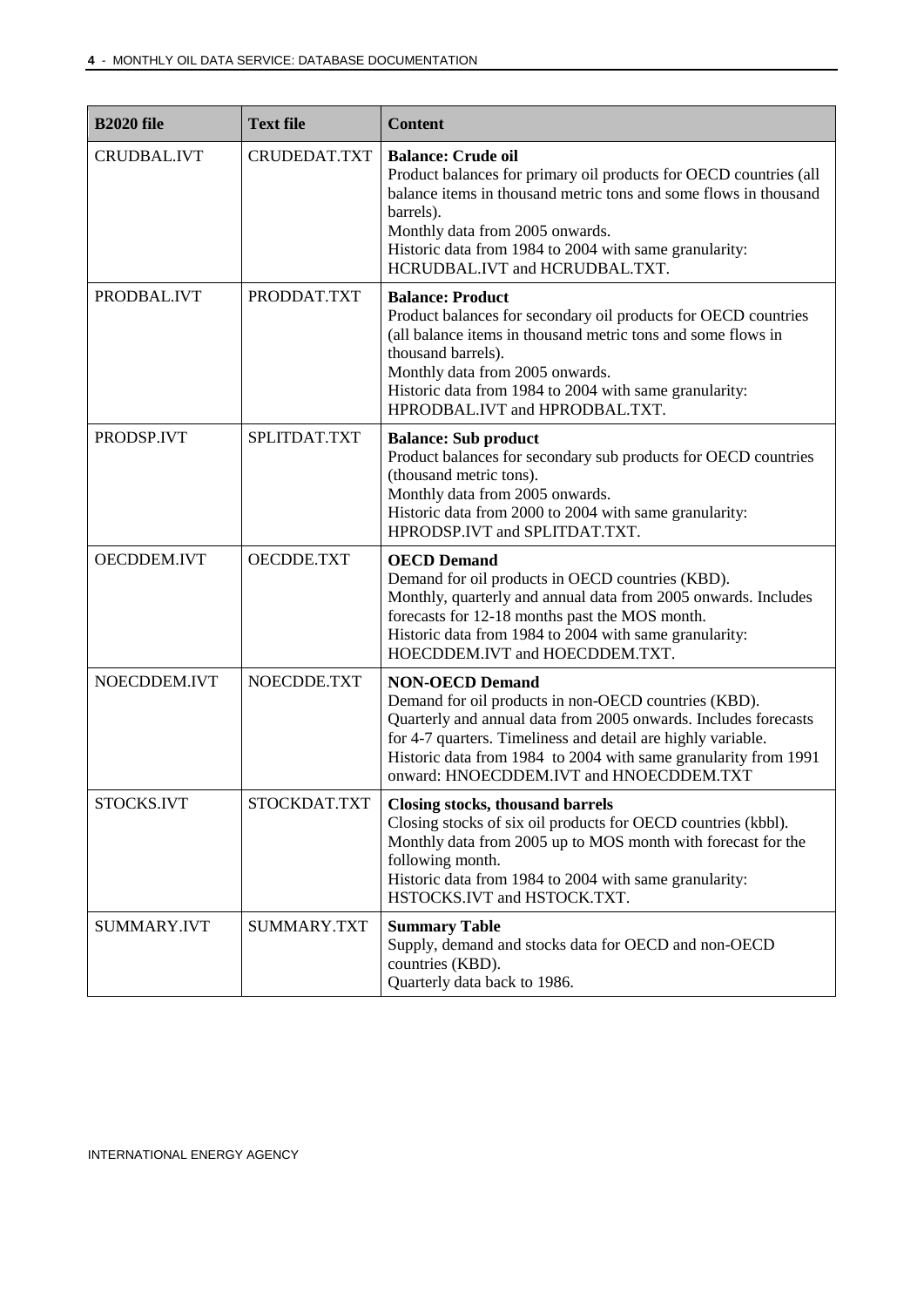| B2020 file | Text file | Content |
|---|---|---|
| CRUDBAL.IVT | CRUDEDAT.TXT | **Balance: Crude oil**<br>Product balances for primary oil products for OECD countries (all balance items in thousand metric tons and some flows in thousand barrels).<br>Monthly data from 2005 onwards.<br>Historic data from 1984 to 2004 with same granularity: HCRUDBAL.IVT and HCRUDBAL.TXT. |
| PRODBAL.IVT | PRODDAT.TXT | **Balance: Product**<br>Product balances for secondary oil products for OECD countries (all balance items in thousand metric tons and some flows in thousand barrels).<br>Monthly data from 2005 onwards.<br>Historic data from 1984 to 2004 with same granularity: HPRODBAL.IVT and HPRODBAL.TXT. |
| PRODSP.IVT | SPLITDAT.TXT | **Balance: Sub product**<br>Product balances for secondary sub products for OECD countries (thousand metric tons).<br>Monthly data from 2005 onwards.<br>Historic data from 2000 to 2004 with same granularity: HPRODSP.IVT and SPLITDAT.TXT. |
| OECDDEM.IVT | OECDDE.TXT | **OECD Demand**<br>Demand for oil products in OECD countries (KBD).<br>Monthly, quarterly and annual data from 2005 onwards. Includes forecasts for 12-18 months past the MOS month.<br>Historic data from 1984 to 2004 with same granularity: HOECDDEM.IVT and HOECDDEM.TXT. |
| NOECDDEM.IVT | NOECDDE.TXT | **NON-OECD Demand**<br>Demand for oil products in non-OECD countries (KBD).<br>Quarterly and annual data from 2005 onwards. Includes forecasts for 4-7 quarters. Timeliness and detail are highly variable.<br>Historic data from 1984 to 2004 with same granularity from 1991 onward: HNOECDDEM.IVT and HNOECDDEM.TXT |
| STOCKS.IVT | STOCKDAT.TXT | **Closing stocks, thousand barrels**<br>Closing stocks of six oil products for OECD countries (kbbl).<br>Monthly data from 2005 up to MOS month with forecast for the following month.<br>Historic data from 1984 to 2004 with same granularity: HSTOCKS.IVT and HSTOCK.TXT. |
| SUMMARY.IVT | SUMMARY.TXT | **Summary Table**<br>Supply, demand and stocks data for OECD and non-OECD countries (KBD).<br>Quarterly data back to 1986. |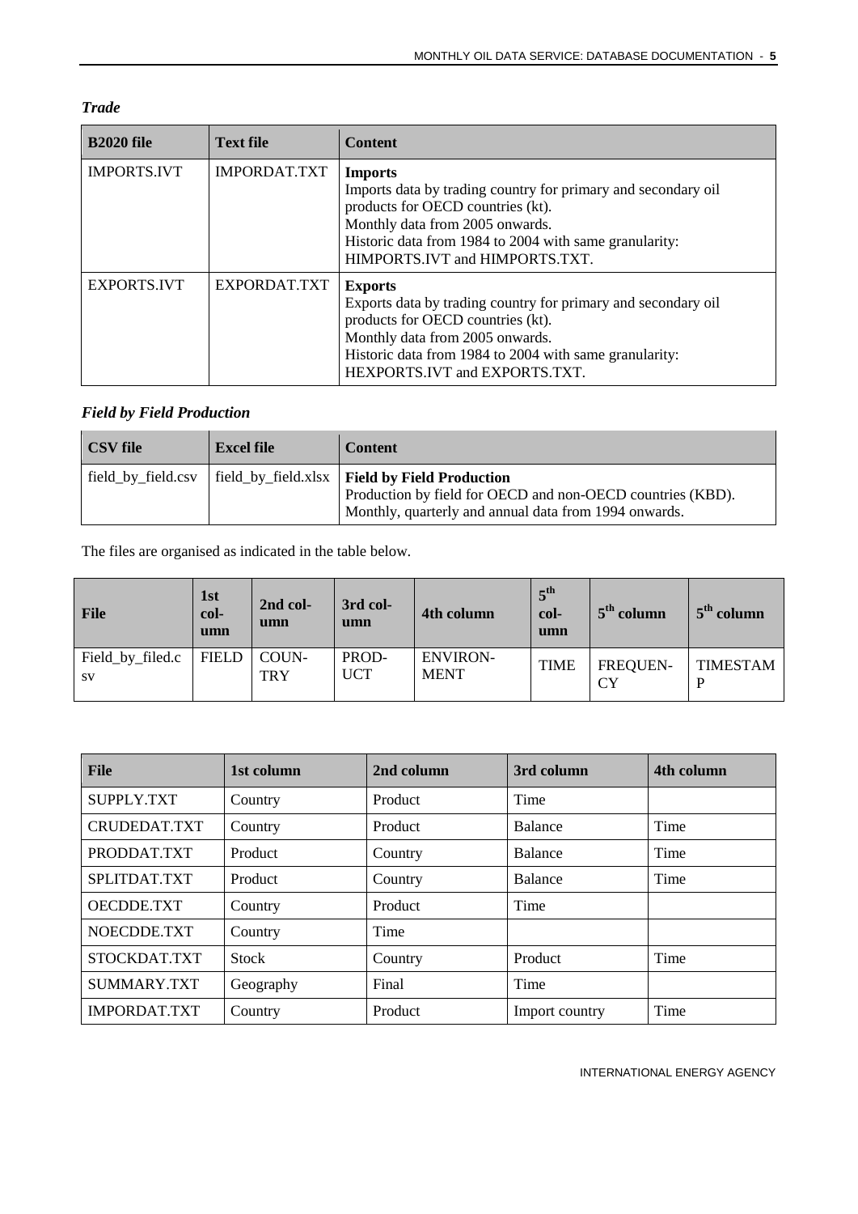*Trade*

| B2020 file | Text file | Content |
|---|---|---|
| IMPORTS.IVT | IMPORDAT.TXT | **Imports**<br>Imports data by trading country for primary and secondary oil products for OECD countries (kt).<br>Monthly data from 2005 onwards.<br>Historic data from 1984 to 2004 with same granularity: HIMPORTS.IVT and HIMPORTS.TXT. |
| EXPORTS.IVT | EXPORDAT.TXT | **Exports**<br>Exports data by trading country for primary and secondary oil products for OECD countries (kt).<br>Monthly data from 2005 onwards.<br>Historic data from 1984 to 2004 with same granularity: HEXPORTS.IVT and EXPORTS.TXT. |

*Field by Field Production*

| CSV file | Excel file | Content |
|---|---|---|
| field_by_field.csv | field_by_field.xlsx | **Field by Field Production**<br>Production by field for OECD and non-OECD countries (KBD).<br>Monthly, quarterly and annual data from 1994 onwards. |

The files are organised as indicated in the table below.

| File | 1st col-umn | 2nd col-umn | 3rd col-umn | 4th column | 5th col-umn | 5th column | 5th column |
|---|---|---|---|---|---|---|---|
| Field_by_filed.csv | FIELD | COUN-TRY | PROD-UCT | ENVIRON-MENT | TIME | FREQUEN-CY | TIMESTAMP |

| File | 1st column | 2nd column | 3rd column | 4th column |
|---|---|---|---|---|
| SUPPLY.TXT | Country | Product | Time | |
| CRUDEDAT.TXT | Country | Product | Balance | Time |
| PRODDAT.TXT | Product | Country | Balance | Time |
| SPLITDAT.TXT | Product | Country | Balance | Time |
| OECDDE.TXT | Country | Product | Time | |
| NOECDDE.TXT | Country | Time | | |
| STOCKDAT.TXT | Stock | Country | Product | Time |
| SUMMARY.TXT | Geography | Final | Time | |
| IMPORDAT.TXT | Country | Product | Import country | Time |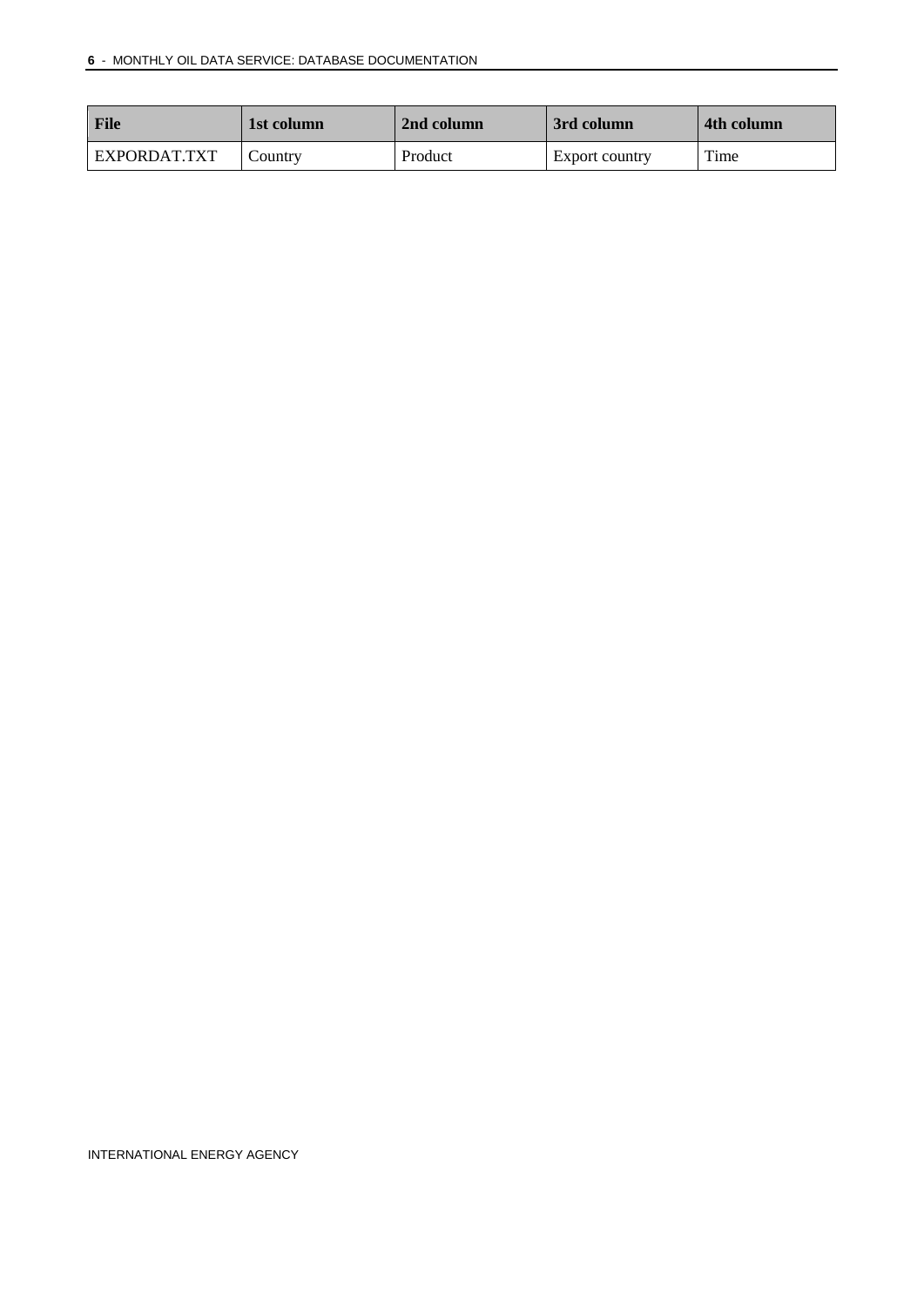| File | 1st column | 2nd column | 3rd column | 4th column |
| --- | --- | --- | --- | --- |
| EXPORDAT.TXT | Country | Product | Export country | Time |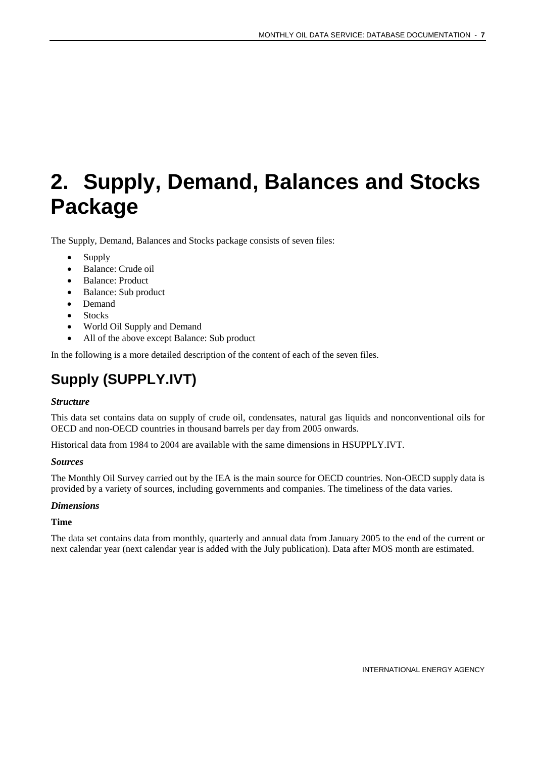# 2. Supply, Demand, Balances and Stocks Package

The Supply, Demand, Balances and Stocks package consists of seven files:

- Supply
- Balance: Crude oil
- Balance: Product
- Balance: Sub product
- Demand
- Stocks
- World Oil Supply and Demand
- All of the above except Balance: Sub product

In the following is a more detailed description of the content of each of the seven files.

## Supply (SUPPLY.IVT)

***Structure***

This data set contains data on supply of crude oil, condensates, natural gas liquids and nonconventional oils for OECD and non-OECD countries in thousand barrels per day from 2005 onwards.

Historical data from 1984 to 2004 are available with the same dimensions in HSUPPLY.IVT.

***Sources***

The Monthly Oil Survey carried out by the IEA is the main source for OECD countries. Non-OECD supply data is provided by a variety of sources, including governments and companies. The timeliness of the data varies.

***Dimensions***

**Time**

The data set contains data from monthly, quarterly and annual data from January 2005 to the end of the current or next calendar year (next calendar year is added with the July publication). Data after MOS month are estimated.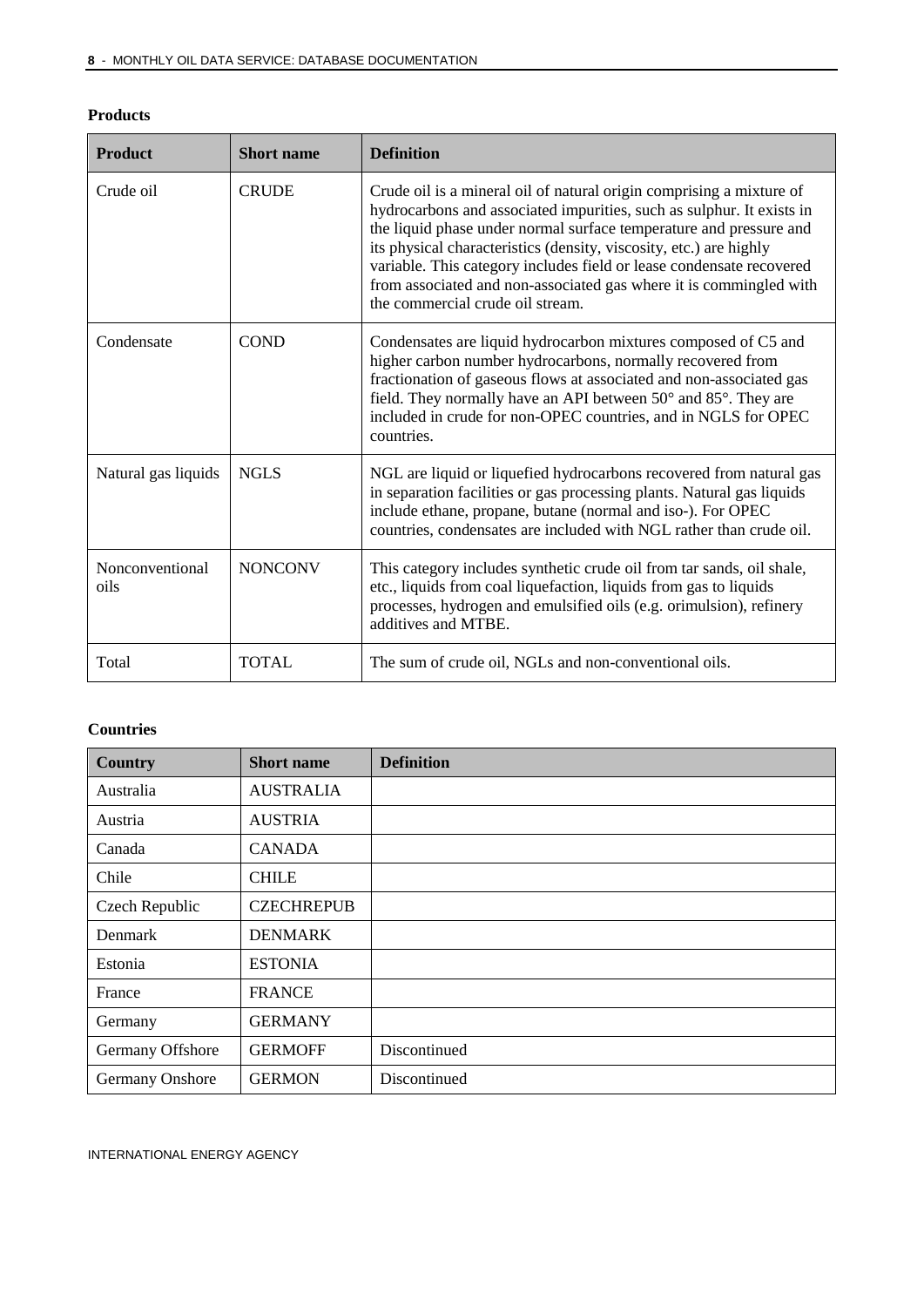**Products**

| Product | Short name | Definition |
| --- | --- | --- |
| Crude oil | CRUDE | Crude oil is a mineral oil of natural origin comprising a mixture of hydrocarbons and associated impurities, such as sulphur. It exists in the liquid phase under normal surface temperature and pressure and its physical characteristics (density, viscosity, etc.) are highly variable. This category includes field or lease condensate recovered from associated and non-associated gas where it is commingled with the commercial crude oil stream. |
| Condensate | COND | Condensates are liquid hydrocarbon mixtures composed of C5 and higher carbon number hydrocarbons, normally recovered from fractionation of gaseous flows at associated and non-associated gas field. They normally have an API between 50° and 85°. They are included in crude for non-OPEC countries, and in NGLS for OPEC countries. |
| Natural gas liquids | NGLS | NGL are liquid or liquefied hydrocarbons recovered from natural gas in separation facilities or gas processing plants. Natural gas liquids include ethane, propane, butane (normal and iso-). For OPEC countries, condensates are included with NGL rather than crude oil. |
| Nonconventional oils | NONCONV | This category includes synthetic crude oil from tar sands, oil shale, etc., liquids from coal liquefaction, liquids from gas to liquids processes, hydrogen and emulsified oils (e.g. orimulsion), refinery additives and MTBE. |
| Total | TOTAL | The sum of crude oil, NGLs and non-conventional oils. |

**Countries**

| Country | Short name | Definition |
| --- | --- | --- |
| Australia | AUSTRALIA | |
| Austria | AUSTRIA | |
| Canada | CANADA | |
| Chile | CHILE | |
| Czech Republic | CZECHREPUB | |
| Denmark | DENMARK | |
| Estonia | ESTONIA | |
| France | FRANCE | |
| Germany | GERMANY | |
| Germany Offshore | GERMOFF | Discontinued |
| Germany Onshore | GERMON | Discontinued |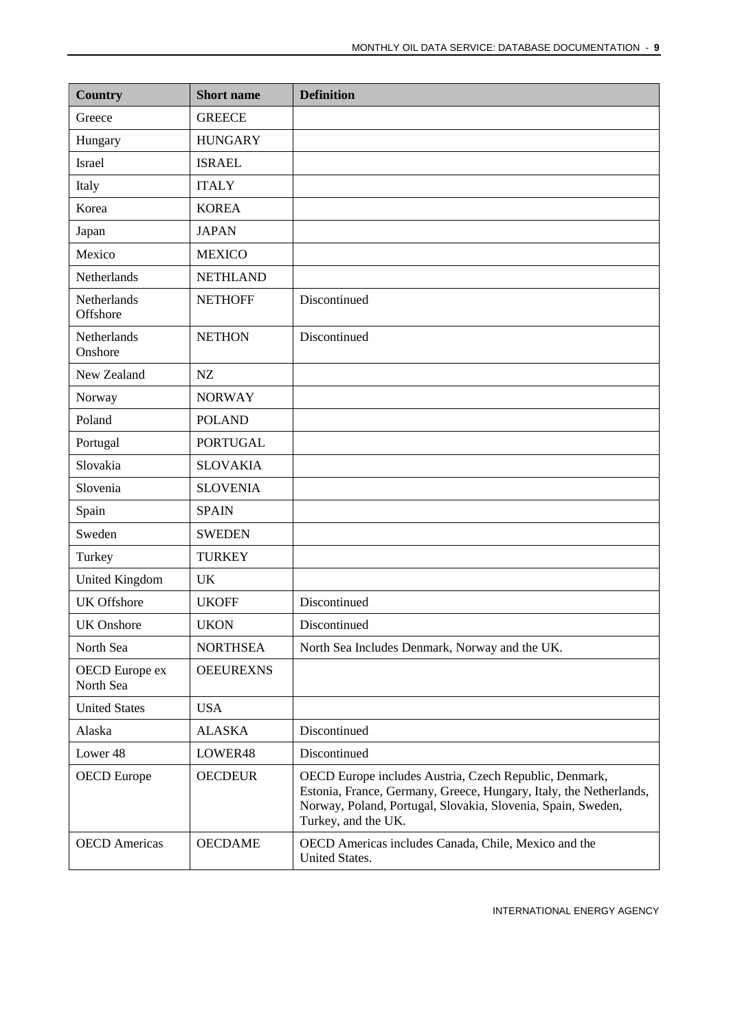| Country | Short name | Definition |
| --- | --- | --- |
| Greece | GREECE | |
| Hungary | HUNGARY | |
| Israel | ISRAEL | |
| Italy | ITALY | |
| Korea | KOREA | |
| Japan | JAPAN | |
| Mexico | MEXICO | |
| Netherlands | NETHLAND | |
| Netherlands Offshore | NETHOFF | Discontinued |
| Netherlands Onshore | NETHON | Discontinued |
| New Zealand | NZ | |
| Norway | NORWAY | |
| Poland | POLAND | |
| Portugal | PORTUGAL | |
| Slovakia | SLOVAKIA | |
| Slovenia | SLOVENIA | |
| Spain | SPAIN | |
| Sweden | SWEDEN | |
| Turkey | TURKEY | |
| United Kingdom | UK | |
| UK Offshore | UKOFF | Discontinued |
| UK Onshore | UKON | Discontinued |
| North Sea | NORTHSEA | North Sea Includes Denmark, Norway and the UK. |
| OECD Europe ex North Sea | OEEUREXNS | |
| United States | USA | |
| Alaska | ALASKA | Discontinued |
| Lower 48 | LOWER48 | Discontinued |
| OECD Europe | OECDEUR | OECD Europe includes Austria, Czech Republic, Denmark, Estonia, France, Germany, Greece, Hungary, Italy, the Netherlands, Norway, Poland, Portugal, Slovakia, Slovenia, Spain, Sweden, Turkey, and the UK. |
| OECD Americas | OECDAME | OECD Americas includes Canada, Chile, Mexico and the United States. |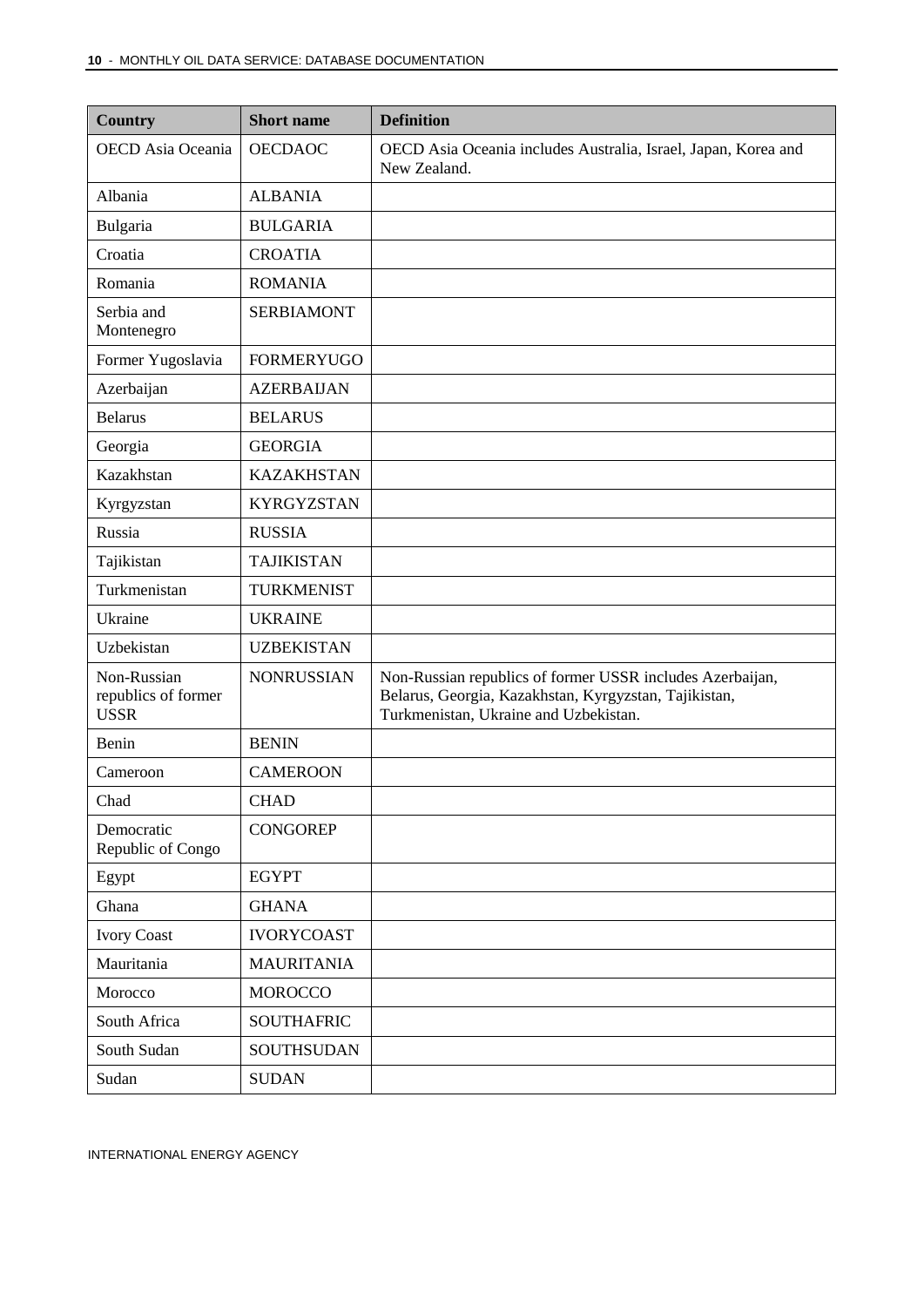| Country | Short name | Definition |
| --- | --- | --- |
| OECD Asia Oceania | OECDAOC | OECD Asia Oceania includes Australia, Israel, Japan, Korea and New Zealand. |
| Albania | ALBANIA | |
| Bulgaria | BULGARIA | |
| Croatia | CROATIA | |
| Romania | ROMANIA | |
| Serbia and Montenegro | SERBIAMONT | |
| Former Yugoslavia | FORMERYUGO | |
| Azerbaijan | AZERBAIJAN | |
| Belarus | BELARUS | |
| Georgia | GEORGIA | |
| Kazakhstan | KAZAKHSTAN | |
| Kyrgyzstan | KYRGYZSTAN | |
| Russia | RUSSIA | |
| Tajikistan | TAJIKISTAN | |
| Turkmenistan | TURKMENIST | |
| Ukraine | UKRAINE | |
| Uzbekistan | UZBEKISTAN | |
| Non-Russian republics of former USSR | NONRUSSIAN | Non-Russian republics of former USSR includes Azerbaijan, Belarus, Georgia, Kazakhstan, Kyrgyzstan, Tajikistan, Turkmenistan, Ukraine and Uzbekistan. |
| Benin | BENIN | |
| Cameroon | CAMEROON | |
| Chad | CHAD | |
| Democratic Republic of Congo | CONGOREP | |
| Egypt | EGYPT | |
| Ghana | GHANA | |
| Ivory Coast | IVORYCOAST | |
| Mauritania | MAURITANIA | |
| Morocco | MOROCCO | |
| South Africa | SOUTHAFRIC | |
| South Sudan | SOUTHSUDAN | |
| Sudan | SUDAN | |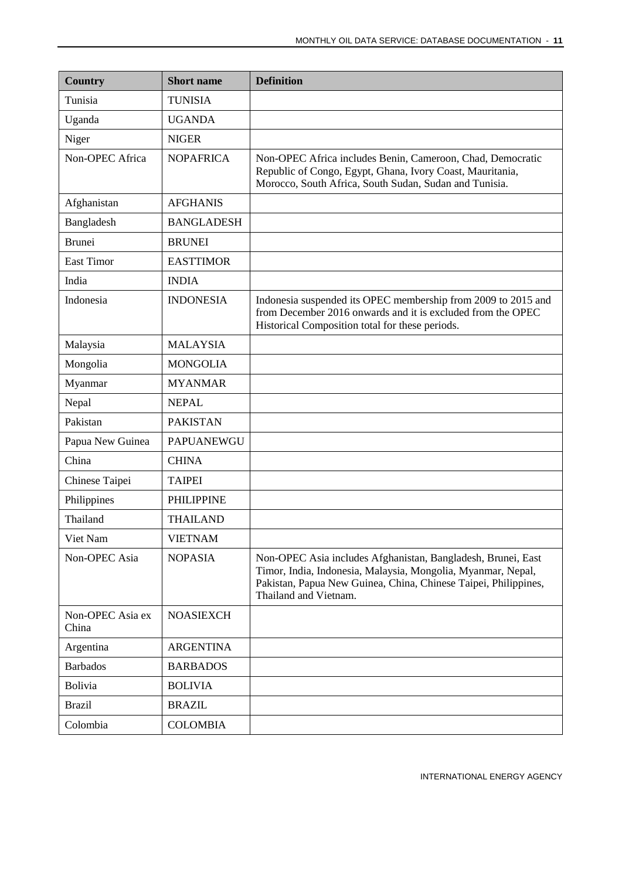| Country | Short name | Definition |
|---|---|---|
| Tunisia | TUNISIA | |
| Uganda | UGANDA | |
| Niger | NIGER | |
| Non-OPEC Africa | NOPAFRICA | Non-OPEC Africa includes Benin, Cameroon, Chad, Democratic Republic of Congo, Egypt, Ghana, Ivory Coast, Mauritania, Morocco, South Africa, South Sudan, Sudan and Tunisia. |
| Afghanistan | AFGHANIS | |
| Bangladesh | BANGLADESH | |
| Brunei | BRUNEI | |
| East Timor | EASTTIMOR | |
| India | INDIA | |
| Indonesia | INDONESIA | Indonesia suspended its OPEC membership from 2009 to 2015 and from December 2016 onwards and it is excluded from the OPEC Historical Composition total for these periods. |
| Malaysia | MALAYSIA | |
| Mongolia | MONGOLIA | |
| Myanmar | MYANMAR | |
| Nepal | NEPAL | |
| Pakistan | PAKISTAN | |
| Papua New Guinea | PAPUANEWGU | |
| China | CHINA | |
| Chinese Taipei | TAIPEI | |
| Philippines | PHILIPPINE | |
| Thailand | THAILAND | |
| Viet Nam | VIETNAM | |
| Non-OPEC Asia | NOPASIA | Non-OPEC Asia includes Afghanistan, Bangladesh, Brunei, East Timor, India, Indonesia, Malaysia, Mongolia, Myanmar, Nepal, Pakistan, Papua New Guinea, China, Chinese Taipei, Philippines, Thailand and Vietnam. |
| Non-OPEC Asia ex China | NOASIEXCH | |
| Argentina | ARGENTINA | |
| Barbados | BARBADOS | |
| Bolivia | BOLIVIA | |
| Brazil | BRAZIL | |
| Colombia | COLOMBIA | |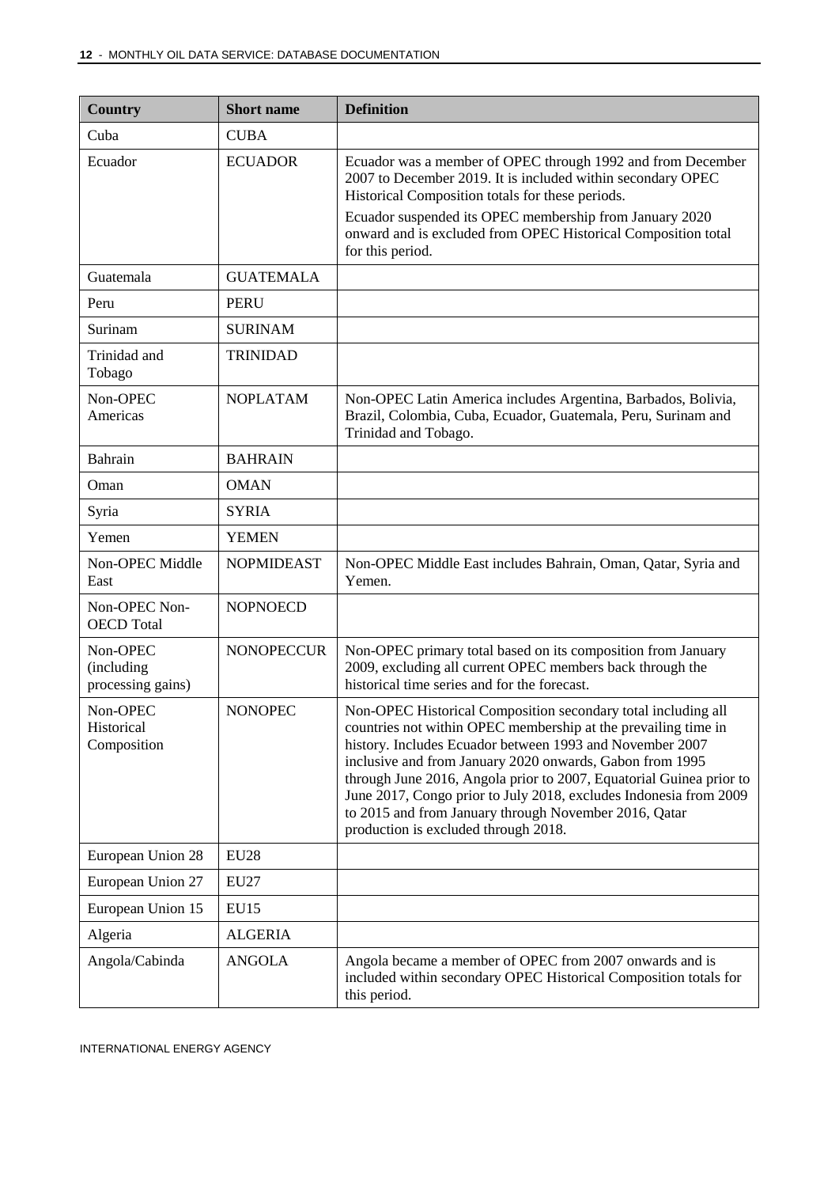| Country | Short name | Definition |
|---|---|---|
| Cuba | CUBA | |
| Ecuador | ECUADOR | Ecuador was a member of OPEC through 1992 and from December 2007 to December 2019. It is included within secondary OPEC Historical Composition totals for these periods. Ecuador suspended its OPEC membership from January 2020 onward and is excluded from OPEC Historical Composition total for this period. |
| Guatemala | GUATEMALA | |
| Peru | PERU | |
| Surinam | SURINAM | |
| Trinidad and Tobago | TRINIDAD | |
| Non-OPEC Americas | NOPLATAM | Non-OPEC Latin America includes Argentina, Barbados, Bolivia, Brazil, Colombia, Cuba, Ecuador, Guatemala, Peru, Surinam and Trinidad and Tobago. |
| Bahrain | BAHRAIN | |
| Oman | OMAN | |
| Syria | SYRIA | |
| Yemen | YEMEN | |
| Non-OPEC Middle East | NOPMIDEAST | Non-OPEC Middle East includes Bahrain, Oman, Qatar, Syria and Yemen. |
| Non-OPEC Non-OECD Total | NOPNOECD | |
| Non-OPEC (including processing gains) | NONOPECCUR | Non-OPEC primary total based on its composition from January 2009, excluding all current OPEC members back through the historical time series and for the forecast. |
| Non-OPEC Historical Composition | NONOPEC | Non-OPEC Historical Composition secondary total including all countries not within OPEC membership at the prevailing time in history. Includes Ecuador between 1993 and November 2007 inclusive and from January 2020 onwards, Gabon from 1995 through June 2016, Angola prior to 2007, Equatorial Guinea prior to June 2017, Congo prior to July 2018, excludes Indonesia from 2009 to 2015 and from January through November 2016, Qatar production is excluded through 2018. |
| European Union 28 | EU28 | |
| European Union 27 | EU27 | |
| European Union 15 | EU15 | |
| Algeria | ALGERIA | |
| Angola/Cabinda | ANGOLA | Angola became a member of OPEC from 2007 onwards and is included within secondary OPEC Historical Composition totals for this period. |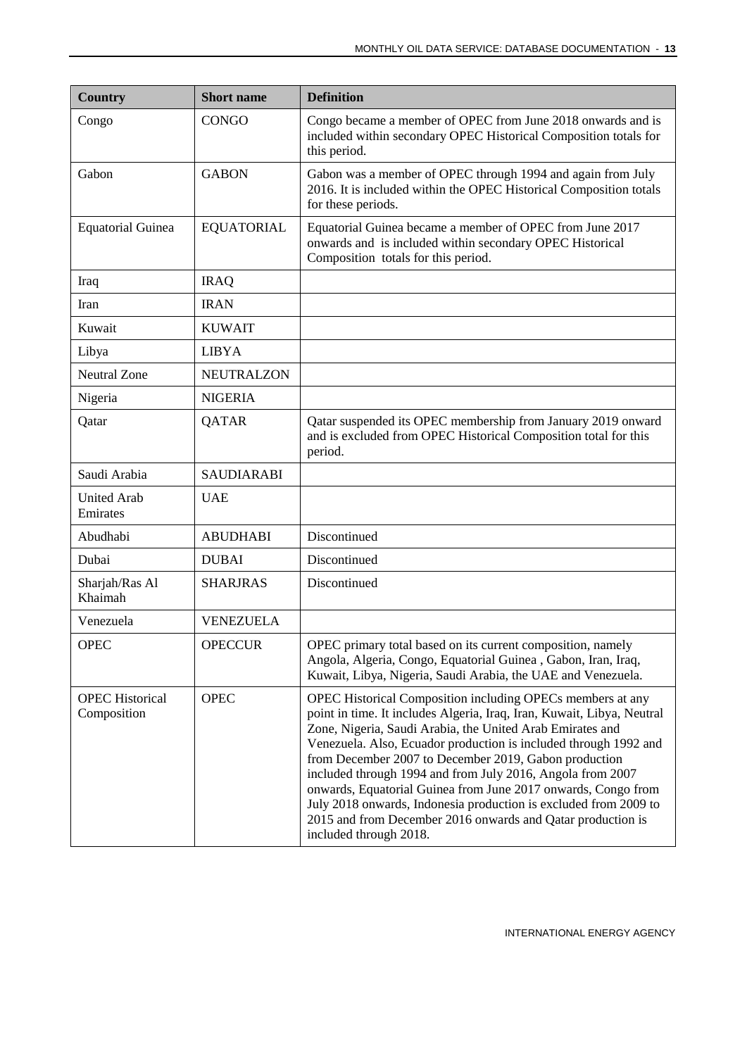| Country | Short name | Definition |
|---|---|---|
| Congo | CONGO | Congo became a member of OPEC from June 2018 onwards and is included within secondary OPEC Historical Composition totals for this period. |
| Gabon | GABON | Gabon was a member of OPEC through 1994 and again from July 2016. It is included within the OPEC Historical Composition totals for these periods. |
| Equatorial Guinea | EQUATORIAL | Equatorial Guinea became a member of OPEC from June 2017 onwards and is included within secondary OPEC Historical Composition totals for this period. |
| Iraq | IRAQ | |
| Iran | IRAN | |
| Kuwait | KUWAIT | |
| Libya | LIBYA | |
| Neutral Zone | NEUTRALZON | |
| Nigeria | NIGERIA | |
| Qatar | QATAR | Qatar suspended its OPEC membership from January 2019 onward and is excluded from OPEC Historical Composition total for this period. |
| Saudi Arabia | SAUDIARABI | |
| United Arab Emirates | UAE | |
| Abudhabi | ABUDHABI | Discontinued |
| Dubai | DUBAI | Discontinued |
| Sharjah/Ras Al Khaimah | SHARJRAS | Discontinued |
| Venezuela | VENEZUELA | |
| OPEC | OPECCUR | OPEC primary total based on its current composition, namely Angola, Algeria, Congo, Equatorial Guinea , Gabon, Iran, Iraq, Kuwait, Libya, Nigeria, Saudi Arabia, the UAE and Venezuela. |
| OPEC Historical Composition | OPEC | OPEC Historical Composition including OPECs members at any point in time. It includes Algeria, Iraq, Iran, Kuwait, Libya, Neutral Zone, Nigeria, Saudi Arabia, the United Arab Emirates and Venezuela. Also, Ecuador production is included through 1992 and from December 2007 to December 2019, Gabon production included through 1994 and from July 2016, Angola from 2007 onwards, Equatorial Guinea from June 2017 onwards, Congo from July 2018 onwards, Indonesia production is excluded from 2009 to 2015 and from December 2016 onwards and Qatar production is included through 2018. |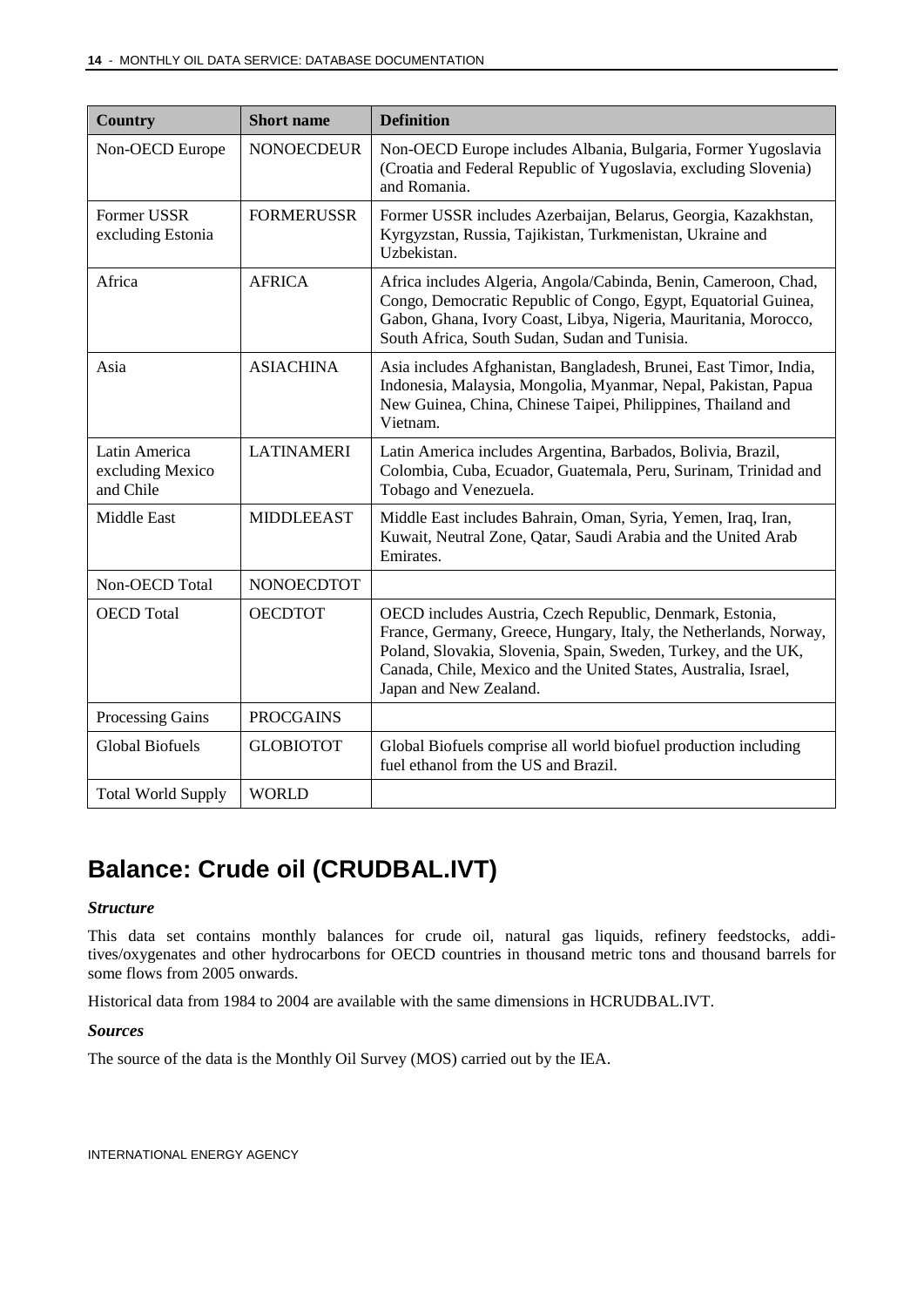| Country | Short name | Definition |
| --- | --- | --- |
| Non-OECD Europe | NONOECDEUR | Non-OECD Europe includes Albania, Bulgaria, Former Yugoslavia (Croatia and Federal Republic of Yugoslavia, excluding Slovenia) and Romania. |
| Former USSR excluding Estonia | FORMERUSSR | Former USSR includes Azerbaijan, Belarus, Georgia, Kazakhstan, Kyrgyzstan, Russia, Tajikistan, Turkmenistan, Ukraine and Uzbekistan. |
| Africa | AFRICA | Africa includes Algeria, Angola/Cabinda, Benin, Cameroon, Chad, Congo, Democratic Republic of Congo, Egypt, Equatorial Guinea, Gabon, Ghana, Ivory Coast, Libya, Nigeria, Mauritania, Morocco, South Africa, South Sudan, Sudan and Tunisia. |
| Asia | ASIACHINA | Asia includes Afghanistan, Bangladesh, Brunei, East Timor, India, Indonesia, Malaysia, Mongolia, Myanmar, Nepal, Pakistan, Papua New Guinea, China, Chinese Taipei, Philippines, Thailand and Vietnam. |
| Latin America excluding Mexico and Chile | LATINAMERI | Latin America includes Argentina, Barbados, Bolivia, Brazil, Colombia, Cuba, Ecuador, Guatemala, Peru, Surinam, Trinidad and Tobago and Venezuela. |
| Middle East | MIDDLEEAST | Middle East includes Bahrain, Oman, Syria, Yemen, Iraq, Iran, Kuwait, Neutral Zone, Qatar, Saudi Arabia and the United Arab Emirates. |
| Non-OECD Total | NONOECDTOT | |
| OECD Total | OECDTOT | OECD includes Austria, Czech Republic, Denmark, Estonia, France, Germany, Greece, Hungary, Italy, the Netherlands, Norway, Poland, Slovakia, Slovenia, Spain, Sweden, Turkey, and the UK, Canada, Chile, Mexico and the United States, Australia, Israel, Japan and New Zealand. |
| Processing Gains | PROCGAINS | |
| Global Biofuels | GLOBIOTOT | Global Biofuels comprise all world biofuel production including fuel ethanol from the US and Brazil. |
| Total World Supply | WORLD | |

# Balance: Crude oil (CRUDBAL.IVT)

***Structure***

This data set contains monthly balances for crude oil, natural gas liquids, refinery feedstocks, additives/oxygenates and other hydrocarbons for OECD countries in thousand metric tons and thousand barrels for some flows from 2005 onwards.

Historical data from 1984 to 2004 are available with the same dimensions in HCRUDBAL.IVT.

***Sources***

The source of the data is the Monthly Oil Survey (MOS) carried out by the IEA.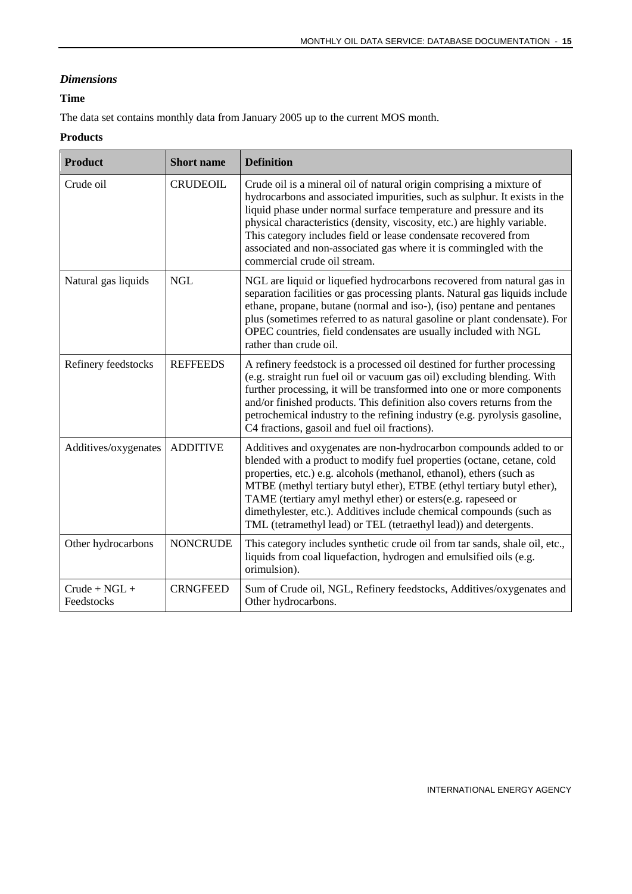### *Dimensions*

**Time**

The data set contains monthly data from January 2005 up to the current MOS month.

**Products**

| Product | Short name | Definition |
|---|---|---|
| Crude oil | CRUDEOIL | Crude oil is a mineral oil of natural origin comprising a mixture of hydrocarbons and associated impurities, such as sulphur. It exists in the liquid phase under normal surface temperature and pressure and its physical characteristics (density, viscosity, etc.) are highly variable. This category includes field or lease condensate recovered from associated and non-associated gas where it is commingled with the commercial crude oil stream. |
| Natural gas liquids | NGL | NGL are liquid or liquefied hydrocarbons recovered from natural gas in separation facilities or gas processing plants. Natural gas liquids include ethane, propane, butane (normal and iso-), (iso) pentane and pentanes plus (sometimes referred to as natural gasoline or plant condensate). For OPEC countries, field condensates are usually included with NGL rather than crude oil. |
| Refinery feedstocks | REFFEEDS | A refinery feedstock is a processed oil destined for further processing (e.g. straight run fuel oil or vacuum gas oil) excluding blending. With further processing, it will be transformed into one or more components and/or finished products. This definition also covers returns from the petrochemical industry to the refining industry (e.g. pyrolysis gasoline, C4 fractions, gasoil and fuel oil fractions). |
| Additives/oxygenates | ADDITIVE | Additives and oxygenates are non-hydrocarbon compounds added to or blended with a product to modify fuel properties (octane, cetane, cold properties, etc.) e.g. alcohols (methanol, ethanol), ethers (such as MTBE (methyl tertiary butyl ether), ETBE (ethyl tertiary butyl ether), TAME (tertiary amyl methyl ether) or esters(e.g. rapeseed or dimethylester, etc.). Additives include chemical compounds (such as TML (tetramethyl lead) or TEL (tetraethyl lead)) and detergents. |
| Other hydrocarbons | NONCRUDE | This category includes synthetic crude oil from tar sands, shale oil, etc., liquids from coal liquefaction, hydrogen and emulsified oils (e.g. orimulsion). |
| Crude + NGL + Feedstocks | CRNGFEED | Sum of Crude oil, NGL, Refinery feedstocks, Additives/oxygenates and Other hydrocarbons. |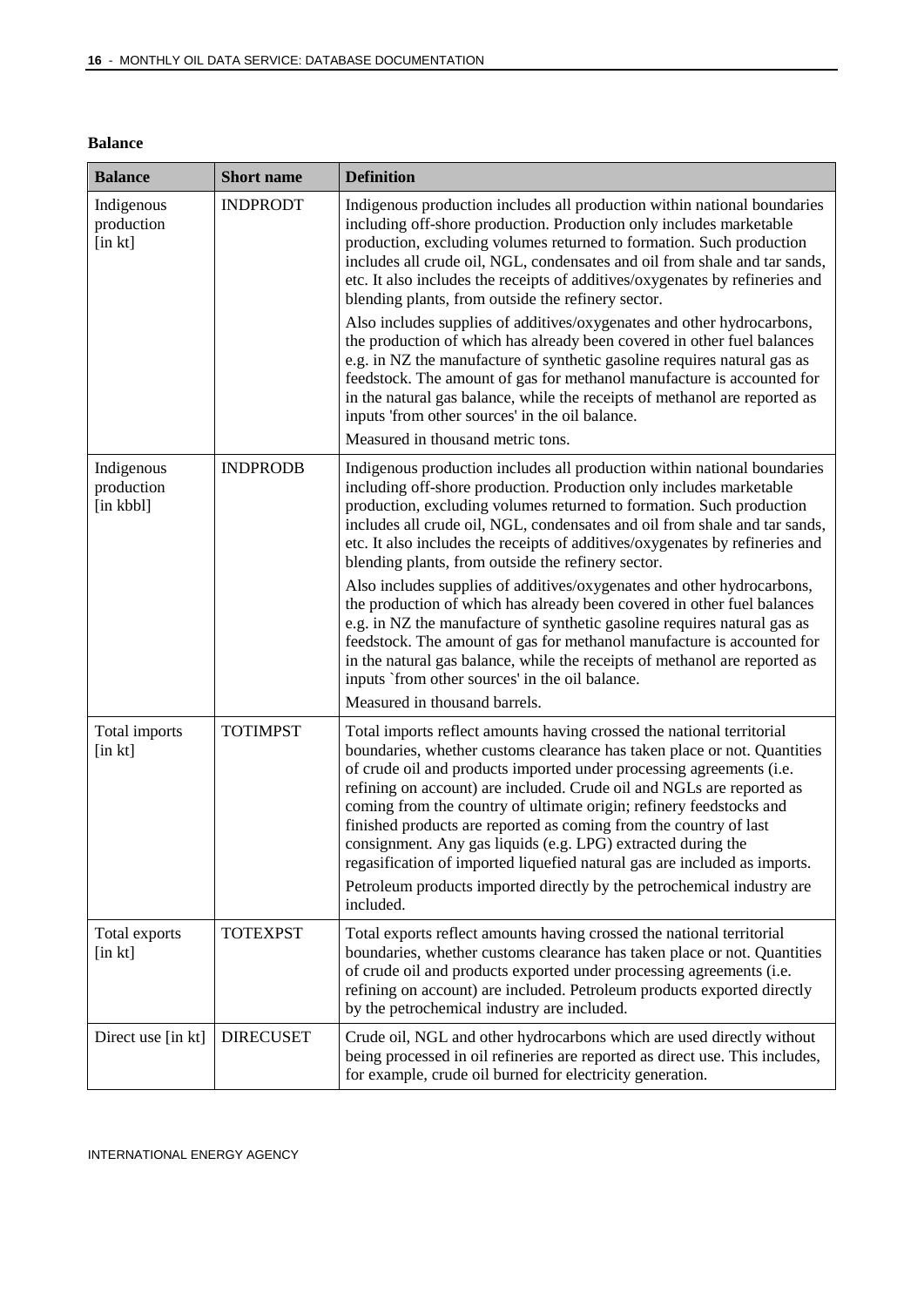**Balance**

| Balance | Short name | Definition |
|---|---|---|
| Indigenous production [in kt] | INDPRODT | Indigenous production includes all production within national boundaries including off-shore production. Production only includes marketable production, excluding volumes returned to formation. Such production includes all crude oil, NGL, condensates and oil from shale and tar sands, etc. It also includes the receipts of additives/oxygenates by refineries and blending plants, from outside the refinery sector.<br>Also includes supplies of additives/oxygenates and other hydrocarbons, the production of which has already been covered in other fuel balances e.g. in NZ the manufacture of synthetic gasoline requires natural gas as feedstock. The amount of gas for methanol manufacture is accounted for in the natural gas balance, while the receipts of methanol are reported as inputs 'from other sources' in the oil balance.<br>Measured in thousand metric tons. |
| Indigenous production [in kbbl] | INDPRODB | Indigenous production includes all production within national boundaries including off-shore production. Production only includes marketable production, excluding volumes returned to formation. Such production includes all crude oil, NGL, condensates and oil from shale and tar sands, etc. It also includes the receipts of additives/oxygenates by refineries and blending plants, from outside the refinery sector.<br>Also includes supplies of additives/oxygenates and other hydrocarbons, the production of which has already been covered in other fuel balances e.g. in NZ the manufacture of synthetic gasoline requires natural gas as feedstock. The amount of gas for methanol manufacture is accounted for in the natural gas balance, while the receipts of methanol are reported as inputs `from other sources' in the oil balance.<br>Measured in thousand barrels. |
| Total imports [in kt] | TOTIMPST | Total imports reflect amounts having crossed the national territorial boundaries, whether customs clearance has taken place or not. Quantities of crude oil and products imported under processing agreements (i.e. refining on account) are included. Crude oil and NGLs are reported as coming from the country of ultimate origin; refinery feedstocks and finished products are reported as coming from the country of last consignment. Any gas liquids (e.g. LPG) extracted during the regasification of imported liquefied natural gas are included as imports.<br>Petroleum products imported directly by the petrochemical industry are included. |
| Total exports [in kt] | TOTEXPST | Total exports reflect amounts having crossed the national territorial boundaries, whether customs clearance has taken place or not. Quantities of crude oil and products exported under processing agreements (i.e. refining on account) are included. Petroleum products exported directly by the petrochemical industry are included. |
| Direct use [in kt] | DIRECUSET | Crude oil, NGL and other hydrocarbons which are used directly without being processed in oil refineries are reported as direct use. This includes, for example, crude oil burned for electricity generation. |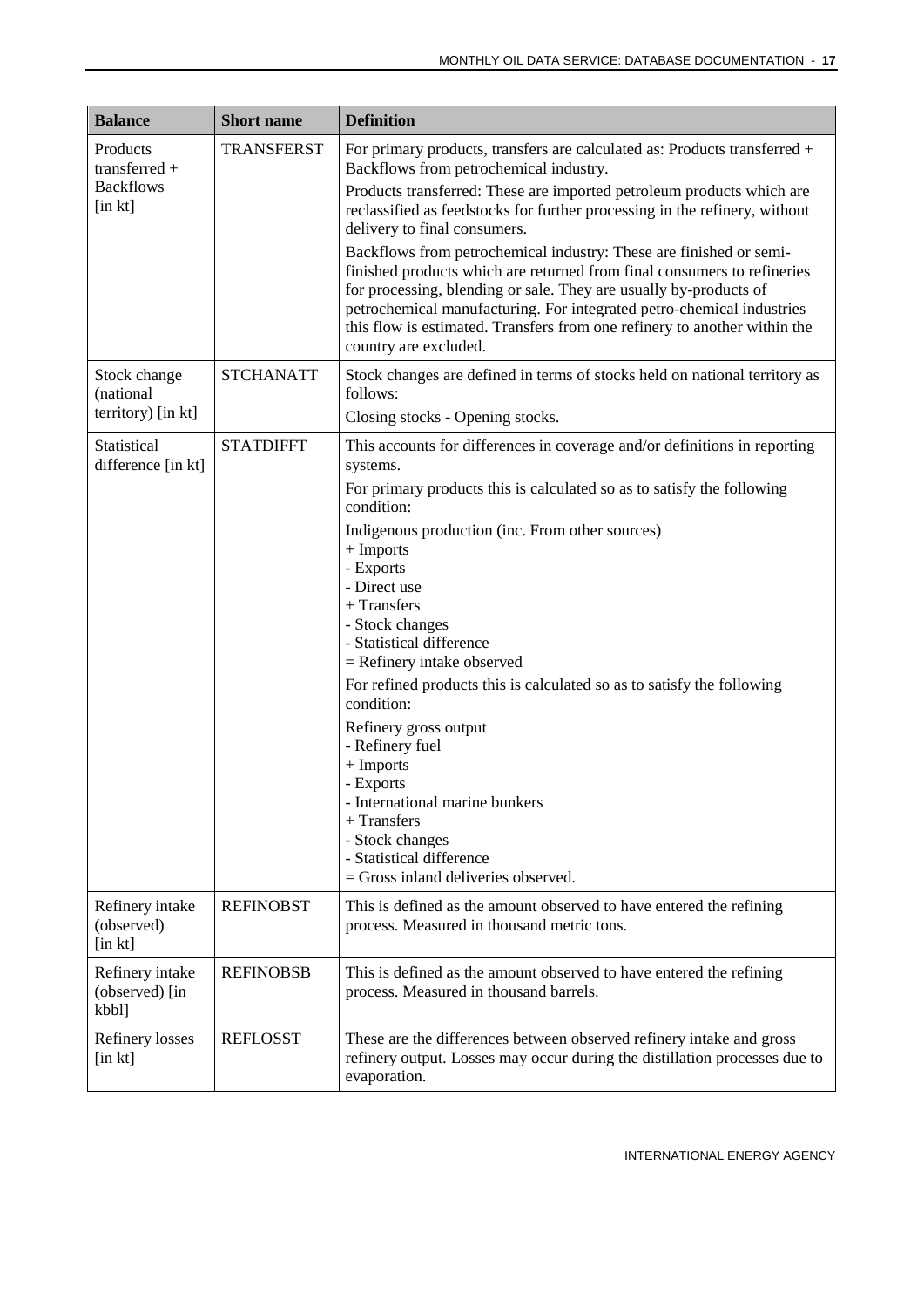| Balance | Short name | Definition |
|---|---|---|
| Products transferred + Backflows [in kt] | TRANSFERST | For primary products, transfers are calculated as: Products transferred + Backflows from petrochemical industry.<br><br>Products transferred: These are imported petroleum products which are reclassified as feedstocks for further processing in the refinery, without delivery to final consumers.<br><br>Backflows from petrochemical industry: These are finished or semi-finished products which are returned from final consumers to refineries for processing, blending or sale. They are usually by-products of petrochemical manufacturing. For integrated petro-chemical industries this flow is estimated. Transfers from one refinery to another within the country are excluded. |
| Stock change (national territory) [in kt] | STCHANATT | Stock changes are defined in terms of stocks held on national territory as follows:<br><br>Closing stocks - Opening stocks. |
| Statistical difference [in kt] | STATDIFFT | This accounts for differences in coverage and/or definitions in reporting systems.<br><br>For primary products this is calculated so as to satisfy the following condition:<br><br>Indigenous production (inc. From other sources)<br>+ Imports<br>- Exports<br>- Direct use<br>+ Transfers<br>- Stock changes<br>- Statistical difference<br>= Refinery intake observed<br><br>For refined products this is calculated so as to satisfy the following condition:<br><br>Refinery gross output<br>- Refinery fuel<br>+ Imports<br>- Exports<br>- International marine bunkers<br>+ Transfers<br>- Stock changes<br>- Statistical difference<br>= Gross inland deliveries observed. |
| Refinery intake (observed) [in kt] | REFINOBST | This is defined as the amount observed to have entered the refining process. Measured in thousand metric tons. |
| Refinery intake (observed) [in kbbl] | REFINOBSB | This is defined as the amount observed to have entered the refining process. Measured in thousand barrels. |
| Refinery losses [in kt] | REFLOSST | These are the differences between observed refinery intake and gross refinery output. Losses may occur during the distillation processes due to evaporation. |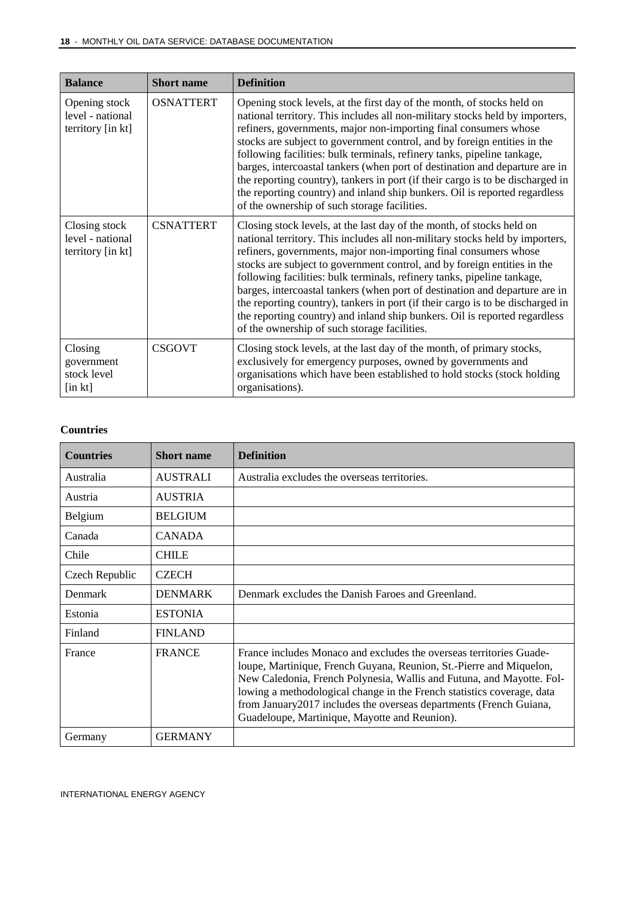| Balance | Short name | Definition |
|---|---|---|
| Opening stock level - national territory [in kt] | OSNATTERT | Opening stock levels, at the first day of the month, of stocks held on national territory. This includes all non-military stocks held by importers, refiners, governments, major non-importing final consumers whose stocks are subject to government control, and by foreign entities in the following facilities: bulk terminals, refinery tanks, pipeline tankage, barges, intercoastal tankers (when port of destination and departure are in the reporting country), tankers in port (if their cargo is to be discharged in the reporting country) and inland ship bunkers. Oil is reported regardless of the ownership of such storage facilities. |
| Closing stock level - national territory [in kt] | CSNATTERT | Closing stock levels, at the last day of the month, of stocks held on national territory. This includes all non-military stocks held by importers, refiners, governments, major non-importing final consumers whose stocks are subject to government control, and by foreign entities in the following facilities: bulk terminals, refinery tanks, pipeline tankage, barges, intercoastal tankers (when port of destination and departure are in the reporting country), tankers in port (if their cargo is to be discharged in the reporting country) and inland ship bunkers. Oil is reported regardless of the ownership of such storage facilities. |
| Closing government stock level [in kt] | CSGOVT | Closing stock levels, at the last day of the month, of primary stocks, exclusively for emergency purposes, owned by governments and organisations which have been established to hold stocks (stock holding organisations). |

**Countries**

| Countries | Short name | Definition |
|---|---|---|
| Australia | AUSTRALI | Australia excludes the overseas territories. |
| Austria | AUSTRIA | |
| Belgium | BELGIUM | |
| Canada | CANADA | |
| Chile | CHILE | |
| Czech Republic | CZECH | |
| Denmark | DENMARK | Denmark excludes the Danish Faroes and Greenland. |
| Estonia | ESTONIA | |
| Finland | FINLAND | |
| France | FRANCE | France includes Monaco and excludes the overseas territories Guadeloupe, Martinique, French Guyana, Reunion, St.-Pierre and Miquelon, New Caledonia, French Polynesia, Wallis and Futuna, and Mayotte. Following a methodological change in the French statistics coverage, data from January2017 includes the overseas departments (French Guiana, Guadeloupe, Martinique, Mayotte and Reunion). |
| Germany | GERMANY | |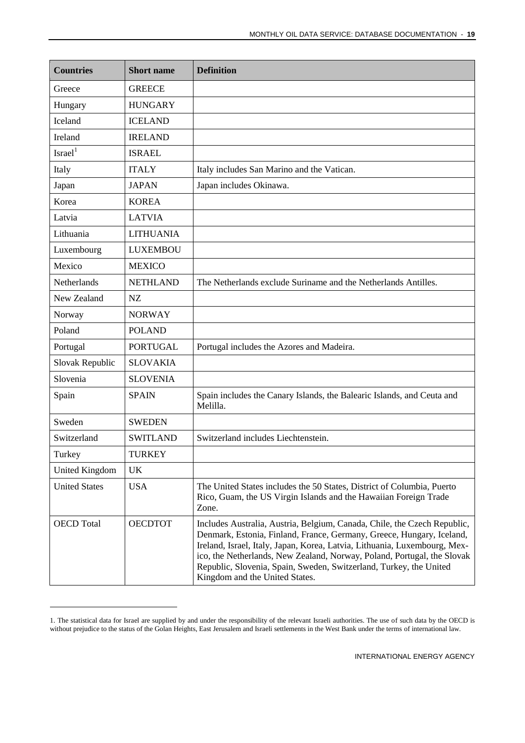| Countries | Short name | Definition |
| --- | --- | --- |
| Greece | GREECE | |
| Hungary | HUNGARY | |
| Iceland | ICELAND | |
| Ireland | IRELAND | |
| Israel[1] | ISRAEL | |
| Italy | ITALY | Italy includes San Marino and the Vatican. |
| Japan | JAPAN | Japan includes Okinawa. |
| Korea | KOREA | |
| Latvia | LATVIA | |
| Lithuania | LITHUANIA | |
| Luxembourg | LUXEMBOU | |
| Mexico | MEXICO | |
| Netherlands | NETHLAND | The Netherlands exclude Suriname and the Netherlands Antilles. |
| New Zealand | NZ | |
| Norway | NORWAY | |
| Poland | POLAND | |
| Portugal | PORTUGAL | Portugal includes the Azores and Madeira. |
| Slovak Republic | SLOVAKIA | |
| Slovenia | SLOVENIA | |
| Spain | SPAIN | Spain includes the Canary Islands, the Balearic Islands, and Ceuta and Melilla. |
| Sweden | SWEDEN | |
| Switzerland | SWITLAND | Switzerland includes Liechtenstein. |
| Turkey | TURKEY | |
| United Kingdom | UK | |
| United States | USA | The United States includes the 50 States, District of Columbia, Puerto Rico, Guam, the US Virgin Islands and the Hawaiian Foreign Trade Zone. |
| OECD Total | OECDTOT | Includes Australia, Austria, Belgium, Canada, Chile, the Czech Republic, Denmark, Estonia, Finland, France, Germany, Greece, Hungary, Iceland, Ireland, Israel, Italy, Japan, Korea, Latvia, Lithuania, Luxembourg, Mexico, the Netherlands, New Zealand, Norway, Poland, Portugal, the Slovak Republic, Slovenia, Spain, Sweden, Switzerland, Turkey, the United Kingdom and the United States. |

1. The statistical data for Israel are supplied by and under the responsibility of the relevant Israeli authorities. The use of such data by the OECD is without prejudice to the status of the Golan Heights, East Jerusalem and Israeli settlements in the West Bank under the terms of international law.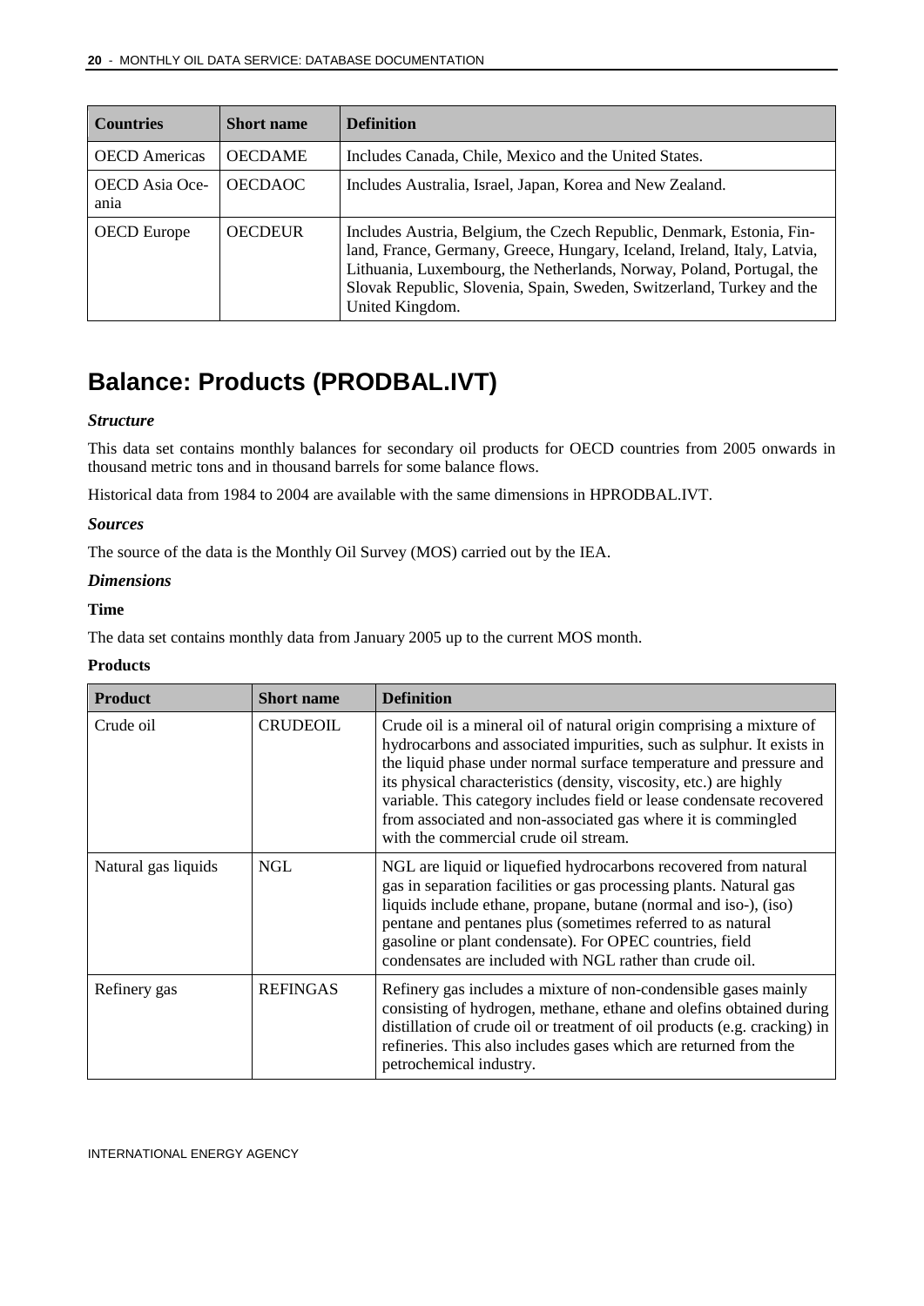| Countries | Short name | Definition |
| --- | --- | --- |
| OECD Americas | OECDAME | Includes Canada, Chile, Mexico and the United States. |
| OECD Asia Oceania | OECDAOC | Includes Australia, Israel, Japan, Korea and New Zealand. |
| OECD Europe | OECDEUR | Includes Austria, Belgium, the Czech Republic, Denmark, Estonia, Finland, France, Germany, Greece, Hungary, Iceland, Ireland, Italy, Latvia, Lithuania, Luxembourg, the Netherlands, Norway, Poland, Portugal, the Slovak Republic, Slovenia, Spain, Sweden, Switzerland, Turkey and the United Kingdom. |

# Balance: Products (PRODBAL.IVT)

### *Structure*

This data set contains monthly balances for secondary oil products for OECD countries from 2005 onwards in thousand metric tons and in thousand barrels for some balance flows.

Historical data from 1984 to 2004 are available with the same dimensions in HPRODBAL.IVT.

### *Sources*

The source of the data is the Monthly Oil Survey (MOS) carried out by the IEA.

### *Dimensions*

#### Time

The data set contains monthly data from January 2005 up to the current MOS month.

#### Products

| Product | Short name | Definition |
| --- | --- | --- |
| Crude oil | CRUDEOIL | Crude oil is a mineral oil of natural origin comprising a mixture of hydrocarbons and associated impurities, such as sulphur. It exists in the liquid phase under normal surface temperature and pressure and its physical characteristics (density, viscosity, etc.) are highly variable. This category includes field or lease condensate recovered from associated and non-associated gas where it is commingled with the commercial crude oil stream. |
| Natural gas liquids | NGL | NGL are liquid or liquefied hydrocarbons recovered from natural gas in separation facilities or gas processing plants. Natural gas liquids include ethane, propane, butane (normal and iso-), (iso) pentane and pentanes plus (sometimes referred to as natural gasoline or plant condensate). For OPEC countries, field condensates are included with NGL rather than crude oil. |
| Refinery gas | REFINGAS | Refinery gas includes a mixture of non-condensible gases mainly consisting of hydrogen, methane, ethane and olefins obtained during distillation of crude oil or treatment of oil products (e.g. cracking) in refineries. This also includes gases which are returned from the petrochemical industry. |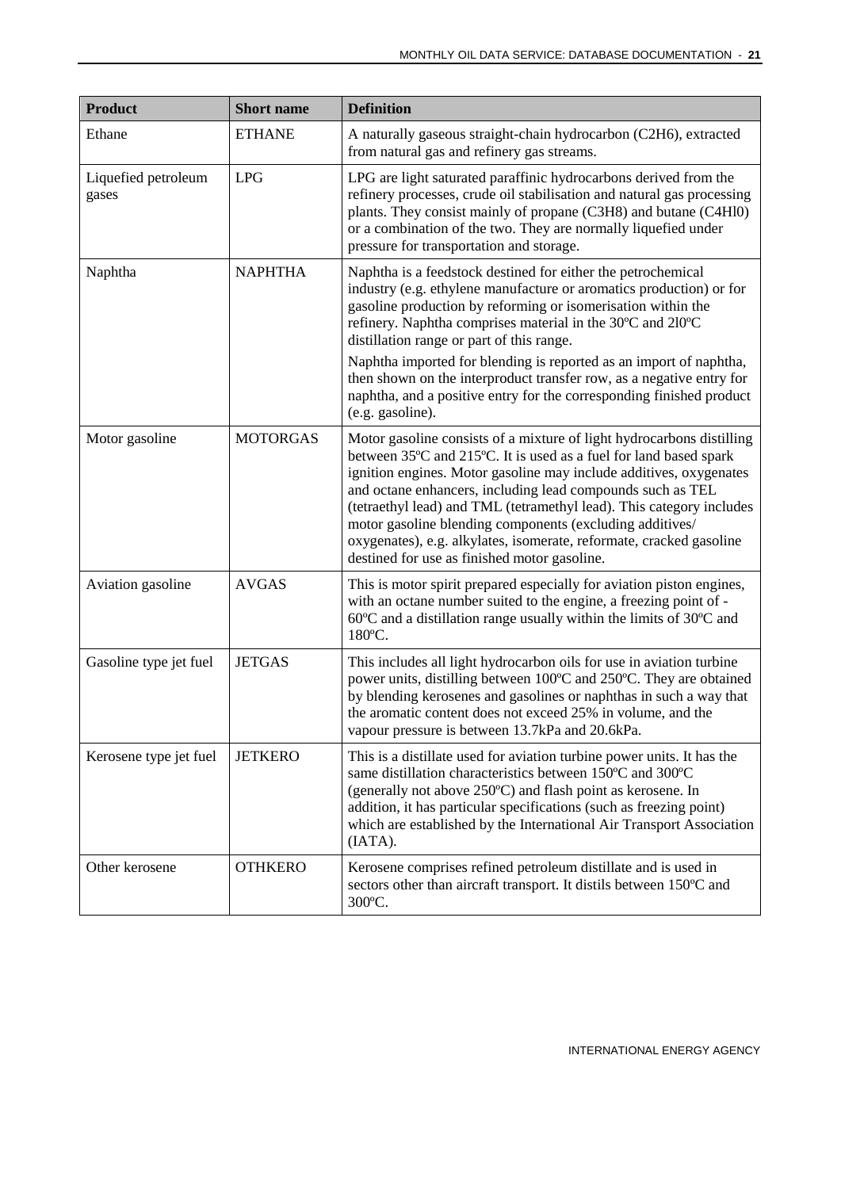| Product | Short name | Definition |
|---|---|---|
| Ethane | ETHANE | A naturally gaseous straight-chain hydrocarbon ($C_2H_6$), extracted from natural gas and refinery gas streams. |
| Liquefied petroleum gases | LPG | LPG are light saturated paraffinic hydrocarbons derived from the refinery processes, crude oil stabilisation and natural gas processing plants. They consist mainly of propane ($C_3H_8$) and butane ($C_4H_{10}$) or a combination of the two. They are normally liquefied under pressure for transportation and storage. |
| Naphtha | NAPHTHA | Naphtha is a feedstock destined for either the petrochemical industry (e.g. ethylene manufacture or aromatics production) or for gasoline production by reforming or isomerisation within the refinery. Naphtha comprises material in the 30ºC and 210ºC distillation range or part of this range. Naphtha imported for blending is reported as an import of naphtha, then shown on the interproduct transfer row, as a negative entry for naphtha, and a positive entry for the corresponding finished product (e.g. gasoline). |
| Motor gasoline | MOTORGAS | Motor gasoline consists of a mixture of light hydrocarbons distilling between 35ºC and 215ºC. It is used as a fuel for land based spark ignition engines. Motor gasoline may include additives, oxygenates and octane enhancers, including lead compounds such as TEL (tetraethyl lead) and TML (tetramethyl lead). This category includes motor gasoline blending components (excluding additives/ oxygenates), e.g. alkylates, isomerate, reformate, cracked gasoline destined for use as finished motor gasoline. |
| Aviation gasoline | AVGAS | This is motor spirit prepared especially for aviation piston engines, with an octane number suited to the engine, a freezing point of -60ºC and a distillation range usually within the limits of 30ºC and 180ºC. |
| Gasoline type jet fuel | JETGAS | This includes all light hydrocarbon oils for use in aviation turbine power units, distilling between 100ºC and 250ºC. They are obtained by blending kerosenes and gasolines or naphthas in such a way that the aromatic content does not exceed 25% in volume, and the vapour pressure is between 13.7kPa and 20.6kPa. |
| Kerosene type jet fuel | JETKERO | This is a distillate used for aviation turbine power units. It has the same distillation characteristics between 150ºC and 300ºC (generally not above 250ºC) and flash point as kerosene. In addition, it has particular specifications (such as freezing point) which are established by the International Air Transport Association (IATA). |
| Other kerosene | OTHKERO | Kerosene comprises refined petroleum distillate and is used in sectors other than aircraft transport. It distils between 150ºC and 300ºC. |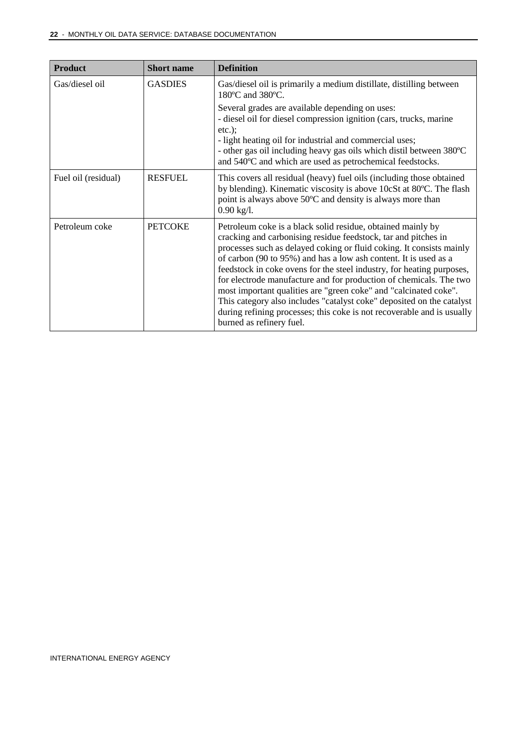| Product | Short name | Definition |
|---|---|---|
| Gas/diesel oil | GASDIES | Gas/diesel oil is primarily a medium distillate, distilling between 180ºC and 380ºC.<br>Several grades are available depending on uses:<br>- diesel oil for diesel compression ignition (cars, trucks, marine etc.);<br>- light heating oil for industrial and commercial uses;<br>- other gas oil including heavy gas oils which distil between 380ºC and 540ºC and which are used as petrochemical feedstocks. |
| Fuel oil (residual) | RESFUEL | This covers all residual (heavy) fuel oils (including those obtained by blending). Kinematic viscosity is above 10cSt at 80ºC. The flash point is always above 50ºC and density is always more than 0.90 kg/l. |
| Petroleum coke | PETCOKE | Petroleum coke is a black solid residue, obtained mainly by cracking and carbonising residue feedstock, tar and pitches in processes such as delayed coking or fluid coking. It consists mainly of carbon (90 to 95%) and has a low ash content. It is used as a feedstock in coke ovens for the steel industry, for heating purposes, for electrode manufacture and for production of chemicals. The two most important qualities are "green coke" and "calcinated coke". This category also includes "catalyst coke" deposited on the catalyst during refining processes; this coke is not recoverable and is usually burned as refinery fuel. |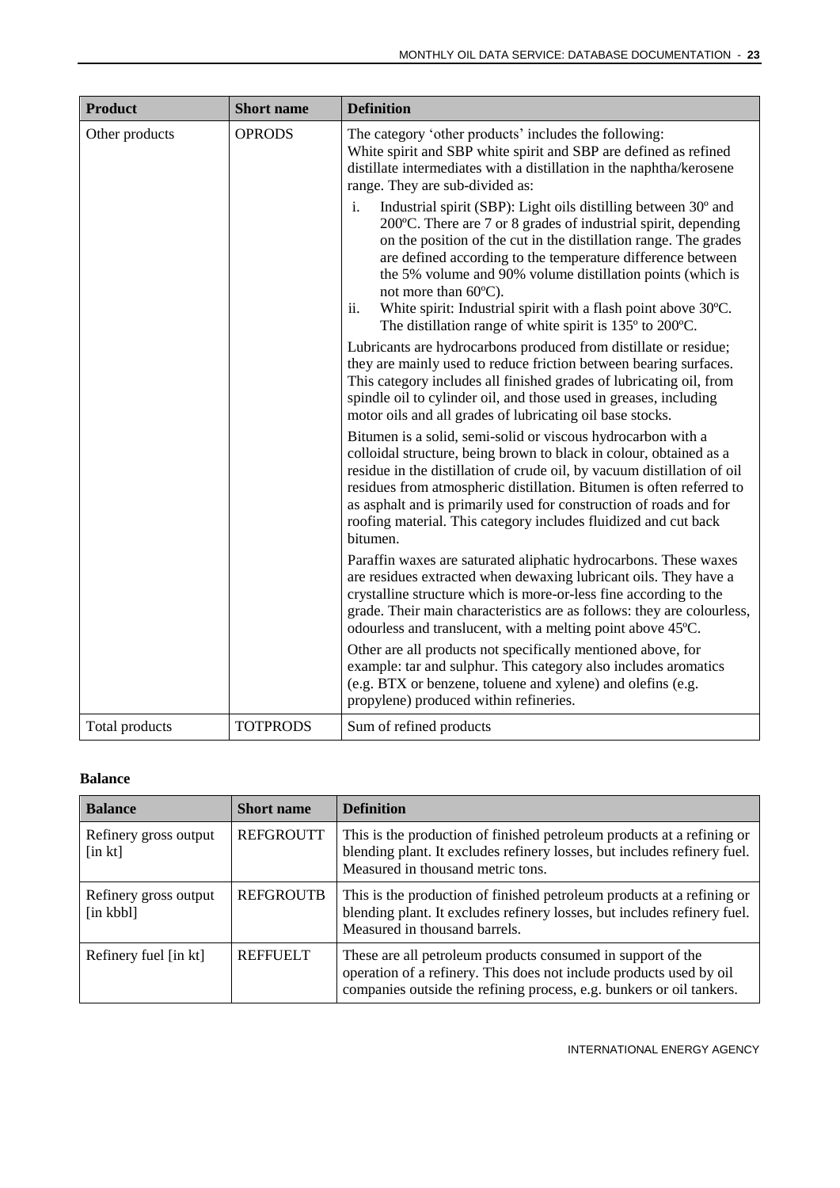| Product | Short name | Definition |
| --- | --- | --- |
| Other products | OPRODS | The category 'other products' includes the following:<br>White spirit and SBP white spirit and SBP are defined as refined distillate intermediates with a distillation in the naphtha/kerosene range. They are sub-divided as:<br>i. Industrial spirit (SBP): Light oils distilling between 30º and 200ºC. There are 7 or 8 grades of industrial spirit, depending on the position of the cut in the distillation range. The grades are defined according to the temperature difference between the 5% volume and 90% volume distillation points (which is not more than 60ºC).<br>ii. White spirit: Industrial spirit with a flash point above 30ºC. The distillation range of white spirit is 135º to 200ºC.<br>Lubricants are hydrocarbons produced from distillate or residue; they are mainly used to reduce friction between bearing surfaces. This category includes all finished grades of lubricating oil, from spindle oil to cylinder oil, and those used in greases, including motor oils and all grades of lubricating oil base stocks.<br>Bitumen is a solid, semi-solid or viscous hydrocarbon with a colloidal structure, being brown to black in colour, obtained as a residue in the distillation of crude oil, by vacuum distillation of oil residues from atmospheric distillation. Bitumen is often referred to as asphalt and is primarily used for construction of roads and for roofing material. This category includes fluidized and cut back bitumen.<br>Paraffin waxes are saturated aliphatic hydrocarbons. These waxes are residues extracted when dewaxing lubricant oils. They have a crystalline structure which is more-or-less fine according to the grade. Their main characteristics are as follows: they are colourless, odourless and translucent, with a melting point above 45ºC.<br>Other are all products not specifically mentioned above, for example: tar and sulphur. This category also includes aromatics (e.g. BTX or benzene, toluene and xylene) and olefins (e.g. propylene) produced within refineries. |
| Total products | TOTPRODS | Sum of refined products |

**Balance**

| Balance | Short name | Definition |
| --- | --- | --- |
| Refinery gross output [in kt] | REFGROUTT | This is the production of finished petroleum products at a refining or blending plant. It excludes refinery losses, but includes refinery fuel. Measured in thousand metric tons. |
| Refinery gross output [in kbbl] | REFGROUTB | This is the production of finished petroleum products at a refining or blending plant. It excludes refinery losses, but includes refinery fuel. Measured in thousand barrels. |
| Refinery fuel [in kt] | REFFUELT | These are all petroleum products consumed in support of the operation of a refinery. This does not include products used by oil companies outside the refining process, e.g. bunkers or oil tankers. |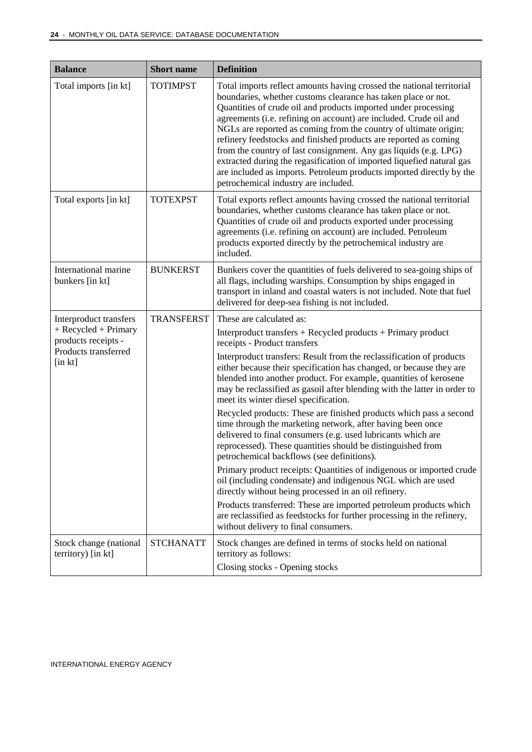| Balance | Short name | Definition |
|---|---|---|
| Total imports [in kt] | TOTIMPST | Total imports reflect amounts having crossed the national territorial boundaries, whether customs clearance has taken place or not. Quantities of crude oil and products imported under processing agreements (i.e. refining on account) are included. Crude oil and NGLs are reported as coming from the country of ultimate origin; refinery feedstocks and finished products are reported as coming from the country of last consignment. Any gas liquids (e.g. LPG) extracted during the regasification of imported liquefied natural gas are included as imports. Petroleum products imported directly by the petrochemical industry are included. |
| Total exports [in kt] | TOTEXPST | Total exports reflect amounts having crossed the national territorial boundaries, whether customs clearance has taken place or not. Quantities of crude oil and products exported under processing agreements (i.e. refining on account) are included. Petroleum products exported directly by the petrochemical industry are included. |
| International marine bunkers [in kt] | BUNKERST | Bunkers cover the quantities of fuels delivered to sea-going ships of all flags, including warships. Consumption by ships engaged in transport in inland and coastal waters is not included. Note that fuel delivered for deep-sea fishing is not included. |
| Interproduct transfers + Recycled + Primary products receipts - Products transferred [in kt] | TRANSFERST | These are calculated as:<br>Interproduct transfers + Recycled products + Primary product receipts - Product transfers<br>Interproduct transfers: Result from the reclassification of products either because their specification has changed, or because they are blended into another product. For example, quantities of kerosene may be reclassified as gasoil after blending with the latter in order to meet its winter diesel specification.<br>Recycled products: These are finished products which pass a second time through the marketing network, after having been once delivered to final consumers (e.g. used lubricants which are reprocessed). These quantities should be distinguished from petrochemical backflows (see definitions).<br>Primary product receipts: Quantities of indigenous or imported crude oil (including condensate) and indigenous NGL which are used directly without being processed in an oil refinery.<br>Products transferred: These are imported petroleum products which are reclassified as feedstocks for further processing in the refinery, without delivery to final consumers. |
| Stock change (national territory) [in kt] | STCHANATT | Stock changes are defined in terms of stocks held on national territory as follows:<br>Closing stocks - Opening stocks |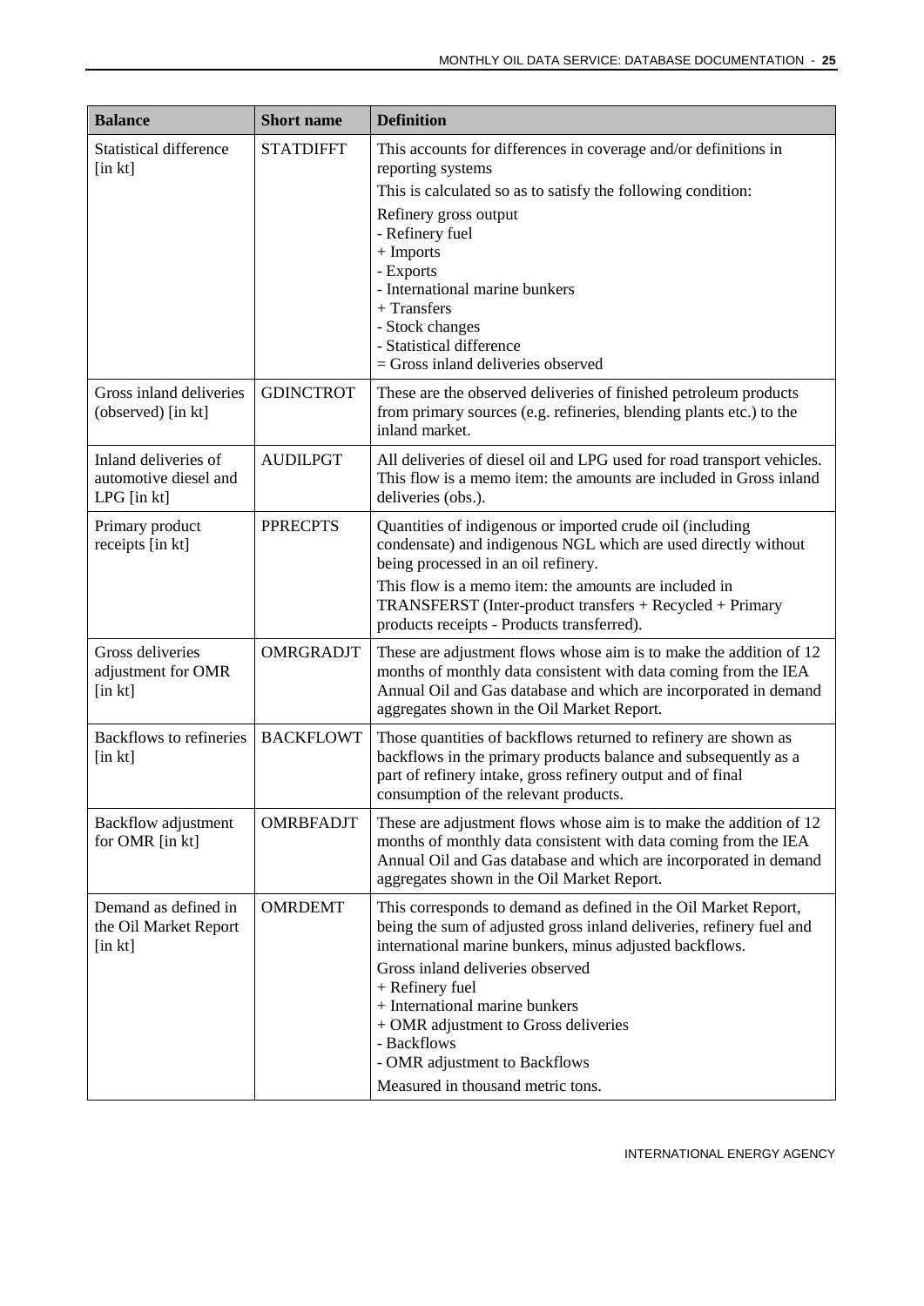| Balance | Short name | Definition |
| --- | --- | --- |
| Statistical difference [in kt] | STATDIFFT | This accounts for differences in coverage and/or definitions in reporting systems<br>This is calculated so as to satisfy the following condition:<br>Refinery gross output<br>- Refinery fuel<br>+ Imports<br>- Exports<br>- International marine bunkers<br>+ Transfers<br>- Stock changes<br>- Statistical difference<br>= Gross inland deliveries observed |
| Gross inland deliveries (observed) [in kt] | GDINCTROT | These are the observed deliveries of finished petroleum products from primary sources (e.g. refineries, blending plants etc.) to the inland market. |
| Inland deliveries of automotive diesel and LPG [in kt] | AUDILPGT | All deliveries of diesel oil and LPG used for road transport vehicles. This flow is a memo item: the amounts are included in Gross inland deliveries (obs.). |
| Primary product receipts [in kt] | PPRECPTS | Quantities of indigenous or imported crude oil (including condensate) and indigenous NGL which are used directly without being processed in an oil refinery.<br>This flow is a memo item: the amounts are included in TRANSFERST (Inter-product transfers + Recycled + Primary products receipts - Products transferred). |
| Gross deliveries adjustment for OMR [in kt] | OMRGRADJT | These are adjustment flows whose aim is to make the addition of 12 months of monthly data consistent with data coming from the IEA Annual Oil and Gas database and which are incorporated in demand aggregates shown in the Oil Market Report. |
| Backflows to refineries [in kt] | BACKFLOWT | Those quantities of backflows returned to refinery are shown as backflows in the primary products balance and subsequently as a part of refinery intake, gross refinery output and of final consumption of the relevant products. |
| Backflow adjustment for OMR [in kt] | OMRBFADJT | These are adjustment flows whose aim is to make the addition of 12 months of monthly data consistent with data coming from the IEA Annual Oil and Gas database and which are incorporated in demand aggregates shown in the Oil Market Report. |
| Demand as defined in the Oil Market Report [in kt] | OMRDEMT | This corresponds to demand as defined in the Oil Market Report, being the sum of adjusted gross inland deliveries, refinery fuel and international marine bunkers, minus adjusted backflows.<br>Gross inland deliveries observed<br>+ Refinery fuel<br>+ International marine bunkers<br>+ OMR adjustment to Gross deliveries<br>- Backflows<br>- OMR adjustment to Backflows<br>Measured in thousand metric tons. |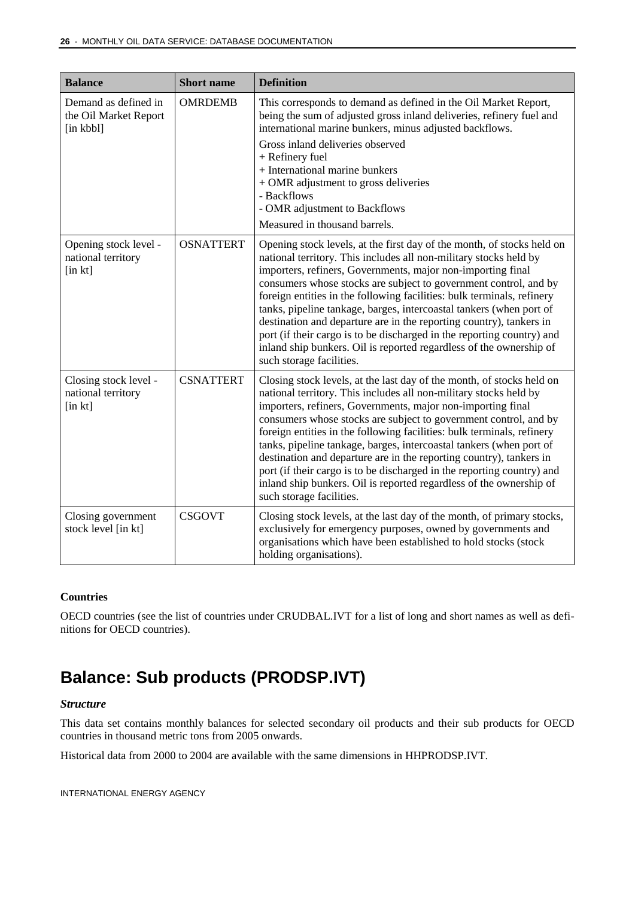| Balance | Short name | Definition |
|---|---|---|
| Demand as defined in the Oil Market Report [in kbbl] | OMRDEMB | This corresponds to demand as defined in the Oil Market Report, being the sum of adjusted gross inland deliveries, refinery fuel and international marine bunkers, minus adjusted backflows.<br>Gross inland deliveries observed<br>+ Refinery fuel<br>+ International marine bunkers<br>+ OMR adjustment to gross deliveries<br>- Backflows<br>- OMR adjustment to Backflows<br>Measured in thousand barrels. |
| Opening stock level - national territory [in kt] | OSNATTERT | Opening stock levels, at the first day of the month, of stocks held on national territory. This includes all non-military stocks held by importers, refiners, Governments, major non-importing final consumers whose stocks are subject to government control, and by foreign entities in the following facilities: bulk terminals, refinery tanks, pipeline tankage, barges, intercoastal tankers (when port of destination and departure are in the reporting country), tankers in port (if their cargo is to be discharged in the reporting country) and inland ship bunkers. Oil is reported regardless of the ownership of such storage facilities. |
| Closing stock level - national territory [in kt] | CSNATTERT | Closing stock levels, at the last day of the month, of stocks held on national territory. This includes all non-military stocks held by importers, refiners, Governments, major non-importing final consumers whose stocks are subject to government control, and by foreign entities in the following facilities: bulk terminals, refinery tanks, pipeline tankage, barges, intercoastal tankers (when port of destination and departure are in the reporting country), tankers in port (if their cargo is to be discharged in the reporting country) and inland ship bunkers. Oil is reported regardless of the ownership of such storage facilities. |
| Closing government stock level [in kt] | CSGOVT | Closing stock levels, at the last day of the month, of primary stocks, exclusively for emergency purposes, owned by governments and organisations which have been established to hold stocks (stock holding organisations). |

**Countries**

OECD countries (see the list of countries under CRUDBAL.IVT for a list of long and short names as well as definitions for OECD countries).

# Balance: Sub products (PRODSP.IVT)

***Structure***

This data set contains monthly balances for selected secondary oil products and their sub products for OECD countries in thousand metric tons from 2005 onwards.

Historical data from 2000 to 2004 are available with the same dimensions in HHPRODSP.IVT.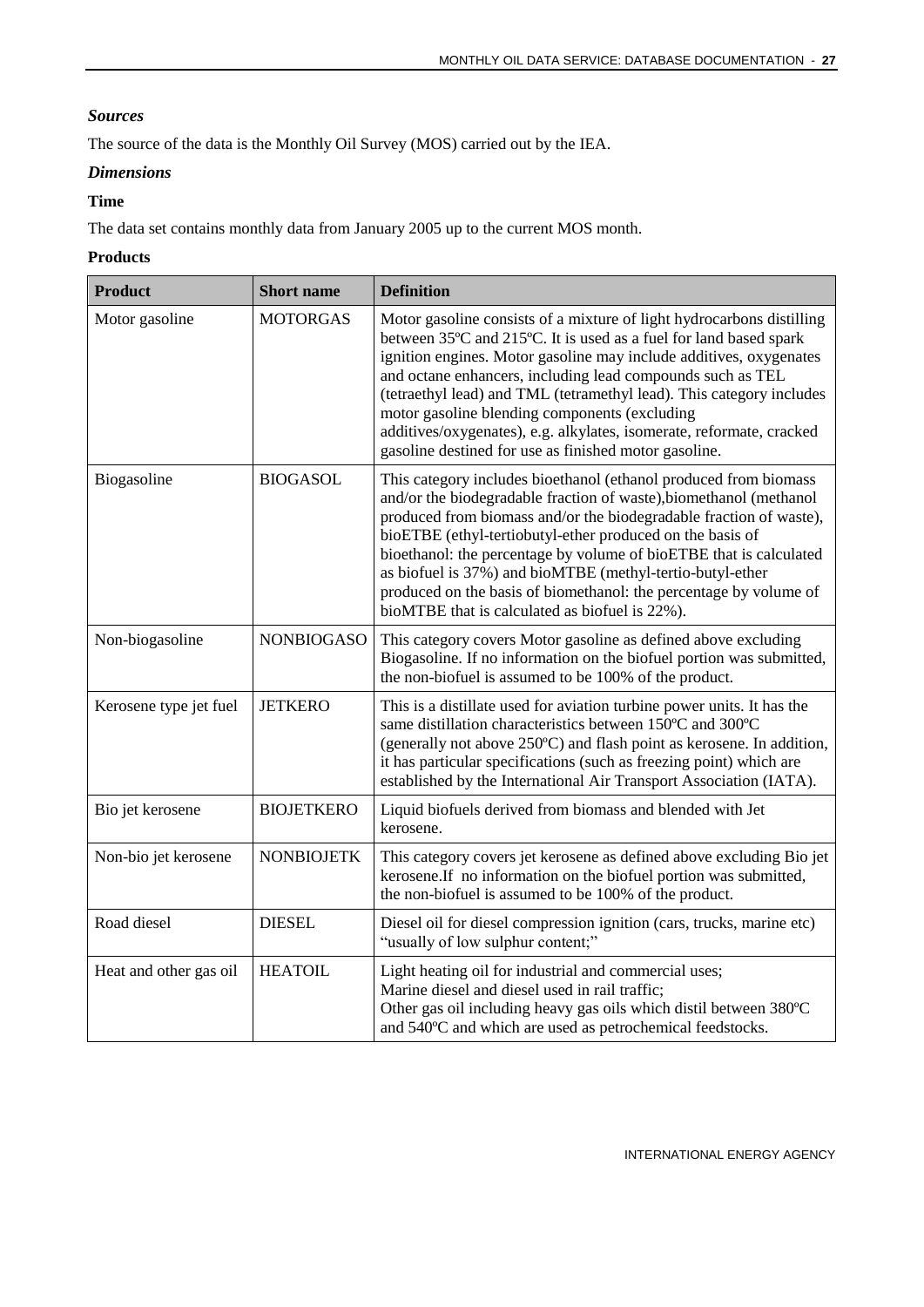### *Sources*

The source of the data is the Monthly Oil Survey (MOS) carried out by the IEA.

### *Dimensions*

**Time**

The data set contains monthly data from January 2005 up to the current MOS month.

**Products**

| Product | Short name | Definition |
|---|---|---|
| Motor gasoline | MOTORGAS | Motor gasoline consists of a mixture of light hydrocarbons distilling between 35ºC and 215ºC. It is used as a fuel for land based spark ignition engines. Motor gasoline may include additives, oxygenates and octane enhancers, including lead compounds such as TEL (tetraethyl lead) and TML (tetramethyl lead). This category includes motor gasoline blending components (excluding additives/oxygenates), e.g. alkylates, isomerate, reformate, cracked gasoline destined for use as finished motor gasoline. |
| Biogasoline | BIOGASOL | This category includes bioethanol (ethanol produced from biomass and/or the biodegradable fraction of waste),biomethanol (methanol produced from biomass and/or the biodegradable fraction of waste), bioETBE (ethyl-tertiobutyl-ether produced on the basis of bioethanol: the percentage by volume of bioETBE that is calculated as biofuel is 37%) and bioMTBE (methyl-tertio-butyl-ether produced on the basis of biomethanol: the percentage by volume of bioMTBE that is calculated as biofuel is 22%). |
| Non-biogasoline | NONBIOGASO | This category covers Motor gasoline as defined above excluding Biogasoline. If no information on the biofuel portion was submitted, the non-biofuel is assumed to be 100% of the product. |
| Kerosene type jet fuel | JETKERO | This is a distillate used for aviation turbine power units. It has the same distillation characteristics between 150ºC and 300ºC (generally not above 250ºC) and flash point as kerosene. In addition, it has particular specifications (such as freezing point) which are established by the International Air Transport Association (IATA). |
| Bio jet kerosene | BIOJETKERO | Liquid biofuels derived from biomass and blended with Jet kerosene. |
| Non-bio jet kerosene | NONBIOJETK | This category covers jet kerosene as defined above excluding Bio jet kerosene.If no information on the biofuel portion was submitted, the non-biofuel is assumed to be 100% of the product. |
| Road diesel | DIESEL | Diesel oil for diesel compression ignition (cars, trucks, marine etc) "usually of low sulphur content;" |
| Heat and other gas oil | HEATOIL | Light heating oil for industrial and commercial uses;<br>Marine diesel and diesel used in rail traffic;<br>Other gas oil including heavy gas oils which distil between 380ºC and 540ºC and which are used as petrochemical feedstocks. |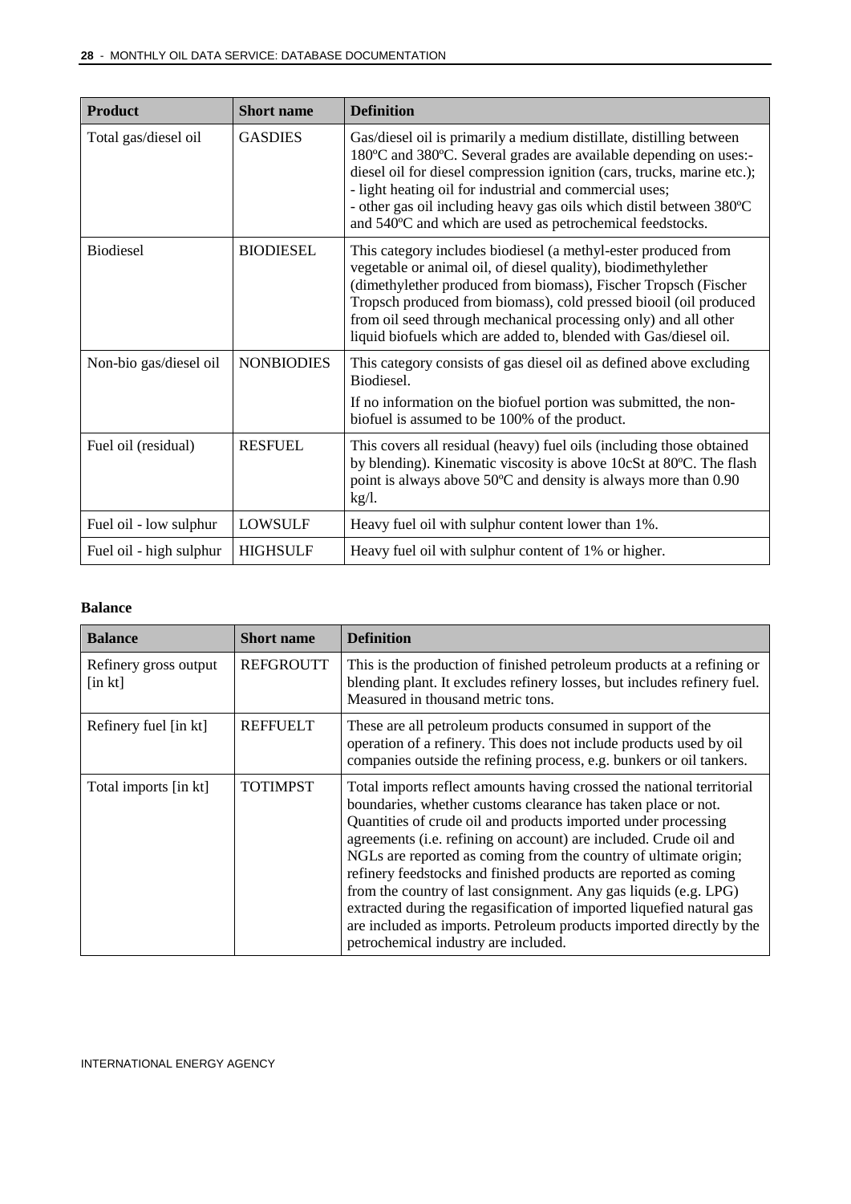| Product | Short name | Definition |
|---|---|---|
| Total gas/diesel oil | GASDIES | Gas/diesel oil is primarily a medium distillate, distilling between 180ºC and 380ºC. Several grades are available depending on uses:- diesel oil for diesel compression ignition (cars, trucks, marine etc.); - light heating oil for industrial and commercial uses; - other gas oil including heavy gas oils which distil between 380ºC and 540ºC and which are used as petrochemical feedstocks. |
| Biodiesel | BIODIESEL | This category includes biodiesel (a methyl-ester produced from vegetable or animal oil, of diesel quality), biodimethylether (dimethylether produced from biomass), Fischer Tropsch (Fischer Tropsch produced from biomass), cold pressed biooil (oil produced from oil seed through mechanical processing only) and all other liquid biofuels which are added to, blended with Gas/diesel oil. |
| Non-bio gas/diesel oil | NONBIODIES | This category consists of gas diesel oil as defined above excluding Biodiesel. If no information on the biofuel portion was submitted, the non-biofuel is assumed to be 100% of the product. |
| Fuel oil (residual) | RESFUEL | This covers all residual (heavy) fuel oils (including those obtained by blending). Kinematic viscosity is above 10cSt at 80ºC. The flash point is always above 50ºC and density is always more than 0.90 kg/l. |
| Fuel oil - low sulphur | LOWSULF | Heavy fuel oil with sulphur content lower than 1%. |
| Fuel oil - high sulphur | HIGHSULF | Heavy fuel oil with sulphur content of 1% or higher. |

**Balance**

| Balance | Short name | Definition |
|---|---|---|
| Refinery gross output [in kt] | REFGROUTT | This is the production of finished petroleum products at a refining or blending plant. It excludes refinery losses, but includes refinery fuel. Measured in thousand metric tons. |
| Refinery fuel [in kt] | REFFUELT | These are all petroleum products consumed in support of the operation of a refinery. This does not include products used by oil companies outside the refining process, e.g. bunkers or oil tankers. |
| Total imports [in kt] | TOTIMPST | Total imports reflect amounts having crossed the national territorial boundaries, whether customs clearance has taken place or not. Quantities of crude oil and products imported under processing agreements (i.e. refining on account) are included. Crude oil and NGLs are reported as coming from the country of ultimate origin; refinery feedstocks and finished products are reported as coming from the country of last consignment. Any gas liquids (e.g. LPG) extracted during the regasification of imported liquefied natural gas are included as imports. Petroleum products imported directly by the petrochemical industry are included. |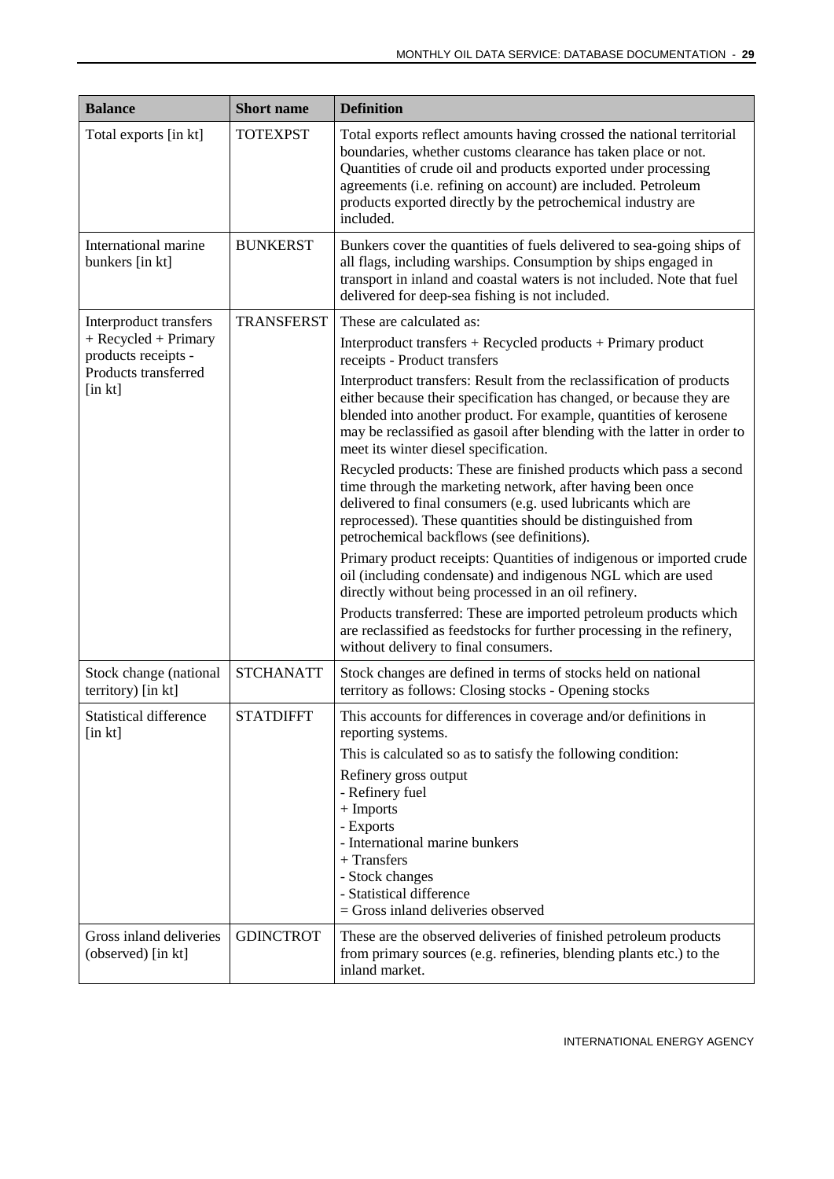| Balance | Short name | Definition |
|---|---|---|
| Total exports [in kt] | TOTEXPST | Total exports reflect amounts having crossed the national territorial boundaries, whether customs clearance has taken place or not. Quantities of crude oil and products exported under processing agreements (i.e. refining on account) are included. Petroleum products exported directly by the petrochemical industry are included. |
| International marine bunkers [in kt] | BUNKERST | Bunkers cover the quantities of fuels delivered to sea-going ships of all flags, including warships. Consumption by ships engaged in transport in inland and coastal waters is not included. Note that fuel delivered for deep-sea fishing is not included. |
| Interproduct transfers + Recycled + Primary products receipts - Products transferred [in kt] | TRANSFERST | These are calculated as:<br>Interproduct transfers + Recycled products + Primary product receipts - Product transfers<br>Interproduct transfers: Result from the reclassification of products either because their specification has changed, or because they are blended into another product. For example, quantities of kerosene may be reclassified as gasoil after blending with the latter in order to meet its winter diesel specification.<br>Recycled products: These are finished products which pass a second time through the marketing network, after having been once delivered to final consumers (e.g. used lubricants which are reprocessed). These quantities should be distinguished from petrochemical backflows (see definitions).<br>Primary product receipts: Quantities of indigenous or imported crude oil (including condensate) and indigenous NGL which are used directly without being processed in an oil refinery.<br>Products transferred: These are imported petroleum products which are reclassified as feedstocks for further processing in the refinery, without delivery to final consumers. |
| Stock change (national territory) [in kt] | STCHANATT | Stock changes are defined in terms of stocks held on national territory as follows: Closing stocks - Opening stocks |
| Statistical difference [in kt] | STATDIFFT | This accounts for differences in coverage and/or definitions in reporting systems.<br>This is calculated so as to satisfy the following condition:<br>Refinery gross output<br>- Refinery fuel<br>+ Imports<br>- Exports<br>- International marine bunkers<br>+ Transfers<br>- Stock changes<br>- Statistical difference<br>= Gross inland deliveries observed |
| Gross inland deliveries (observed) [in kt] | GDINCTROT | These are the observed deliveries of finished petroleum products from primary sources (e.g. refineries, blending plants etc.) to the inland market. |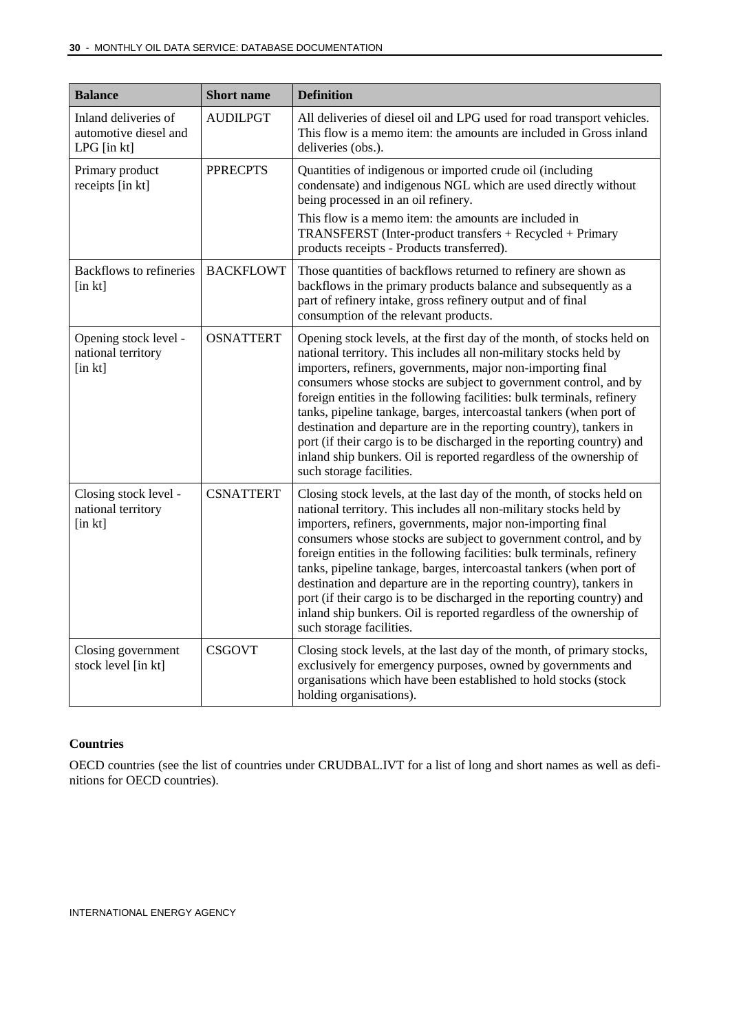| Balance | Short name | Definition |
|---|---|---|
| Inland deliveries of automotive diesel and LPG [in kt] | AUDILPGT | All deliveries of diesel oil and LPG used for road transport vehicles. This flow is a memo item: the amounts are included in Gross inland deliveries (obs.). |
| Primary product receipts [in kt] | PPRECPTS | Quantities of indigenous or imported crude oil (including condensate) and indigenous NGL which are used directly without being processed in an oil refinery.<br>This flow is a memo item: the amounts are included in TRANSFERST (Inter-product transfers + Recycled + Primary products receipts - Products transferred). |
| Backflows to refineries [in kt] | BACKFLOWT | Those quantities of backflows returned to refinery are shown as backflows in the primary products balance and subsequently as a part of refinery intake, gross refinery output and of final consumption of the relevant products. |
| Opening stock level - national territory [in kt] | OSNATTERT | Opening stock levels, at the first day of the month, of stocks held on national territory. This includes all non-military stocks held by importers, refiners, governments, major non-importing final consumers whose stocks are subject to government control, and by foreign entities in the following facilities: bulk terminals, refinery tanks, pipeline tankage, barges, intercoastal tankers (when port of destination and departure are in the reporting country), tankers in port (if their cargo is to be discharged in the reporting country) and inland ship bunkers. Oil is reported regardless of the ownership of such storage facilities. |
| Closing stock level - national territory [in kt] | CSNATTERT | Closing stock levels, at the last day of the month, of stocks held on national territory. This includes all non-military stocks held by importers, refiners, governments, major non-importing final consumers whose stocks are subject to government control, and by foreign entities in the following facilities: bulk terminals, refinery tanks, pipeline tankage, barges, intercoastal tankers (when port of destination and departure are in the reporting country), tankers in port (if their cargo is to be discharged in the reporting country) and inland ship bunkers. Oil is reported regardless of the ownership of such storage facilities. |
| Closing government stock level [in kt] | CSGOVT | Closing stock levels, at the last day of the month, of primary stocks, exclusively for emergency purposes, owned by governments and organisations which have been established to hold stocks (stock holding organisations). |

**Countries**

OECD countries (see the list of countries under CRUDBAL.IVT for a list of long and short names as well as definitions for OECD countries).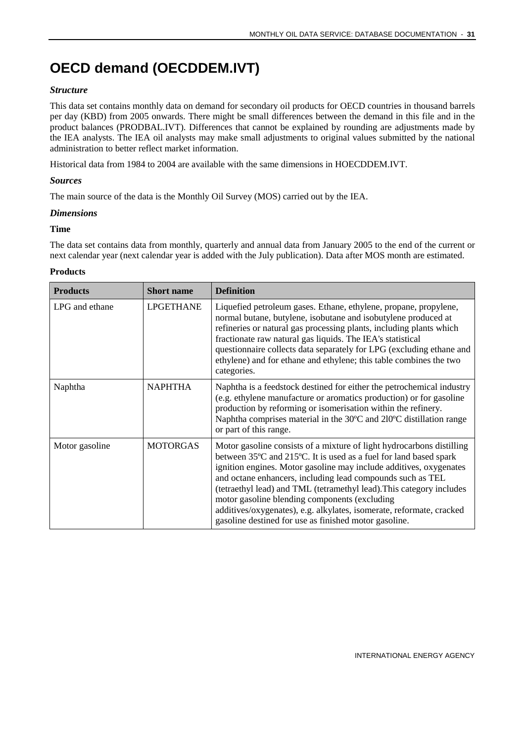# OECD demand (OECDDEM.IVT)

### *Structure*

This data set contains monthly data on demand for secondary oil products for OECD countries in thousand barrels per day (KBD) from 2005 onwards. There might be small differences between the demand in this file and in the product balances (PRODBAL.IVT). Differences that cannot be explained by rounding are adjustments made by the IEA analysts. The IEA oil analysts may make small adjustments to original values submitted by the national administration to better reflect market information.

Historical data from 1984 to 2004 are available with the same dimensions in HOECDDEM.IVT.

### *Sources*

The main source of the data is the Monthly Oil Survey (MOS) carried out by the IEA.

### *Dimensions*

**Time**

The data set contains data from monthly, quarterly and annual data from January 2005 to the end of the current or next calendar year (next calendar year is added with the July publication). Data after MOS month are estimated.

**Products**

| Products | Short name | Definition |
|---|---|---|
| LPG and ethane | LPGETHANE | Liquefied petroleum gases. Ethane, ethylene, propane, propylene, normal butane, butylene, isobutane and isobutylene produced at refineries or natural gas processing plants, including plants which fractionate raw natural gas liquids. The IEA's statistical questionnaire collects data separately for LPG (excluding ethane and ethylene) and for ethane and ethylene; this table combines the two categories. |
| Naphtha | NAPHTHA | Naphtha is a feedstock destined for either the petrochemical industry (e.g. ethylene manufacture or aromatics production) or for gasoline production by reforming or isomerisation within the refinery. Naphtha comprises material in the 30ºC and 210ºC distillation range or part of this range. |
| Motor gasoline | MOTORGAS | Motor gasoline consists of a mixture of light hydrocarbons distilling between 35ºC and 215ºC. It is used as a fuel for land based spark ignition engines. Motor gasoline may include additives, oxygenates and octane enhancers, including lead compounds such as TEL (tetraethyl lead) and TML (tetramethyl lead).This category includes motor gasoline blending components (excluding additives/oxygenates), e.g. alkylates, isomerate, reformate, cracked gasoline destined for use as finished motor gasoline. |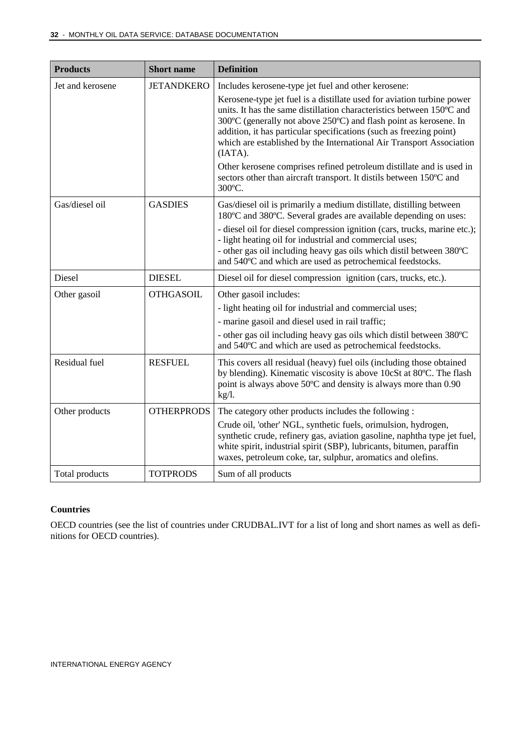| Products | Short name | Definition |
|---|---|---|
| Jet and kerosene | JETANDKERO | Includes kerosene-type jet fuel and other kerosene:<br>Kerosene-type jet fuel is a distillate used for aviation turbine power units. It has the same distillation characteristics between 150ºC and 300ºC (generally not above 250ºC) and flash point as kerosene. In addition, it has particular specifications (such as freezing point) which are established by the International Air Transport Association (IATA).<br>Other kerosene comprises refined petroleum distillate and is used in sectors other than aircraft transport. It distils between 150ºC and 300ºC. |
| Gas/diesel oil | GASDIES | Gas/diesel oil is primarily a medium distillate, distilling between 180ºC and 380ºC. Several grades are available depending on uses:<br>- diesel oil for diesel compression ignition (cars, trucks, marine etc.);<br>- light heating oil for industrial and commercial uses;<br>- other gas oil including heavy gas oils which distil between 380ºC and 540ºC and which are used as petrochemical feedstocks. |
| Diesel | DIESEL | Diesel oil for diesel compression ignition (cars, trucks, etc.). |
| Other gasoil | OTHGASOIL | Other gasoil includes:<br>- light heating oil for industrial and commercial uses;<br>- marine gasoil and diesel used in rail traffic;<br>- other gas oil including heavy gas oils which distil between 380ºC and 540ºC and which are used as petrochemical feedstocks. |
| Residual fuel | RESFUEL | This covers all residual (heavy) fuel oils (including those obtained by blending). Kinematic viscosity is above 10cSt at 80ºC. The flash point is always above 50ºC and density is always more than 0.90 kg/l. |
| Other products | OTHERPRODS | The category other products includes the following :<br>Crude oil, 'other' NGL, synthetic fuels, orimulsion, hydrogen, synthetic crude, refinery gas, aviation gasoline, naphtha type jet fuel, white spirit, industrial spirit (SBP), lubricants, bitumen, paraffin waxes, petroleum coke, tar, sulphur, aromatics and olefins. |
| Total products | TOTPRODS | Sum of all products |

**Countries**

OECD countries (see the list of countries under CRUDBAL.IVT for a list of long and short names as well as definitions for OECD countries).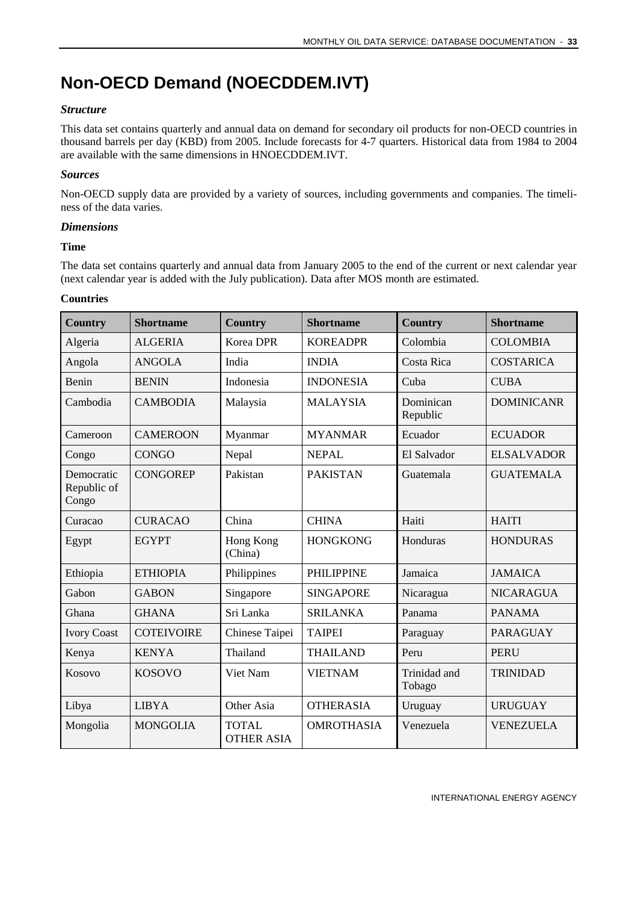# Non-OECD Demand (NOECDDEM.IVT)

### *Structure*

This data set contains quarterly and annual data on demand for secondary oil products for non-OECD countries in thousand barrels per day (KBD) from 2005. Include forecasts for 4-7 quarters. Historical data from 1984 to 2004 are available with the same dimensions in HNOECDDEM.IVT.

### *Sources*

Non-OECD supply data are provided by a variety of sources, including governments and companies. The timeliness of the data varies.

### *Dimensions*

#### Time

The data set contains quarterly and annual data from January 2005 to the end of the current or next calendar year (next calendar year is added with the July publication). Data after MOS month are estimated.

#### Countries

| Country | Shortname | Country | Shortname | Country | Shortname |
|---|---|---|---|---|---|
| Algeria | ALGERIA | Korea DPR | KOREADPR | Colombia | COLOMBIA |
| Angola | ANGOLA | India | INDIA | Costa Rica | COSTARICA |
| Benin | BENIN | Indonesia | INDONESIA | Cuba | CUBA |
| Cambodia | CAMBODIA | Malaysia | MALAYSIA | Dominican Republic | DOMINICANR |
| Cameroon | CAMEROON | Myanmar | MYANMAR | Ecuador | ECUADOR |
| Congo | CONGO | Nepal | NEPAL | El Salvador | ELSALVADOR |
| Democratic Republic of Congo | CONGOREP | Pakistan | PAKISTAN | Guatemala | GUATEMALA |
| Curacao | CURACAO | China | CHINA | Haiti | HAITI |
| Egypt | EGYPT | Hong Kong (China) | HONGKONG | Honduras | HONDURAS |
| Ethiopia | ETHIOPIA | Philippines | PHILIPPINE | Jamaica | JAMAICA |
| Gabon | GABON | Singapore | SINGAPORE | Nicaragua | NICARAGUA |
| Ghana | GHANA | Sri Lanka | SRILANKA | Panama | PANAMA |
| Ivory Coast | COTEIVOIRE | Chinese Taipei | TAIPEI | Paraguay | PARAGUAY |
| Kenya | KENYA | Thailand | THAILAND | Peru | PERU |
| Kosovo | KOSOVO | Viet Nam | VIETNAM | Trinidad and Tobago | TRINIDAD |
| Libya | LIBYA | Other Asia | OTHERASIA | Uruguay | URUGUAY |
| Mongolia | MONGOLIA | TOTAL OTHER ASIA | OMROTHASIA | Venezuela | VENEZUELA |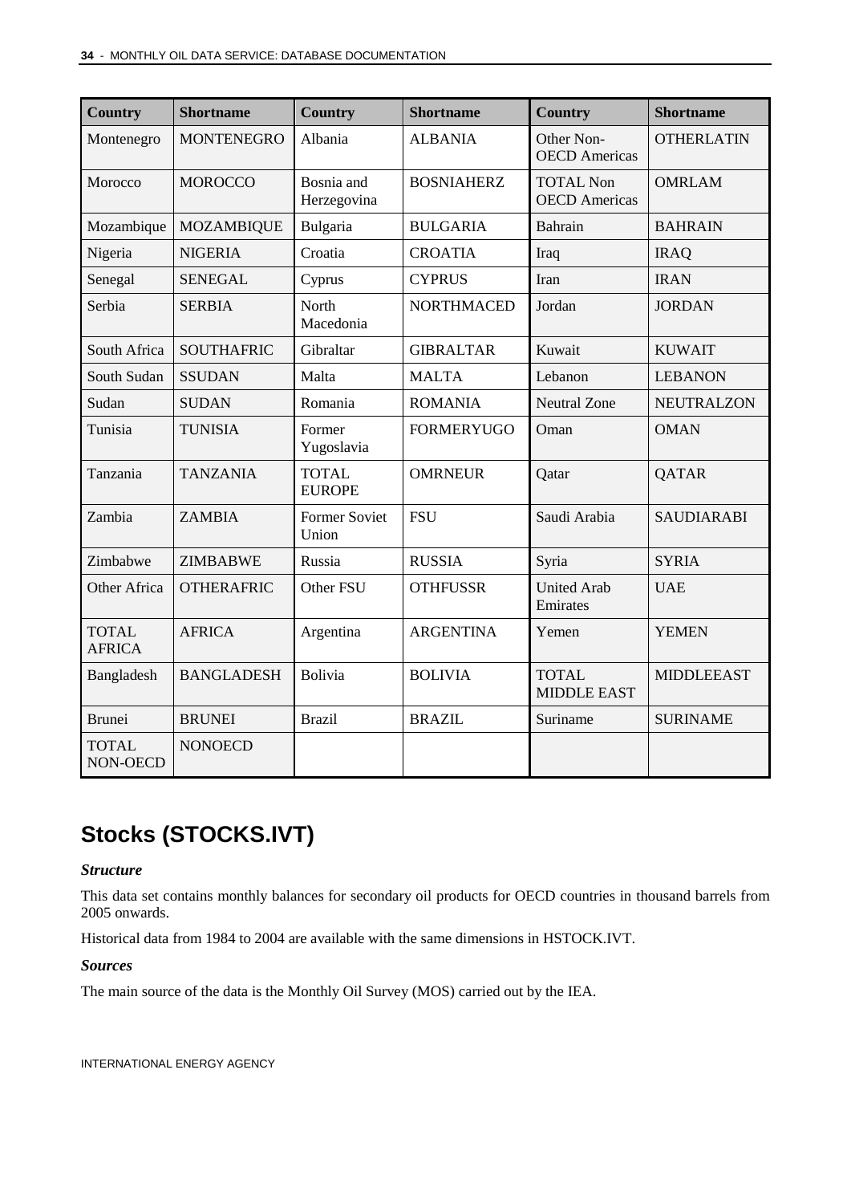| Country | Shortname | Country | Shortname | Country | Shortname |
|---|---|---|---|---|---|
| Montenegro | MONTENEGRO | Albania | ALBANIA | Other Non-OECD Americas | OTHERLATIN |
| Morocco | MOROCCO | Bosnia and Herzegovina | BOSNIAHERZ | TOTAL Non OECD Americas | OMRLAM |
| Mozambique | MOZAMBIQUE | Bulgaria | BULGARIA | Bahrain | BAHRAIN |
| Nigeria | NIGERIA | Croatia | CROATIA | Iraq | IRAQ |
| Senegal | SENEGAL | Cyprus | CYPRUS | Iran | IRAN |
| Serbia | SERBIA | North Macedonia | NORTHMACED | Jordan | JORDAN |
| South Africa | SOUTHAFRIC | Gibraltar | GIBRALTAR | Kuwait | KUWAIT |
| South Sudan | SSUDAN | Malta | MALTA | Lebanon | LEBANON |
| Sudan | SUDAN | Romania | ROMANIA | Neutral Zone | NEUTRALZON |
| Tunisia | TUNISIA | Former Yugoslavia | FORMERYUGO | Oman | OMAN |
| Tanzania | TANZANIA | TOTAL EUROPE | OMRNEUR | Qatar | QATAR |
| Zambia | ZAMBIA | Former Soviet Union | FSU | Saudi Arabia | SAUDIARABI |
| Zimbabwe | ZIMBABWE | Russia | RUSSIA | Syria | SYRIA |
| Other Africa | OTHERAFRIC | Other FSU | OTHFUSSR | United Arab Emirates | UAE |
| TOTAL AFRICA | AFRICA | Argentina | ARGENTINA | Yemen | YEMEN |
| Bangladesh | BANGLADESH | Bolivia | BOLIVIA | TOTAL MIDDLE EAST | MIDDLEEAST |
| Brunei | BRUNEI | Brazil | BRAZIL | Suriname | SURINAME |
| TOTAL NON-OECD | NONOECD | | | | |

## Stocks (STOCKS.IVT)

***Structure***

This data set contains monthly balances for secondary oil products for OECD countries in thousand barrels from 2005 onwards.

Historical data from 1984 to 2004 are available with the same dimensions in HSTOCK.IVT.

***Sources***

The main source of the data is the Monthly Oil Survey (MOS) carried out by the IEA.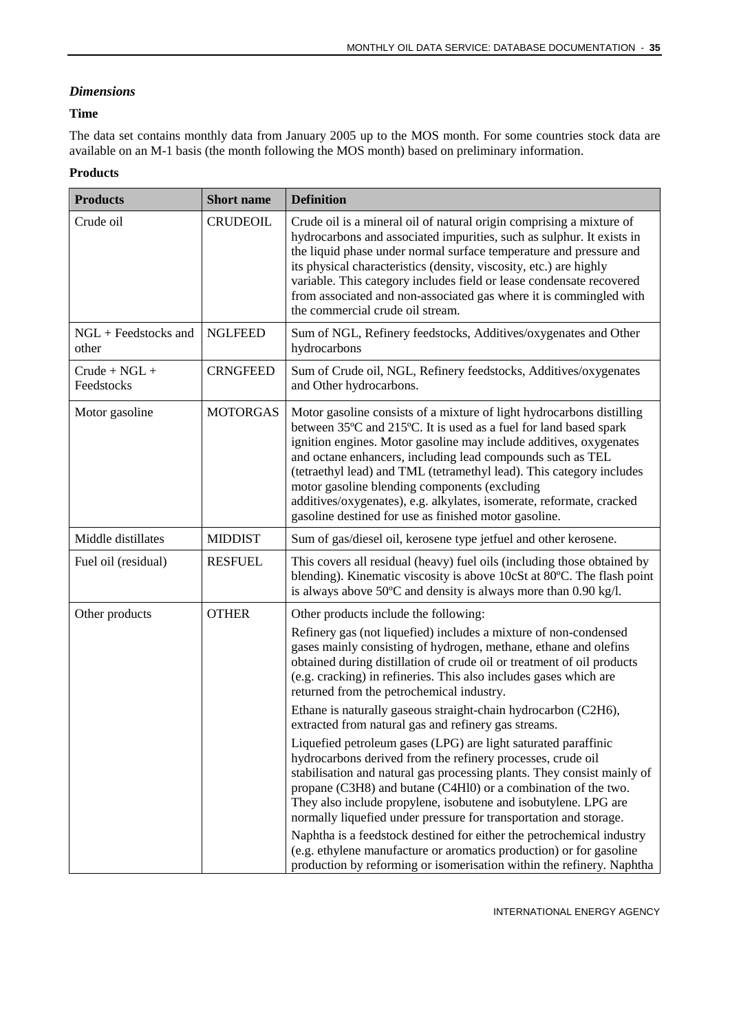### *Dimensions*

**Time**

The data set contains monthly data from January 2005 up to the MOS month. For some countries stock data are available on an M-1 basis (the month following the MOS month) based on preliminary information.

**Products**

| Products | Short name | Definition |
|---|---|---|
| Crude oil | CRUDEOIL | Crude oil is a mineral oil of natural origin comprising a mixture of hydrocarbons and associated impurities, such as sulphur. It exists in the liquid phase under normal surface temperature and pressure and its physical characteristics (density, viscosity, etc.) are highly variable. This category includes field or lease condensate recovered from associated and non-associated gas where it is commingled with the commercial crude oil stream. |
| NGL + Feedstocks and other | NGLFEED | Sum of NGL, Refinery feedstocks, Additives/oxygenates and Other hydrocarbons |
| Crude + NGL + Feedstocks | CRNGFEED | Sum of Crude oil, NGL, Refinery feedstocks, Additives/oxygenates and Other hydrocarbons. |
| Motor gasoline | MOTORGAS | Motor gasoline consists of a mixture of light hydrocarbons distilling between 35ºC and 215ºC. It is used as a fuel for land based spark ignition engines. Motor gasoline may include additives, oxygenates and octane enhancers, including lead compounds such as TEL (tetraethyl lead) and TML (tetramethyl lead). This category includes motor gasoline blending components (excluding additives/oxygenates), e.g. alkylates, isomerate, reformate, cracked gasoline destined for use as finished motor gasoline. |
| Middle distillates | MIDDIST | Sum of gas/diesel oil, kerosene type jetfuel and other kerosene. |
| Fuel oil (residual) | RESFUEL | This covers all residual (heavy) fuel oils (including those obtained by blending). Kinematic viscosity is above 10cSt at 80ºC. The flash point is always above 50ºC and density is always more than 0.90 kg/l. |
| Other products | OTHER | Other products include the following:<br><br>Refinery gas (not liquefied) includes a mixture of non-condensed gases mainly consisting of hydrogen, methane, ethane and olefins obtained during distillation of crude oil or treatment of oil products (e.g. cracking) in refineries. This also includes gases which are returned from the petrochemical industry.<br><br>Ethane is naturally gaseous straight-chain hydrocarbon ($C_2H_6$), extracted from natural gas and refinery gas streams.<br><br>Liquefied petroleum gases (LPG) are light saturated paraffinic hydrocarbons derived from the refinery processes, crude oil stabilisation and natural gas processing plants. They consist mainly of propane ($C_3H_8$) and butane ($C_4H_{10}$) or a combination of the two. They also include propylene, isobutene and isobutylene. LPG are normally liquefied under pressure for transportation and storage.<br><br>Naphtha is a feedstock destined for either the petrochemical industry (e.g. ethylene manufacture or aromatics production) or for gasoline production by reforming or isomerisation within the refinery. Naphtha |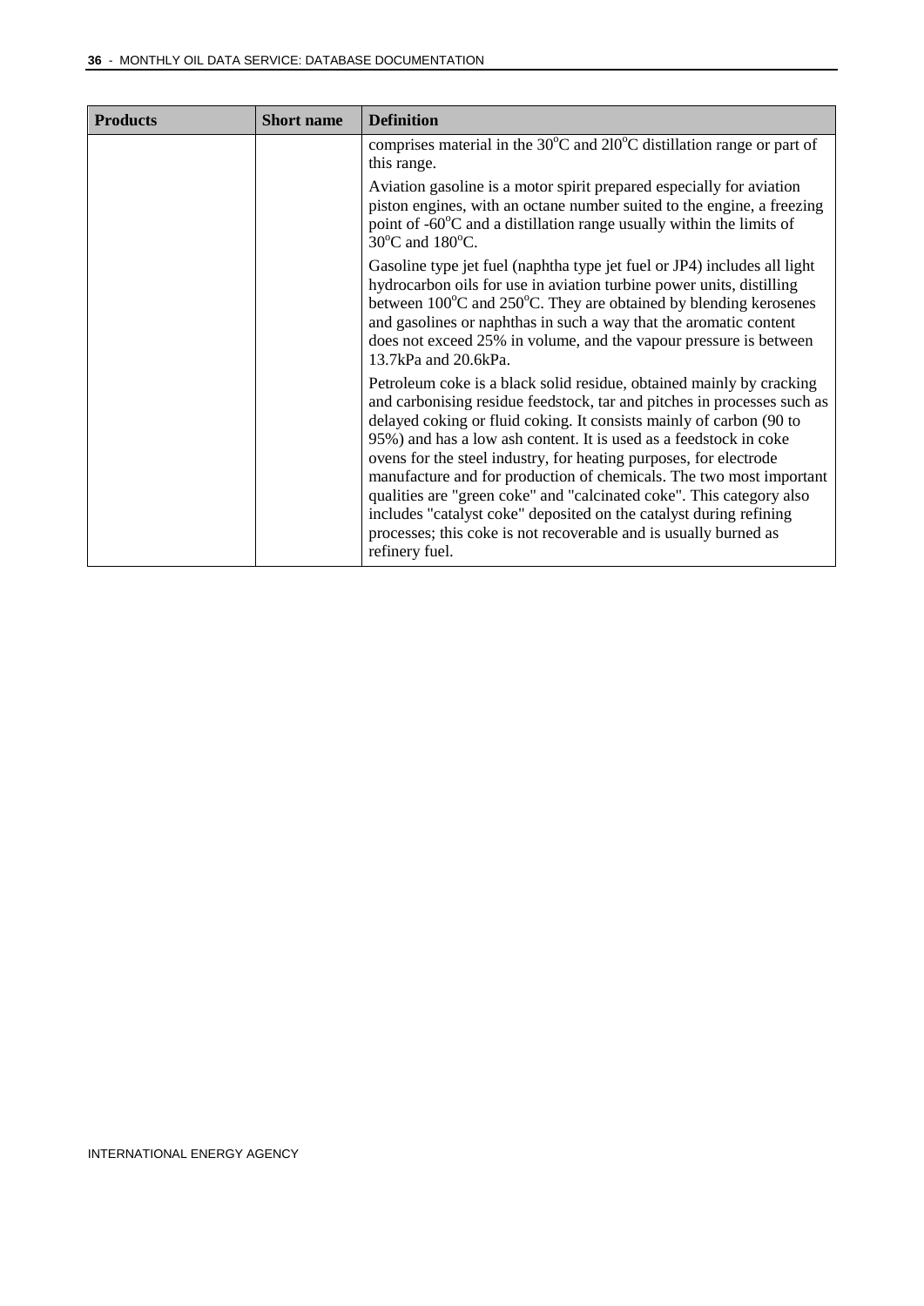| Products | Short name | Definition |
|---|---|---|
| | | comprises material in the 30°C and 210°C distillation range or part of this range.<br><br>Aviation gasoline is a motor spirit prepared especially for aviation piston engines, with an octane number suited to the engine, a freezing point of -60°C and a distillation range usually within the limits of 30°C and 180°C.<br><br>Gasoline type jet fuel (naphtha type jet fuel or JP4) includes all light hydrocarbon oils for use in aviation turbine power units, distilling between 100°C and 250°C. They are obtained by blending kerosenes and gasolines or naphthas in such a way that the aromatic content does not exceed 25% in volume, and the vapour pressure is between 13.7kPa and 20.6kPa.<br><br>Petroleum coke is a black solid residue, obtained mainly by cracking and carbonising residue feedstock, tar and pitches in processes such as delayed coking or fluid coking. It consists mainly of carbon (90 to 95%) and has a low ash content. It is used as a feedstock in coke ovens for the steel industry, for heating purposes, for electrode manufacture and for production of chemicals. The two most important qualities are "green coke" and "calcinated coke". This category also includes "catalyst coke" deposited on the catalyst during refining processes; this coke is not recoverable and is usually burned as refinery fuel. |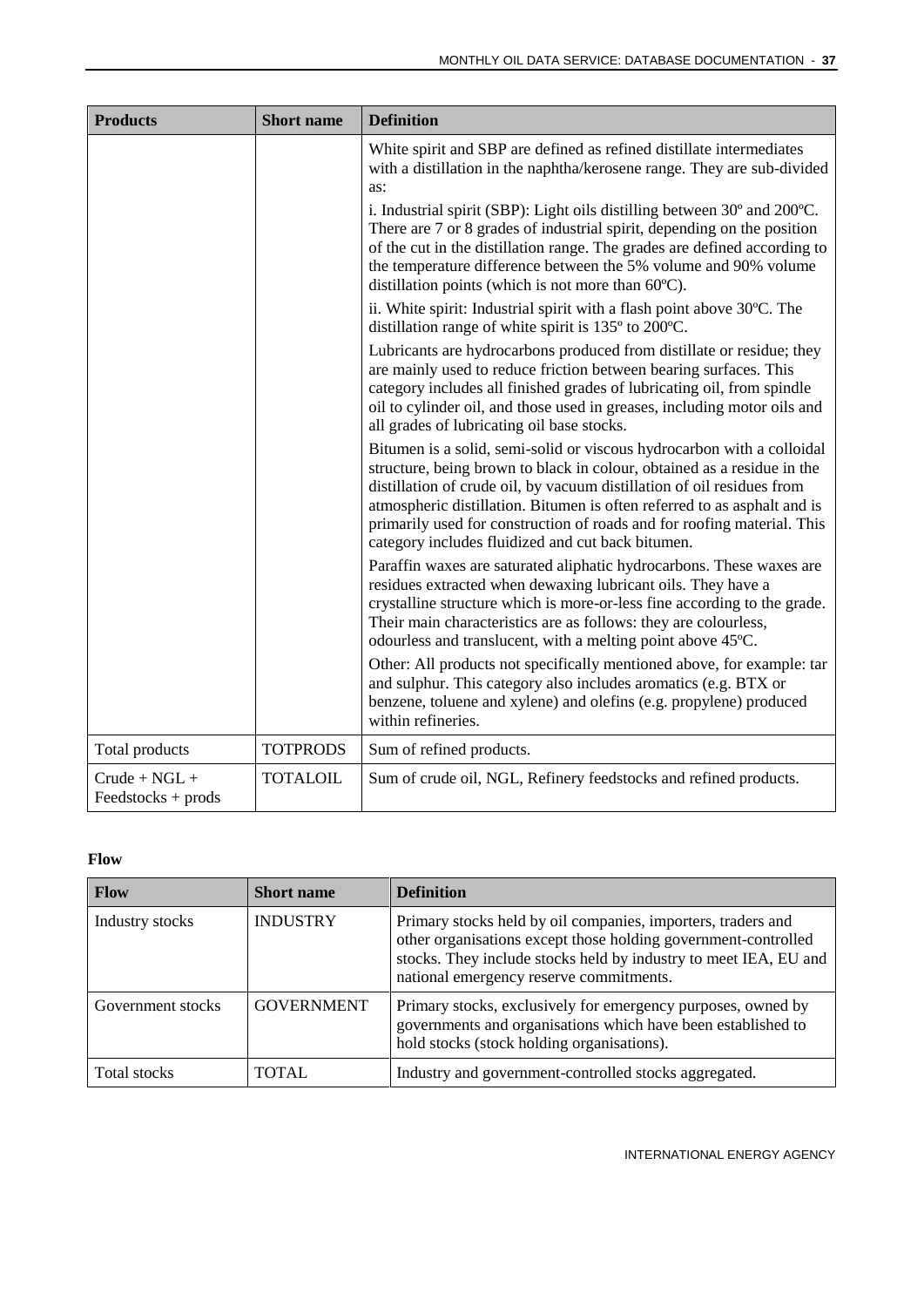| Products | Short name | Definition |
|---|---|---|
| | | White spirit and SBP are defined as refined distillate intermediates with a distillation in the naphtha/kerosene range. They are sub-divided as:<br>i. Industrial spirit (SBP): Light oils distilling between 30º and 200ºC. There are 7 or 8 grades of industrial spirit, depending on the position of the cut in the distillation range. The grades are defined according to the temperature difference between the 5% volume and 90% volume distillation points (which is not more than 60ºC).<br>ii. White spirit: Industrial spirit with a flash point above 30ºC. The distillation range of white spirit is 135º to 200ºC.<br>Lubricants are hydrocarbons produced from distillate or residue; they are mainly used to reduce friction between bearing surfaces. This category includes all finished grades of lubricating oil, from spindle oil to cylinder oil, and those used in greases, including motor oils and all grades of lubricating oil base stocks.<br>Bitumen is a solid, semi-solid or viscous hydrocarbon with a colloidal structure, being brown to black in colour, obtained as a residue in the distillation of crude oil, by vacuum distillation of oil residues from atmospheric distillation. Bitumen is often referred to as asphalt and is primarily used for construction of roads and for roofing material. This category includes fluidized and cut back bitumen.<br>Paraffin waxes are saturated aliphatic hydrocarbons. These waxes are residues extracted when dewaxing lubricant oils. They have a crystalline structure which is more-or-less fine according to the grade. Their main characteristics are as follows: they are colourless, odourless and translucent, with a melting point above 45ºC.<br>Other: All products not specifically mentioned above, for example: tar and sulphur. This category also includes aromatics (e.g. BTX or benzene, toluene and xylene) and olefins (e.g. propylene) produced within refineries. |
| Total products | TOTPRODS | Sum of refined products. |
| Crude + NGL + Feedstocks + prods | TOTALOIL | Sum of crude oil, NGL, Refinery feedstocks and refined products. |

**Flow**

| Flow | Short name | Definition |
|---|---|---|
| Industry stocks | INDUSTRY | Primary stocks held by oil companies, importers, traders and other organisations except those holding government-controlled stocks. They include stocks held by industry to meet IEA, EU and national emergency reserve commitments. |
| Government stocks | GOVERNMENT | Primary stocks, exclusively for emergency purposes, owned by governments and organisations which have been established to hold stocks (stock holding organisations). |
| Total stocks | TOTAL | Industry and government-controlled stocks aggregated. |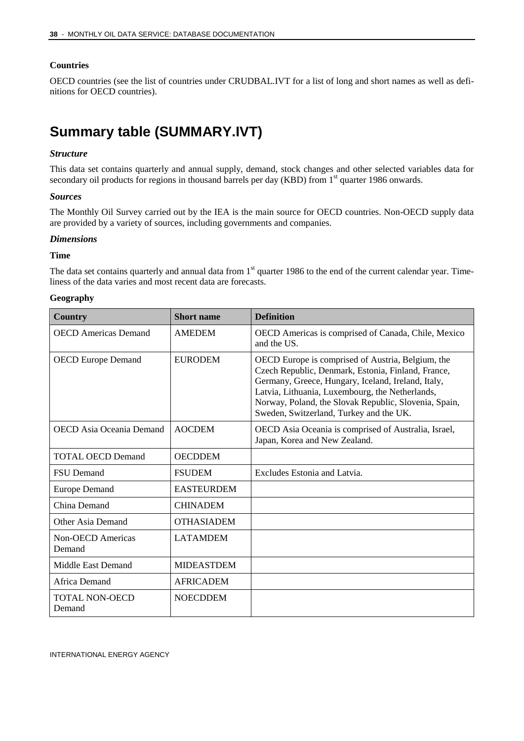**Countries**

OECD countries (see the list of countries under CRUDBAL.IVT for a list of long and short names as well as definitions for OECD countries).

# Summary table (SUMMARY.IVT)

### *Structure*

This data set contains quarterly and annual supply, demand, stock changes and other selected variables data for secondary oil products for regions in thousand barrels per day (KBD) from 1st quarter 1986 onwards.

### *Sources*

The Monthly Oil Survey carried out by the IEA is the main source for OECD countries. Non-OECD supply data are provided by a variety of sources, including governments and companies.

### *Dimensions*

**Time**

The data set contains quarterly and annual data from 1st quarter 1986 to the end of the current calendar year. Timeliness of the data varies and most recent data are forecasts.

**Geography**

| Country | Short name | Definition |
|---|---|---|
| OECD Americas Demand | AMEDEM | OECD Americas is comprised of Canada, Chile, Mexico and the US. |
| OECD Europe Demand | EURODEM | OECD Europe is comprised of Austria, Belgium, the Czech Republic, Denmark, Estonia, Finland, France, Germany, Greece, Hungary, Iceland, Ireland, Italy, Latvia, Lithuania, Luxembourg, the Netherlands, Norway, Poland, the Slovak Republic, Slovenia, Spain, Sweden, Switzerland, Turkey and the UK. |
| OECD Asia Oceania Demand | AOCDEM | OECD Asia Oceania is comprised of Australia, Israel, Japan, Korea and New Zealand. |
| TOTAL OECD Demand | OECDDEM | |
| FSU Demand | FSUDEM | Excludes Estonia and Latvia. |
| Europe Demand | EASTEURDEM | |
| China Demand | CHINADEM | |
| Other Asia Demand | OTHASIADEM | |
| Non-OECD Americas Demand | LATAMDEM | |
| Middle East Demand | MIDEASTDEM | |
| Africa Demand | AFRICADEM | |
| TOTAL NON-OECD Demand | NOECDDEM | |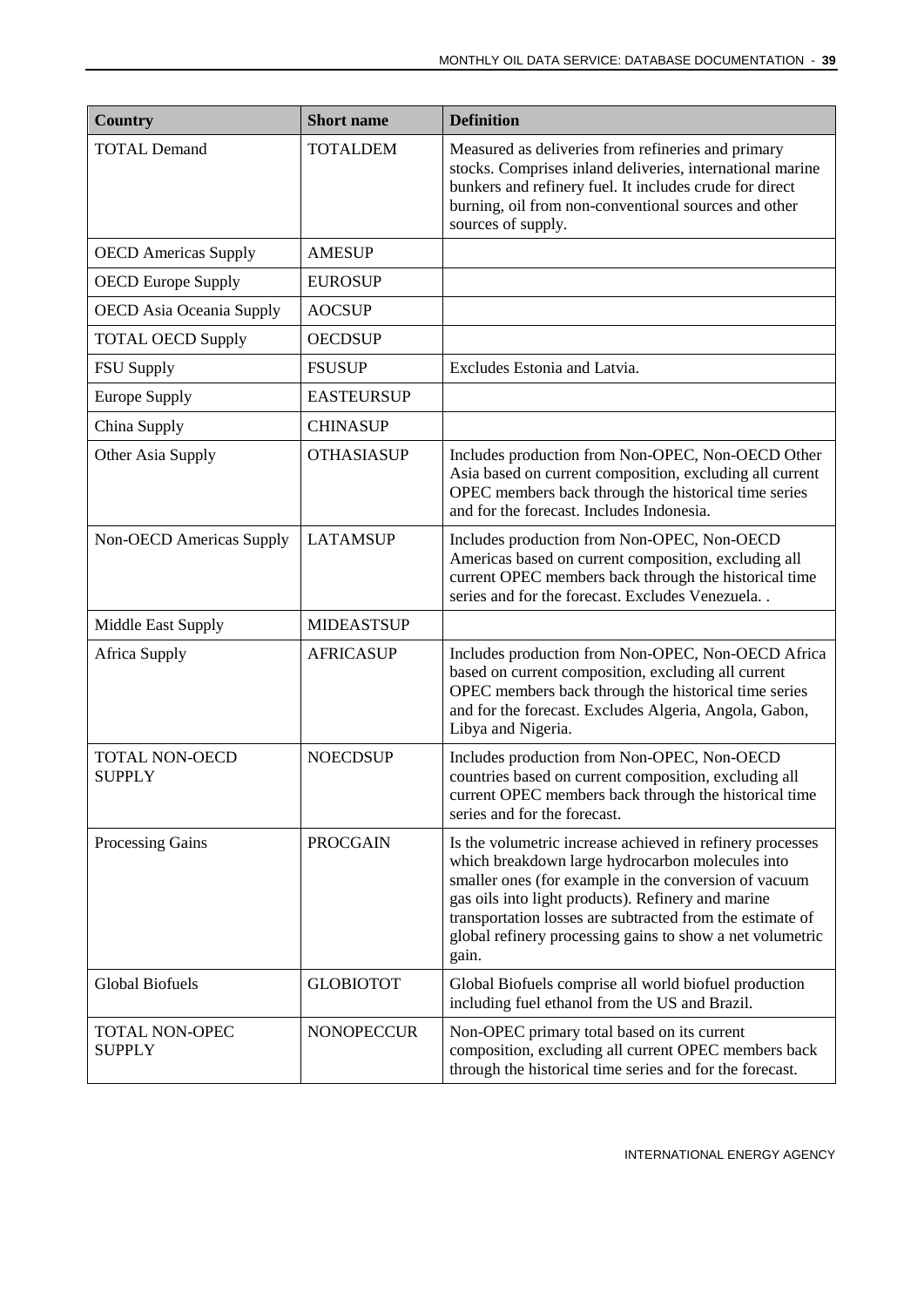| Country | Short name | Definition |
|---|---|---|
| TOTAL Demand | TOTALDEM | Measured as deliveries from refineries and primary stocks. Comprises inland deliveries, international marine bunkers and refinery fuel. It includes crude for direct burning, oil from non-conventional sources and other sources of supply. |
| OECD Americas Supply | AMESUP | |
| OECD Europe Supply | EUROSUP | |
| OECD Asia Oceania Supply | AOCSUP | |
| TOTAL OECD Supply | OECDSUP | |
| FSU Supply | FSUSUP | Excludes Estonia and Latvia. |
| Europe Supply | EASTEURSUP | |
| China Supply | CHINASUP | |
| Other Asia Supply | OTHASIASUP | Includes production from Non-OPEC, Non-OECD Other Asia based on current composition, excluding all current OPEC members back through the historical time series and for the forecast. Includes Indonesia. |
| Non-OECD Americas Supply | LATAMSUP | Includes production from Non-OPEC, Non-OECD Americas based on current composition, excluding all current OPEC members back through the historical time series and for the forecast. Excludes Venezuela. . |
| Middle East Supply | MIDEASTSUP | |
| Africa Supply | AFRICASUP | Includes production from Non-OPEC, Non-OECD Africa based on current composition, excluding all current OPEC members back through the historical time series and for the forecast. Excludes Algeria, Angola, Gabon, Libya and Nigeria. |
| TOTAL NON-OECD SUPPLY | NOECDSUP | Includes production from Non-OPEC, Non-OECD countries based on current composition, excluding all current OPEC members back through the historical time series and for the forecast. |
| Processing Gains | PROCGAIN | Is the volumetric increase achieved in refinery processes which breakdown large hydrocarbon molecules into smaller ones (for example in the conversion of vacuum gas oils into light products). Refinery and marine transportation losses are subtracted from the estimate of global refinery processing gains to show a net volumetric gain. |
| Global Biofuels | GLOBIOTOT | Global Biofuels comprise all world biofuel production including fuel ethanol from the US and Brazil. |
| TOTAL NON-OPEC SUPPLY | NONOPECCUR | Non-OPEC primary total based on its current composition, excluding all current OPEC members back through the historical time series and for the forecast. |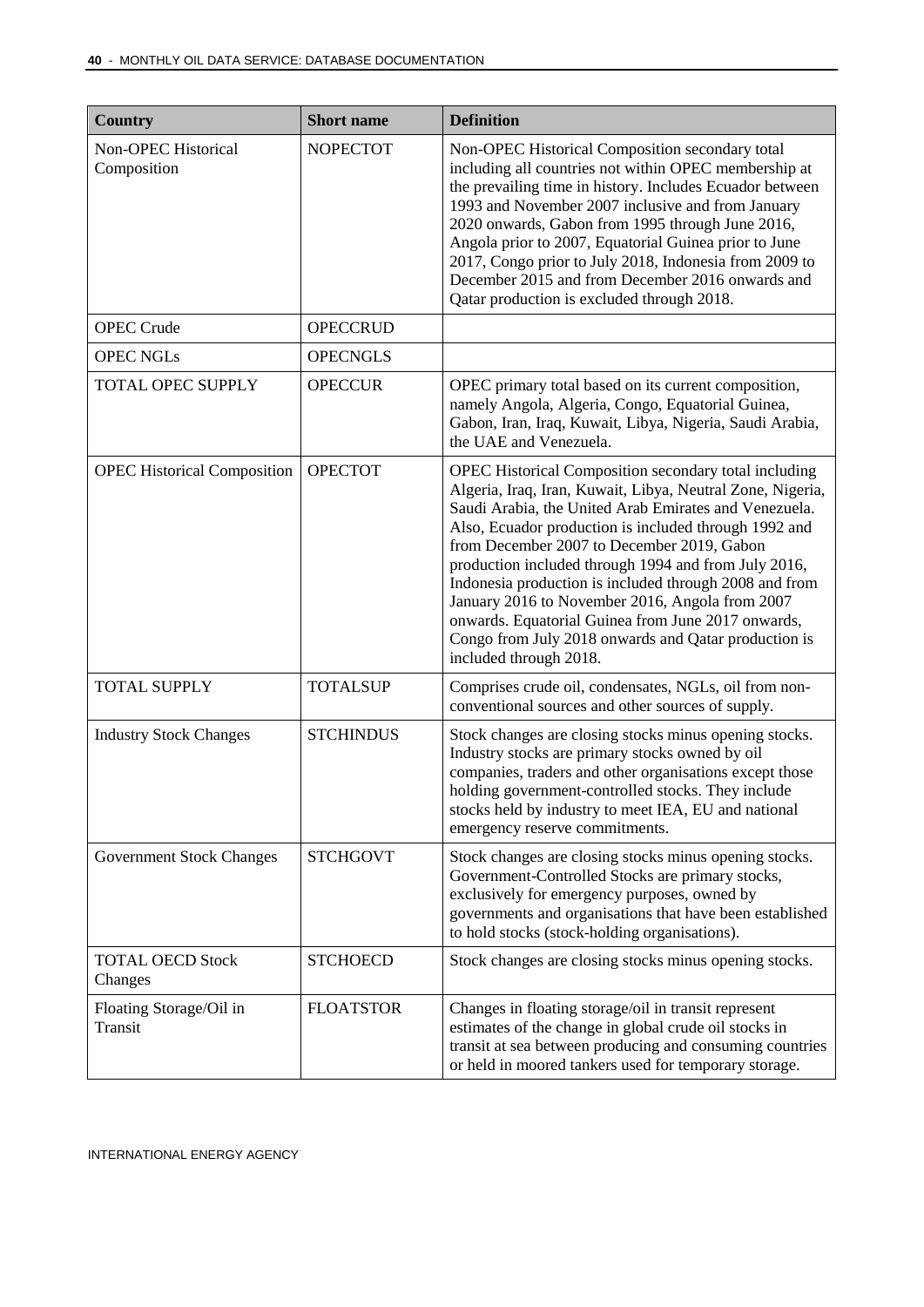| Country | Short name | Definition |
|---|---|---|
| Non-OPEC Historical Composition | NOPECTOT | Non-OPEC Historical Composition secondary total including all countries not within OPEC membership at the prevailing time in history. Includes Ecuador between 1993 and November 2007 inclusive and from January 2020 onwards, Gabon from 1995 through June 2016, Angola prior to 2007, Equatorial Guinea prior to June 2017, Congo prior to July 2018, Indonesia from 2009 to December 2015 and from December 2016 onwards and Qatar production is excluded through 2018. |
| OPEC Crude | OPECCRUD | |
| OPEC NGLs | OPECNGLS | |
| TOTAL OPEC SUPPLY | OPECCUR | OPEC primary total based on its current composition, namely Angola, Algeria, Congo, Equatorial Guinea, Gabon, Iran, Iraq, Kuwait, Libya, Nigeria, Saudi Arabia, the UAE and Venezuela. |
| OPEC Historical Composition | OPECTOT | OPEC Historical Composition secondary total including Algeria, Iraq, Iran, Kuwait, Libya, Neutral Zone, Nigeria, Saudi Arabia, the United Arab Emirates and Venezuela. Also, Ecuador production is included through 1992 and from December 2007 to December 2019, Gabon production included through 1994 and from July 2016, Indonesia production is included through 2008 and from January 2016 to November 2016, Angola from 2007 onwards. Equatorial Guinea from June 2017 onwards, Congo from July 2018 onwards and Qatar production is included through 2018. |
| TOTAL SUPPLY | TOTALSUP | Comprises crude oil, condensates, NGLs, oil from non-conventional sources and other sources of supply. |
| Industry Stock Changes | STCHINDUS | Stock changes are closing stocks minus opening stocks. Industry stocks are primary stocks owned by oil companies, traders and other organisations except those holding government-controlled stocks. They include stocks held by industry to meet IEA, EU and national emergency reserve commitments. |
| Government Stock Changes | STCHGOVT | Stock changes are closing stocks minus opening stocks. Government-Controlled Stocks are primary stocks, exclusively for emergency purposes, owned by governments and organisations that have been established to hold stocks (stock-holding organisations). |
| TOTAL OECD Stock Changes | STCHOECD | Stock changes are closing stocks minus opening stocks. |
| Floating Storage/Oil in Transit | FLOATSTOR | Changes in floating storage/oil in transit represent estimates of the change in global crude oil stocks in transit at sea between producing and consuming countries or held in moored tankers used for temporary storage. |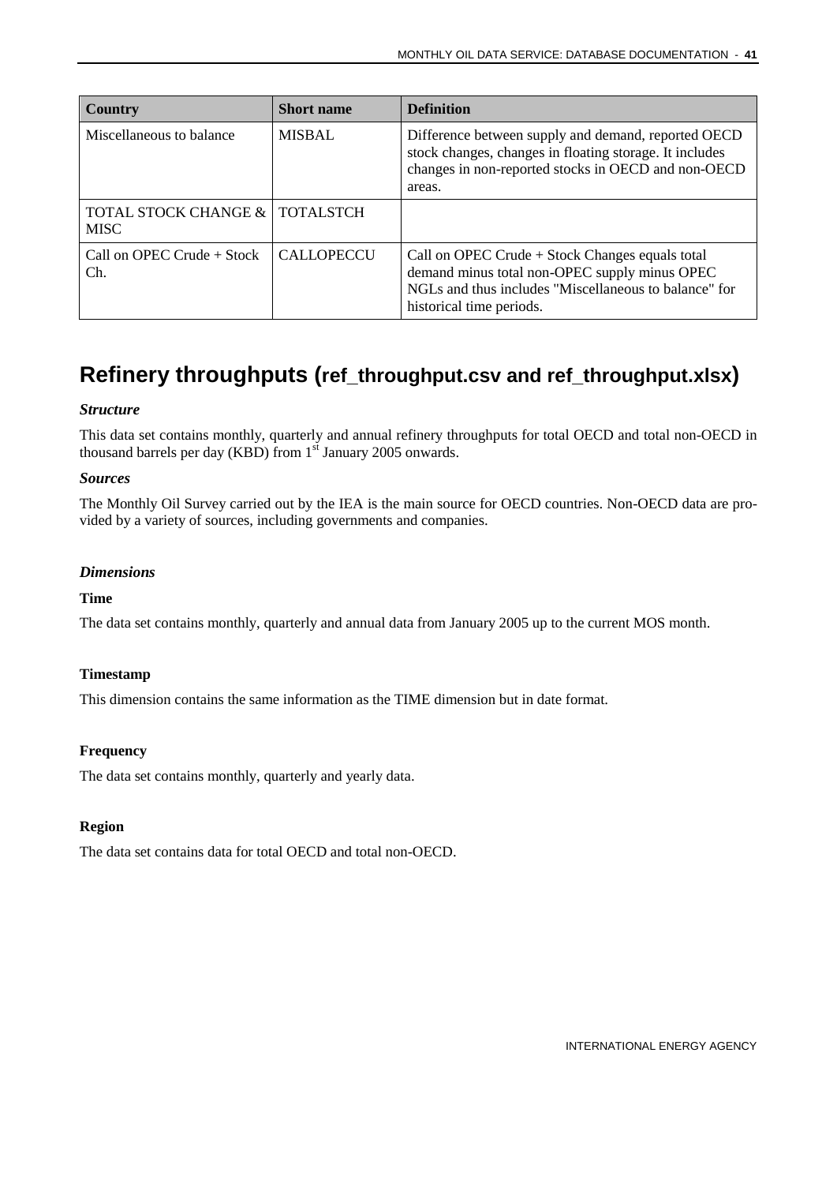| Country | Short name | Definition |
|---|---|---|
| Miscellaneous to balance | MISBAL | Difference between supply and demand, reported OECD stock changes, changes in floating storage. It includes changes in non-reported stocks in OECD and non-OECD areas. |
| TOTAL STOCK CHANGE & MISC | TOTALSTCH | |
| Call on OPEC Crude + Stock Ch. | CALLOPECCU | Call on OPEC Crude + Stock Changes equals total demand minus total non-OPEC supply minus OPEC NGLs and thus includes "Miscellaneous to balance" for historical time periods. |

## Refinery throughputs (ref_throughput.csv and ref_throughput.xlsx)

### *Structure*

This data set contains monthly, quarterly and annual refinery throughputs for total OECD and total non-OECD in thousand barrels per day (KBD) from 1st January 2005 onwards.

### *Sources*

The Monthly Oil Survey carried out by the IEA is the main source for OECD countries. Non-OECD data are provided by a variety of sources, including governments and companies.

### *Dimensions*

**Time**

The data set contains monthly, quarterly and annual data from January 2005 up to the current MOS month.

**Timestamp**

This dimension contains the same information as the TIME dimension but in date format.

**Frequency**

The data set contains monthly, quarterly and yearly data.

**Region**

The data set contains data for total OECD and total non-OECD.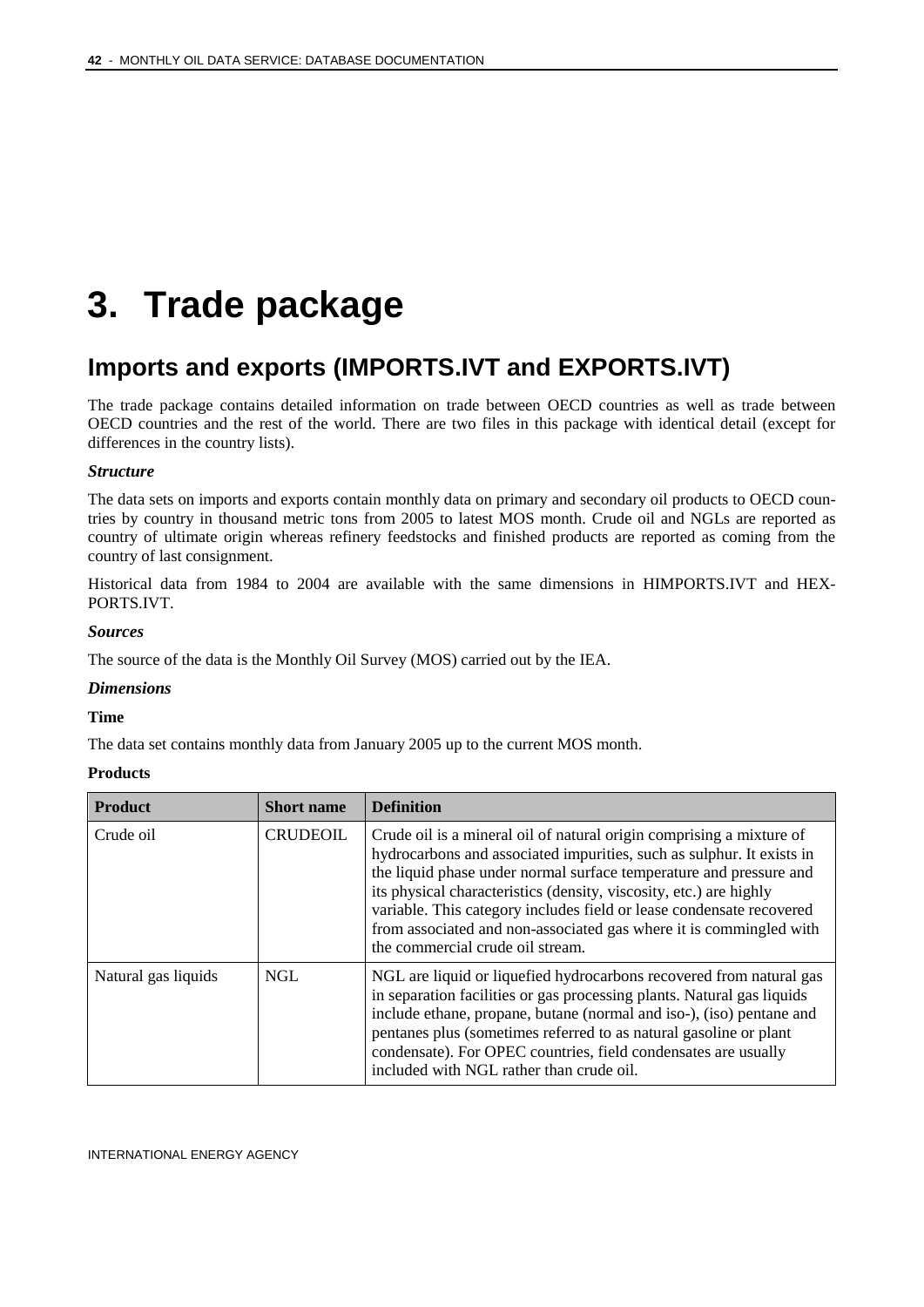# 3. Trade package

## Imports and exports (IMPORTS.IVT and EXPORTS.IVT)

The trade package contains detailed information on trade between OECD countries as well as trade between OECD countries and the rest of the world. There are two files in this package with identical detail (except for differences in the country lists).

***Structure***

The data sets on imports and exports contain monthly data on primary and secondary oil products to OECD countries by country in thousand metric tons from 2005 to latest MOS month. Crude oil and NGLs are reported as country of ultimate origin whereas refinery feedstocks and finished products are reported as coming from the country of last consignment.

Historical data from 1984 to 2004 are available with the same dimensions in HIMPORTS.IVT and HEXPORTS.IVT.

***Sources***

The source of the data is the Monthly Oil Survey (MOS) carried out by the IEA.

***Dimensions***

**Time**

The data set contains monthly data from January 2005 up to the current MOS month.

**Products**

| Product | Short name | Definition |
|---|---|---|
| Crude oil | CRUDEOIL | Crude oil is a mineral oil of natural origin comprising a mixture of hydrocarbons and associated impurities, such as sulphur. It exists in the liquid phase under normal surface temperature and pressure and its physical characteristics (density, viscosity, etc.) are highly variable. This category includes field or lease condensate recovered from associated and non-associated gas where it is commingled with the commercial crude oil stream. |
| Natural gas liquids | NGL | NGL are liquid or liquefied hydrocarbons recovered from natural gas in separation facilities or gas processing plants. Natural gas liquids include ethane, propane, butane (normal and iso-), (iso) pentane and pentanes plus (sometimes referred to as natural gasoline or plant condensate). For OPEC countries, field condensates are usually included with NGL rather than crude oil. |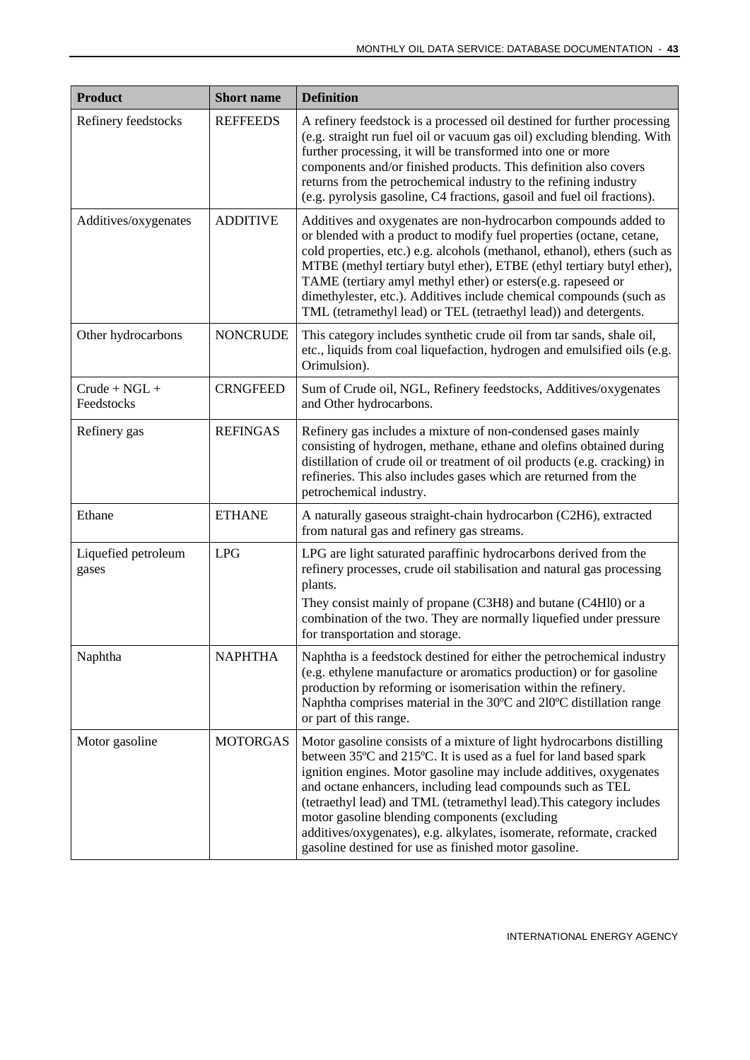| Product | Short name | Definition |
|---|---|---|
| Refinery feedstocks | REFFEEDS | A refinery feedstock is a processed oil destined for further processing (e.g. straight run fuel oil or vacuum gas oil) excluding blending. With further processing, it will be transformed into one or more components and/or finished products. This definition also covers returns from the petrochemical industry to the refining industry (e.g. pyrolysis gasoline, C4 fractions, gasoil and fuel oil fractions). |
| Additives/oxygenates | ADDITIVE | Additives and oxygenates are non-hydrocarbon compounds added to or blended with a product to modify fuel properties (octane, cetane, cold properties, etc.) e.g. alcohols (methanol, ethanol), ethers (such as MTBE (methyl tertiary butyl ether), ETBE (ethyl tertiary butyl ether), TAME (tertiary amyl methyl ether) or esters(e.g. rapeseed or dimethylester, etc.). Additives include chemical compounds (such as TML (tetramethyl lead) or TEL (tetraethyl lead)) and detergents. |
| Other hydrocarbons | NONCRUDE | This category includes synthetic crude oil from tar sands, shale oil, etc., liquids from coal liquefaction, hydrogen and emulsified oils (e.g. Orimulsion). |
| Crude + NGL + Feedstocks | CRNGFEED | Sum of Crude oil, NGL, Refinery feedstocks, Additives/oxygenates and Other hydrocarbons. |
| Refinery gas | REFINGAS | Refinery gas includes a mixture of non-condensed gases mainly consisting of hydrogen, methane, ethane and olefins obtained during distillation of crude oil or treatment of oil products (e.g. cracking) in refineries. This also includes gases which are returned from the petrochemical industry. |
| Ethane | ETHANE | A naturally gaseous straight-chain hydrocarbon ($C_2H_6$), extracted from natural gas and refinery gas streams. |
| Liquefied petroleum gases | LPG | LPG are light saturated paraffinic hydrocarbons derived from the refinery processes, crude oil stabilisation and natural gas processing plants.<br>They consist mainly of propane ($C_3H_8$) and butane ($C_4H_{10}$) or a combination of the two. They are normally liquefied under pressure for transportation and storage. |
| Naphtha | NAPHTHA | Naphtha is a feedstock destined for either the petrochemical industry (e.g. ethylene manufacture or aromatics production) or for gasoline production by reforming or isomerisation within the refinery. Naphtha comprises material in the 30ºC and 210ºC distillation range or part of this range. |
| Motor gasoline | MOTORGAS | Motor gasoline consists of a mixture of light hydrocarbons distilling between 35ºC and 215ºC. It is used as a fuel for land based spark ignition engines. Motor gasoline may include additives, oxygenates and octane enhancers, including lead compounds such as TEL (tetraethyl lead) and TML (tetramethyl lead).This category includes motor gasoline blending components (excluding additives/oxygenates), e.g. alkylates, isomerate, reformate, cracked gasoline destined for use as finished motor gasoline. |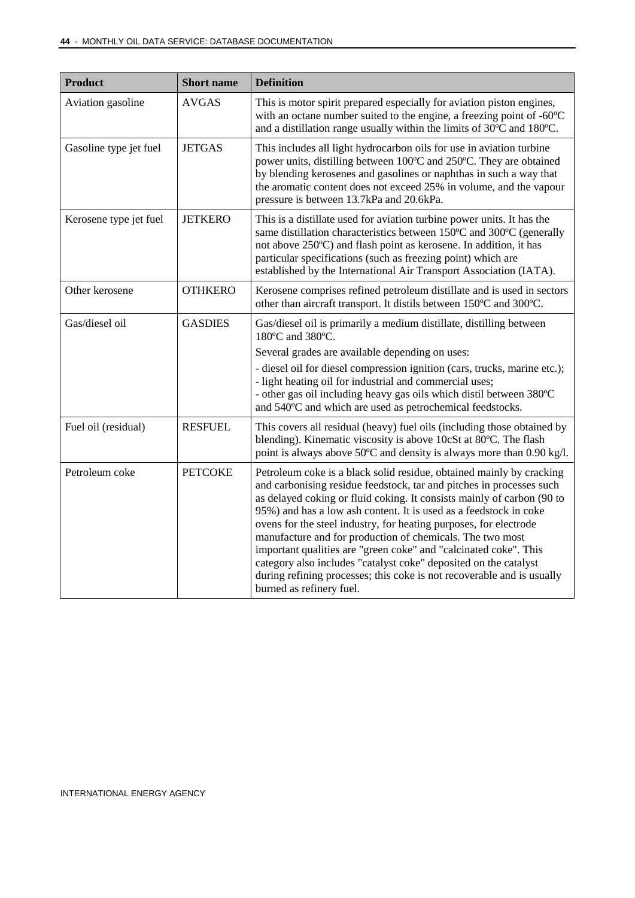| Product | Short name | Definition |
|---|---|---|
| Aviation gasoline | AVGAS | This is motor spirit prepared especially for aviation piston engines, with an octane number suited to the engine, a freezing point of -60ºC and a distillation range usually within the limits of 30ºC and 180ºC. |
| Gasoline type jet fuel | JETGAS | This includes all light hydrocarbon oils for use in aviation turbine power units, distilling between 100ºC and 250ºC. They are obtained by blending kerosenes and gasolines or naphthas in such a way that the aromatic content does not exceed 25% in volume, and the vapour pressure is between 13.7kPa and 20.6kPa. |
| Kerosene type jet fuel | JETKERO | This is a distillate used for aviation turbine power units. It has the same distillation characteristics between 150ºC and 300ºC (generally not above 250ºC) and flash point as kerosene. In addition, it has particular specifications (such as freezing point) which are established by the International Air Transport Association (IATA). |
| Other kerosene | OTHKERO | Kerosene comprises refined petroleum distillate and is used in sectors other than aircraft transport. It distils between 150ºC and 300ºC. |
| Gas/diesel oil | GASDIES | Gas/diesel oil is primarily a medium distillate, distilling between 180ºC and 380ºC.<br>Several grades are available depending on uses:<br>- diesel oil for diesel compression ignition (cars, trucks, marine etc.);<br>- light heating oil for industrial and commercial uses;<br>- other gas oil including heavy gas oils which distil between 380ºC and 540ºC and which are used as petrochemical feedstocks. |
| Fuel oil (residual) | RESFUEL | This covers all residual (heavy) fuel oils (including those obtained by blending). Kinematic viscosity is above 10cSt at 80ºC. The flash point is always above 50ºC and density is always more than 0.90 kg/l. |
| Petroleum coke | PETCOKE | Petroleum coke is a black solid residue, obtained mainly by cracking and carbonising residue feedstock, tar and pitches in processes such as delayed coking or fluid coking. It consists mainly of carbon (90 to 95%) and has a low ash content. It is used as a feedstock in coke ovens for the steel industry, for heating purposes, for electrode manufacture and for production of chemicals. The two most important qualities are "green coke" and "calcinated coke". This category also includes "catalyst coke" deposited on the catalyst during refining processes; this coke is not recoverable and is usually burned as refinery fuel. |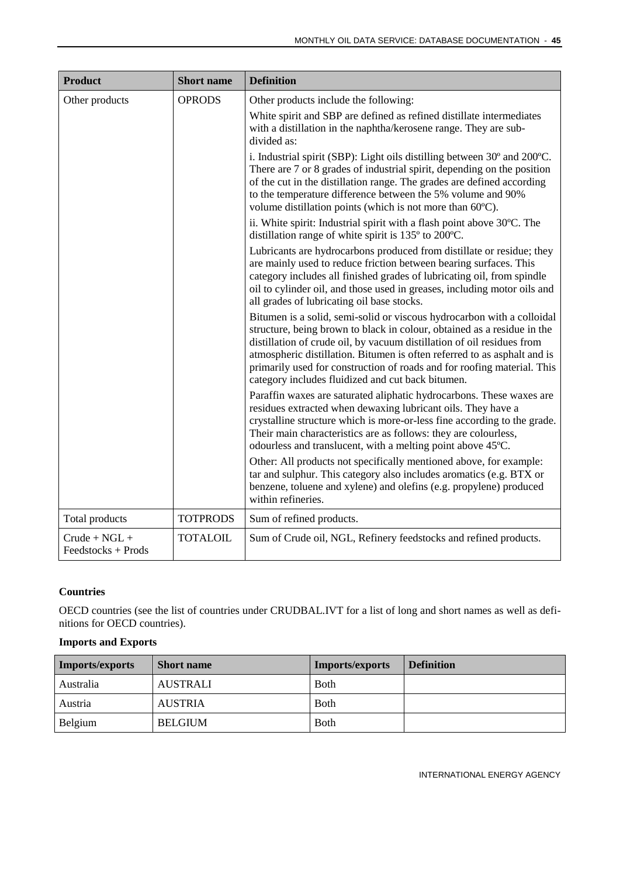| Product | Short name | Definition |
|---|---|---|
| Other products | OPRODS | Other products include the following:<br>White spirit and SBP are defined as refined distillate intermediates with a distillation in the naphtha/kerosene range. They are sub-divided as:<br>i. Industrial spirit (SBP): Light oils distilling between 30º and 200ºC. There are 7 or 8 grades of industrial spirit, depending on the position of the cut in the distillation range. The grades are defined according to the temperature difference between the 5% volume and 90% volume distillation points (which is not more than 60ºC).<br>ii. White spirit: Industrial spirit with a flash point above 30ºC. The distillation range of white spirit is 135º to 200ºC.<br>Lubricants are hydrocarbons produced from distillate or residue; they are mainly used to reduce friction between bearing surfaces. This category includes all finished grades of lubricating oil, from spindle oil to cylinder oil, and those used in greases, including motor oils and all grades of lubricating oil base stocks.<br>Bitumen is a solid, semi-solid or viscous hydrocarbon with a colloidal structure, being brown to black in colour, obtained as a residue in the distillation of crude oil, by vacuum distillation of oil residues from atmospheric distillation. Bitumen is often referred to as asphalt and is primarily used for construction of roads and for roofing material. This category includes fluidized and cut back bitumen.<br>Paraffin waxes are saturated aliphatic hydrocarbons. These waxes are residues extracted when dewaxing lubricant oils. They have a crystalline structure which is more-or-less fine according to the grade. Their main characteristics are as follows: they are colourless, odourless and translucent, with a melting point above 45ºC.<br>Other: All products not specifically mentioned above, for example: tar and sulphur. This category also includes aromatics (e.g. BTX or benzene, toluene and xylene) and olefins (e.g. propylene) produced within refineries. |
| Total products | TOTPRODS | Sum of refined products. |
| Crude + NGL + Feedstocks + Prods | TOTALOIL | Sum of Crude oil, NGL, Refinery feedstocks and refined products. |

**Countries**

OECD countries (see the list of countries under CRUDBAL.IVT for a list of long and short names as well as definitions for OECD countries).

**Imports and Exports**

| Imports/exports | Short name | Imports/exports | Definition |
|---|---|---|---|
| Australia | AUSTRALI | Both | |
| Austria | AUSTRIA | Both | |
| Belgium | BELGIUM | Both | |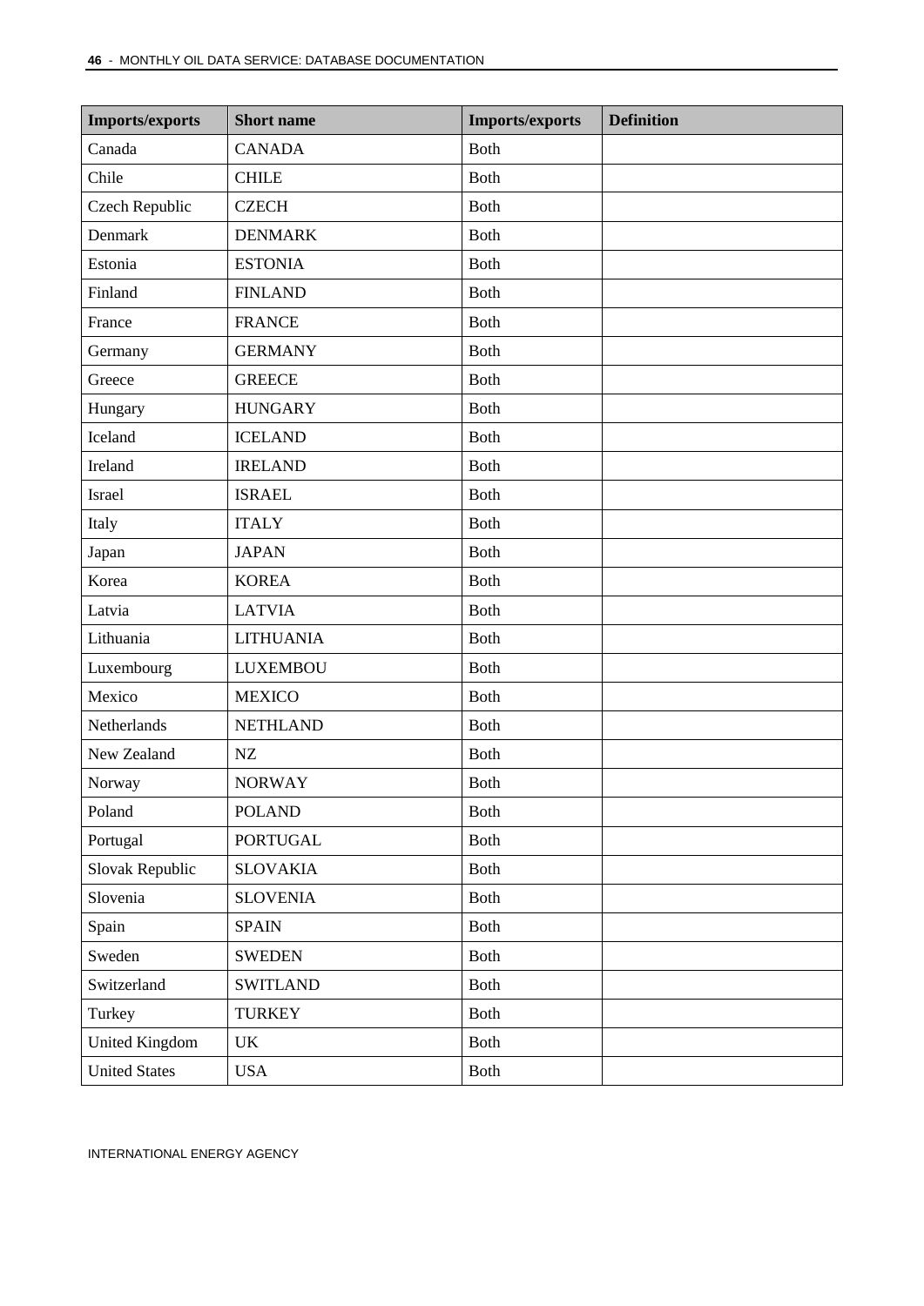| Imports/exports | Short name | Imports/exports | Definition |
|---|---|---|---|
| Canada | CANADA | Both | |
| Chile | CHILE | Both | |
| Czech Republic | CZECH | Both | |
| Denmark | DENMARK | Both | |
| Estonia | ESTONIA | Both | |
| Finland | FINLAND | Both | |
| France | FRANCE | Both | |
| Germany | GERMANY | Both | |
| Greece | GREECE | Both | |
| Hungary | HUNGARY | Both | |
| Iceland | ICELAND | Both | |
| Ireland | IRELAND | Both | |
| Israel | ISRAEL | Both | |
| Italy | ITALY | Both | |
| Japan | JAPAN | Both | |
| Korea | KOREA | Both | |
| Latvia | LATVIA | Both | |
| Lithuania | LITHUANIA | Both | |
| Luxembourg | LUXEMBOU | Both | |
| Mexico | MEXICO | Both | |
| Netherlands | NETHLAND | Both | |
| New Zealand | NZ | Both | |
| Norway | NORWAY | Both | |
| Poland | POLAND | Both | |
| Portugal | PORTUGAL | Both | |
| Slovak Republic | SLOVAKIA | Both | |
| Slovenia | SLOVENIA | Both | |
| Spain | SPAIN | Both | |
| Sweden | SWEDEN | Both | |
| Switzerland | SWITLAND | Both | |
| Turkey | TURKEY | Both | |
| United Kingdom | UK | Both | |
| United States | USA | Both | |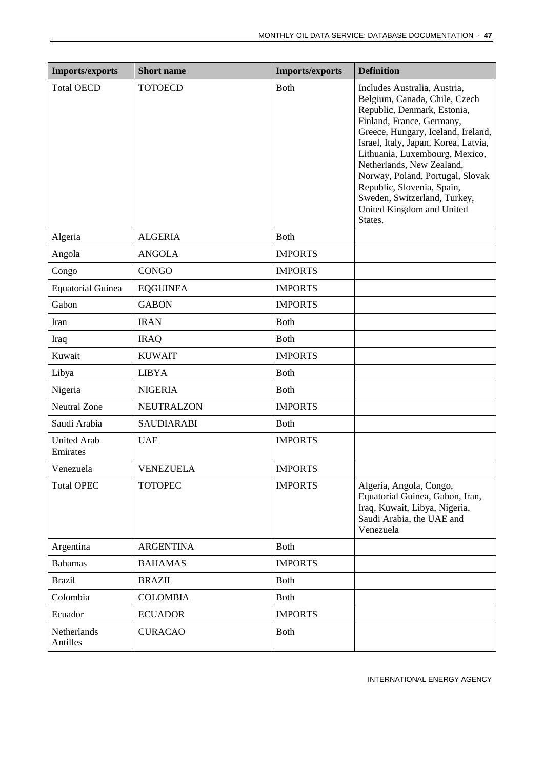| Imports/exports | Short name | Imports/exports | Definition |
|---|---|---|---|
| Total OECD | TOTOECD | Both | Includes Australia, Austria, Belgium, Canada, Chile, Czech Republic, Denmark, Estonia, Finland, France, Germany, Greece, Hungary, Iceland, Ireland, Israel, Italy, Japan, Korea, Latvia, Lithuania, Luxembourg, Mexico, Netherlands, New Zealand, Norway, Poland, Portugal, Slovak Republic, Slovenia, Spain, Sweden, Switzerland, Turkey, United Kingdom and United States. |
| Algeria | ALGERIA | Both | |
| Angola | ANGOLA | IMPORTS | |
| Congo | CONGO | IMPORTS | |
| Equatorial Guinea | EQGUINEA | IMPORTS | |
| Gabon | GABON | IMPORTS | |
| Iran | IRAN | Both | |
| Iraq | IRAQ | Both | |
| Kuwait | KUWAIT | IMPORTS | |
| Libya | LIBYA | Both | |
| Nigeria | NIGERIA | Both | |
| Neutral Zone | NEUTRALZON | IMPORTS | |
| Saudi Arabia | SAUDIARABI | Both | |
| United Arab Emirates | UAE | IMPORTS | |
| Venezuela | VENEZUELA | IMPORTS | |
| Total OPEC | TOTOPEC | IMPORTS | Algeria, Angola, Congo, Equatorial Guinea, Gabon, Iran, Iraq, Kuwait, Libya, Nigeria, Saudi Arabia, the UAE and Venezuela |
| Argentina | ARGENTINA | Both | |
| Bahamas | BAHAMAS | IMPORTS | |
| Brazil | BRAZIL | Both | |
| Colombia | COLOMBIA | Both | |
| Ecuador | ECUADOR | IMPORTS | |
| Netherlands Antilles | CURACAO | Both | |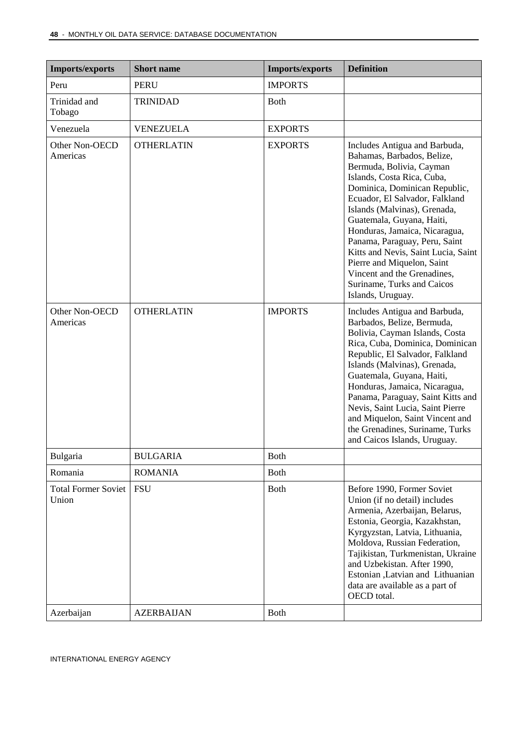| Imports/exports | Short name | Imports/exports | Definition |
|---|---|---|---|
| Peru | PERU | IMPORTS | |
| Trinidad and Tobago | TRINIDAD | Both | |
| Venezuela | VENEZUELA | EXPORTS | |
| Other Non-OECD Americas | OTHERLATIN | EXPORTS | Includes Antigua and Barbuda, Bahamas, Barbados, Belize, Bermuda, Bolivia, Cayman Islands, Costa Rica, Cuba, Dominica, Dominican Republic, Ecuador, El Salvador, Falkland Islands (Malvinas), Grenada, Guatemala, Guyana, Haiti, Honduras, Jamaica, Nicaragua, Panama, Paraguay, Peru, Saint Kitts and Nevis, Saint Lucia, Saint Pierre and Miquelon, Saint Vincent and the Grenadines, Suriname, Turks and Caicos Islands, Uruguay. |
| Other Non-OECD Americas | OTHERLATIN | IMPORTS | Includes Antigua and Barbuda, Barbados, Belize, Bermuda, Bolivia, Cayman Islands, Costa Rica, Cuba, Dominica, Dominican Republic, El Salvador, Falkland Islands (Malvinas), Grenada, Guatemala, Guyana, Haiti, Honduras, Jamaica, Nicaragua, Panama, Paraguay, Saint Kitts and Nevis, Saint Lucia, Saint Pierre and Miquelon, Saint Vincent and the Grenadines, Suriname, Turks and Caicos Islands, Uruguay. |
| Bulgaria | BULGARIA | Both | |
| Romania | ROMANIA | Both | |
| Total Former Soviet Union | FSU | Both | Before 1990, Former Soviet Union (if no detail) includes Armenia, Azerbaijan, Belarus, Estonia, Georgia, Kazakhstan, Kyrgyzstan, Latvia, Lithuania, Moldova, Russian Federation, Tajikistan, Turkmenistan, Ukraine and Uzbekistan. After 1990, Estonian ,Latvian and Lithuanian data are available as a part of OECD total. |
| Azerbaijan | AZERBAIJAN | Both | |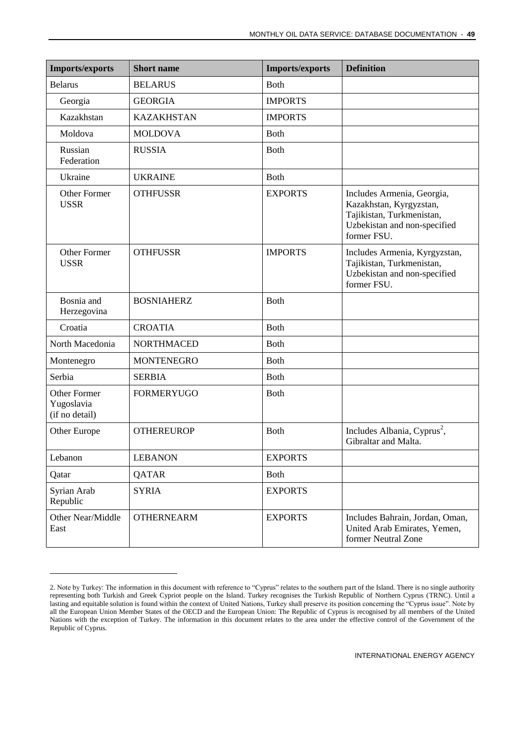| Imports/exports | Short name | Imports/exports | Definition |
|---|---|---|---|
| Belarus | BELARUS | Both | |
| Georgia | GEORGIA | IMPORTS | |
| Kazakhstan | KAZAKHSTAN | IMPORTS | |
| Moldova | MOLDOVA | Both | |
| Russian Federation | RUSSIA | Both | |
| Ukraine | UKRAINE | Both | |
| Other Former USSR | OTHFUSSR | EXPORTS | Includes Armenia, Georgia, Kazakhstan, Kyrgyzstan, Tajikistan, Turkmenistan, Uzbekistan and non-specified former FSU. |
| Other Former USSR | OTHFUSSR | IMPORTS | Includes Armenia, Kyrgyzstan, Tajikistan, Turkmenistan, Uzbekistan and non-specified former FSU. |
| Bosnia and Herzegovina | BOSNIAHERZ | Both | |
| Croatia | CROATIA | Both | |
| North Macedonia | NORTHMACED | Both | |
| Montenegro | MONTENEGRO | Both | |
| Serbia | SERBIA | Both | |
| Other Former Yugoslavia (if no detail) | FORMERYUGO | Both | |
| Other Europe | OTHEREUROP | Both | Includes Albania, Cyprus[2], Gibraltar and Malta. |
| Lebanon | LEBANON | EXPORTS | |
| Qatar | QATAR | Both | |
| Syrian Arab Republic | SYRIA | EXPORTS | |
| Other Near/Middle East | OTHERNEARM | EXPORTS | Includes Bahrain, Jordan, Oman, United Arab Emirates, Yemen, former Neutral Zone |

2. Note by Turkey: The information in this document with reference to "Cyprus" relates to the southern part of the Island. There is no single authority representing both Turkish and Greek Cypriot people on the Island. Turkey recognises the Turkish Republic of Northern Cyprus (TRNC). Until a lasting and equitable solution is found within the context of United Nations, Turkey shall preserve its position concerning the "Cyprus issue". Note by all the European Union Member States of the OECD and the European Union: The Republic of Cyprus is recognised by all members of the United Nations with the exception of Turkey. The information in this document relates to the area under the effective control of the Government of the Republic of Cyprus.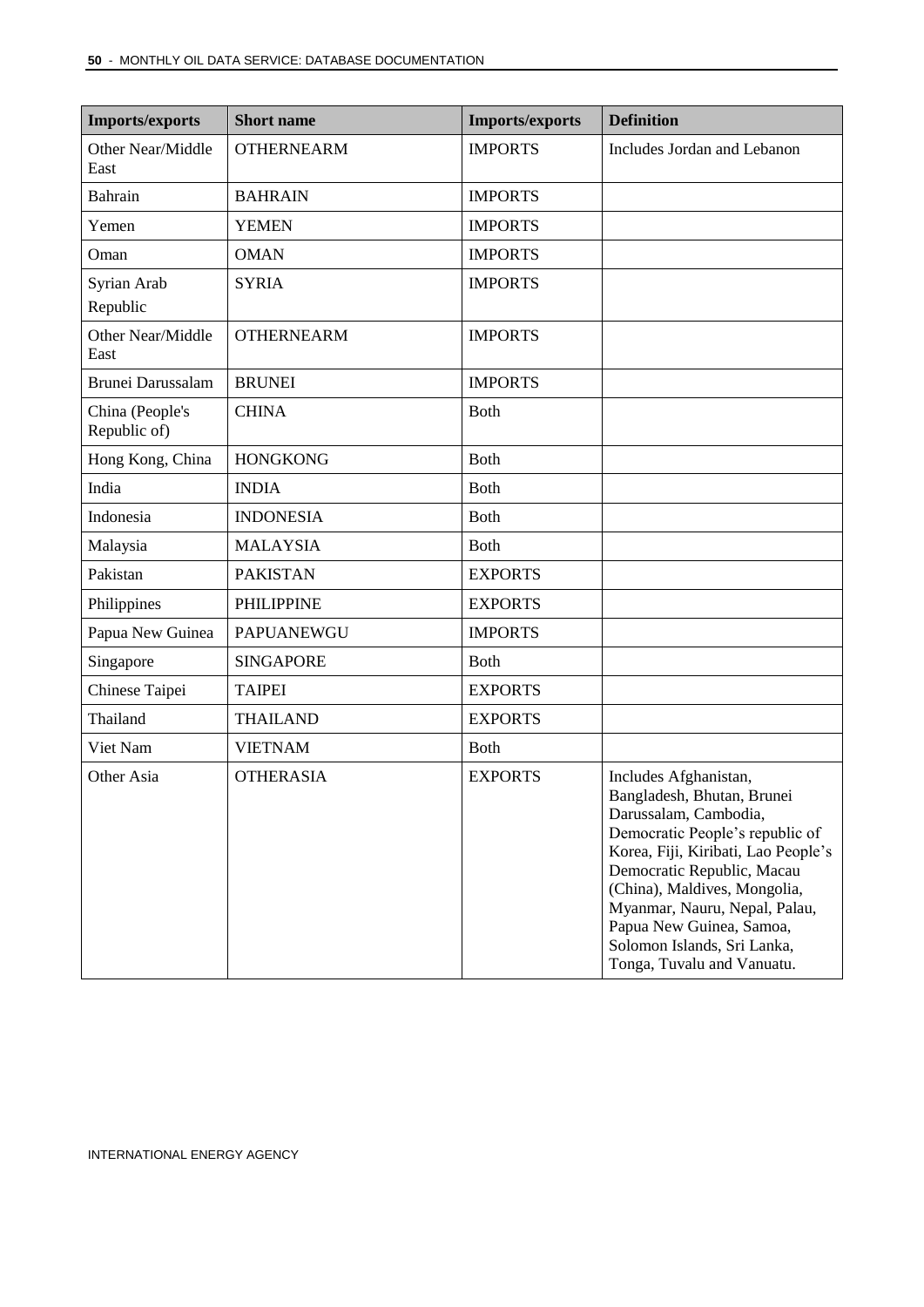| Imports/exports | Short name | Imports/exports | Definition |
|---|---|---|---|
| Other Near/Middle East | OTHERNEARM | IMPORTS | Includes Jordan and Lebanon |
| Bahrain | BAHRAIN | IMPORTS | |
| Yemen | YEMEN | IMPORTS | |
| Oman | OMAN | IMPORTS | |
| Syrian Arab Republic | SYRIA | IMPORTS | |
| Other Near/Middle East | OTHERNEARM | IMPORTS | |
| Brunei Darussalam | BRUNEI | IMPORTS | |
| China (People's Republic of) | CHINA | Both | |
| Hong Kong, China | HONGKONG | Both | |
| India | INDIA | Both | |
| Indonesia | INDONESIA | Both | |
| Malaysia | MALAYSIA | Both | |
| Pakistan | PAKISTAN | EXPORTS | |
| Philippines | PHILIPPINE | EXPORTS | |
| Papua New Guinea | PAPUANEWGU | IMPORTS | |
| Singapore | SINGAPORE | Both | |
| Chinese Taipei | TAIPEI | EXPORTS | |
| Thailand | THAILAND | EXPORTS | |
| Viet Nam | VIETNAM | Both | |
| Other Asia | OTHERASIA | EXPORTS | Includes Afghanistan, Bangladesh, Bhutan, Brunei Darussalam, Cambodia, Democratic People's republic of Korea, Fiji, Kiribati, Lao People's Democratic Republic, Macau (China), Maldives, Mongolia, Myanmar, Nauru, Nepal, Palau, Papua New Guinea, Samoa, Solomon Islands, Sri Lanka, Tonga, Tuvalu and Vanuatu. |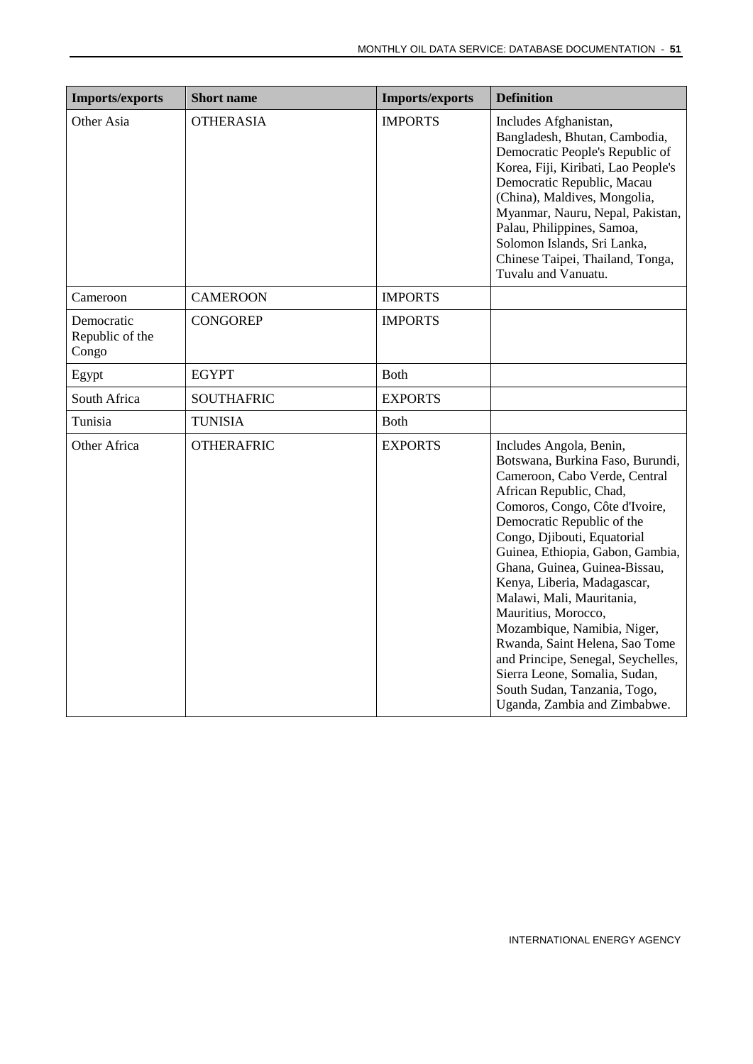| Imports/exports | Short name | Imports/exports | Definition |
| --- | --- | --- | --- |
| Other Asia | OTHERASIA | IMPORTS | Includes Afghanistan, Bangladesh, Bhutan, Cambodia, Democratic People's Republic of Korea, Fiji, Kiribati, Lao People's Democratic Republic, Macau (China), Maldives, Mongolia, Myanmar, Nauru, Nepal, Pakistan, Palau, Philippines, Samoa, Solomon Islands, Sri Lanka, Chinese Taipei, Thailand, Tonga, Tuvalu and Vanuatu. |
| Cameroon | CAMEROON | IMPORTS | |
| Democratic Republic of the Congo | CONGOREP | IMPORTS | |
| Egypt | EGYPT | Both | |
| South Africa | SOUTHAFRIC | EXPORTS | |
| Tunisia | TUNISIA | Both | |
| Other Africa | OTHERAFRIC | EXPORTS | Includes Angola, Benin, Botswana, Burkina Faso, Burundi, Cameroon, Cabo Verde, Central African Republic, Chad, Comoros, Congo, Côte d'Ivoire, Democratic Republic of the Congo, Djibouti, Equatorial Guinea, Ethiopia, Gabon, Gambia, Ghana, Guinea, Guinea-Bissau, Kenya, Liberia, Madagascar, Malawi, Mali, Mauritania, Mauritius, Morocco, Mozambique, Namibia, Niger, Rwanda, Saint Helena, Sao Tome and Principe, Senegal, Seychelles, Sierra Leone, Somalia, Sudan, South Sudan, Tanzania, Togo, Uganda, Zambia and Zimbabwe. |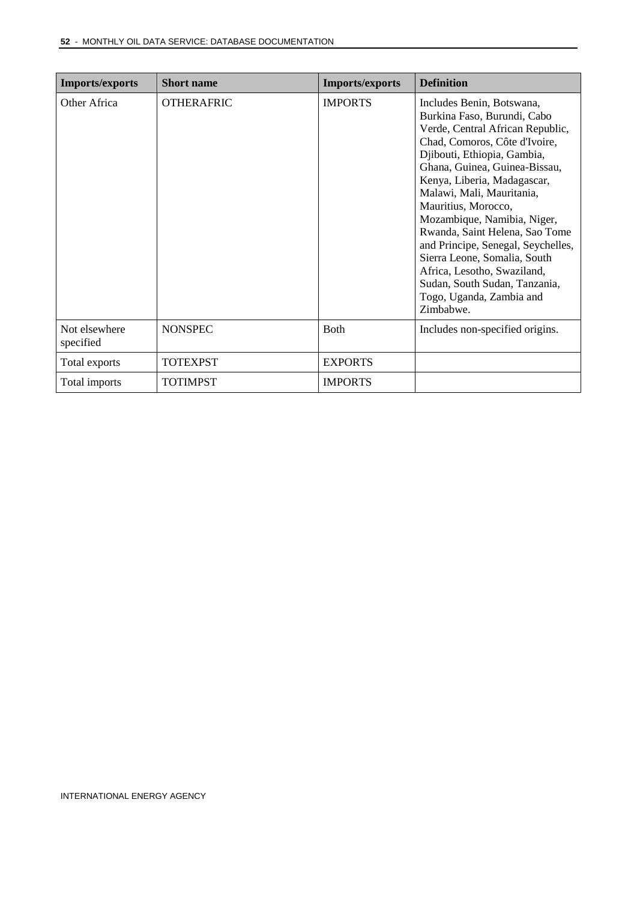| Imports/exports | Short name | Imports/exports | Definition |
| --- | --- | --- | --- |
| Other Africa | OTHERAFRIC | IMPORTS | Includes Benin, Botswana, Burkina Faso, Burundi, Cabo Verde, Central African Republic, Chad, Comoros, Côte d'Ivoire, Djibouti, Ethiopia, Gambia, Ghana, Guinea, Guinea-Bissau, Kenya, Liberia, Madagascar, Malawi, Mali, Mauritania, Mauritius, Morocco, Mozambique, Namibia, Niger, Rwanda, Saint Helena, Sao Tome and Principe, Senegal, Seychelles, Sierra Leone, Somalia, South Africa, Lesotho, Swaziland, Sudan, South Sudan, Tanzania, Togo, Uganda, Zambia and Zimbabwe. |
| Not elsewhere specified | NONSPEC | Both | Includes non-specified origins. |
| Total exports | TOTEXPST | EXPORTS | |
| Total imports | TOTIMPST | IMPORTS | |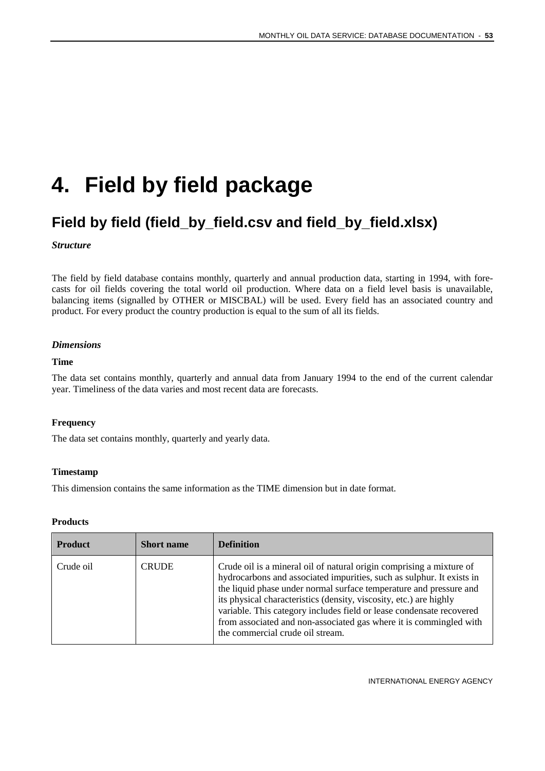# 4. Field by field package

## Field by field (field_by_field.csv and field_by_field.xlsx)

***Structure***

The field by field database contains monthly, quarterly and annual production data, starting in 1994, with forecasts for oil fields covering the total world oil production. Where data on a field level basis is unavailable, balancing items (signalled by OTHER or MISCBAL) will be used. Every field has an associated country and product. For every product the country production is equal to the sum of all its fields.

***Dimensions***

**Time**

The data set contains monthly, quarterly and annual data from January 1994 to the end of the current calendar year. Timeliness of the data varies and most recent data are forecasts.

**Frequency**

The data set contains monthly, quarterly and yearly data.

**Timestamp**

This dimension contains the same information as the TIME dimension but in date format.

**Products**

| Product | Short name | Definition |
|---|---|---|
| Crude oil | CRUDE | Crude oil is a mineral oil of natural origin comprising a mixture of hydrocarbons and associated impurities, such as sulphur. It exists in the liquid phase under normal surface temperature and pressure and its physical characteristics (density, viscosity, etc.) are highly variable. This category includes field or lease condensate recovered from associated and non-associated gas where it is commingled with the commercial crude oil stream. |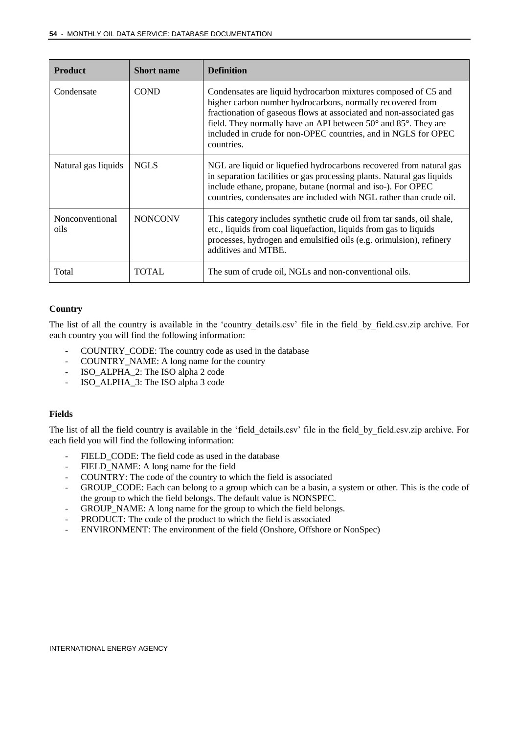| Product | Short name | Definition |
|---|---|---|
| Condensate | COND | Condensates are liquid hydrocarbon mixtures composed of C5 and higher carbon number hydrocarbons, normally recovered from fractionation of gaseous flows at associated and non-associated gas field. They normally have an API between 50° and 85°. They are included in crude for non-OPEC countries, and in NGLS for OPEC countries. |
| Natural gas liquids | NGLS | NGL are liquid or liquefied hydrocarbons recovered from natural gas in separation facilities or gas processing plants. Natural gas liquids include ethane, propane, butane (normal and iso-). For OPEC countries, condensates are included with NGL rather than crude oil. |
| Nonconventional oils | NONCONV | This category includes synthetic crude oil from tar sands, oil shale, etc., liquids from coal liquefaction, liquids from gas to liquids processes, hydrogen and emulsified oils (e.g. orimulsion), refinery additives and MTBE. |
| Total | TOTAL | The sum of crude oil, NGLs and non-conventional oils. |

**Country**

The list of all the country is available in the 'country_details.csv' file in the field_by_field.csv.zip archive. For each country you will find the following information:

- COUNTRY_CODE: The country code as used in the database
- COUNTRY_NAME: A long name for the country
- ISO_ALPHA_2: The ISO alpha 2 code
- ISO_ALPHA_3: The ISO alpha 3 code

**Fields**

The list of all the field country is available in the 'field_details.csv' file in the field_by_field.csv.zip archive. For each field you will find the following information:

- FIELD_CODE: The field code as used in the database
- FIELD_NAME: A long name for the field
- COUNTRY: The code of the country to which the field is associated
- GROUP_CODE: Each can belong to a group which can be a basin, a system or other. This is the code of the group to which the field belongs. The default value is NONSPEC.
- GROUP_NAME: A long name for the group to which the field belongs.
- PRODUCT: The code of the product to which the field is associated
- ENVIRONMENT: The environment of the field (Onshore, Offshore or NonSpec)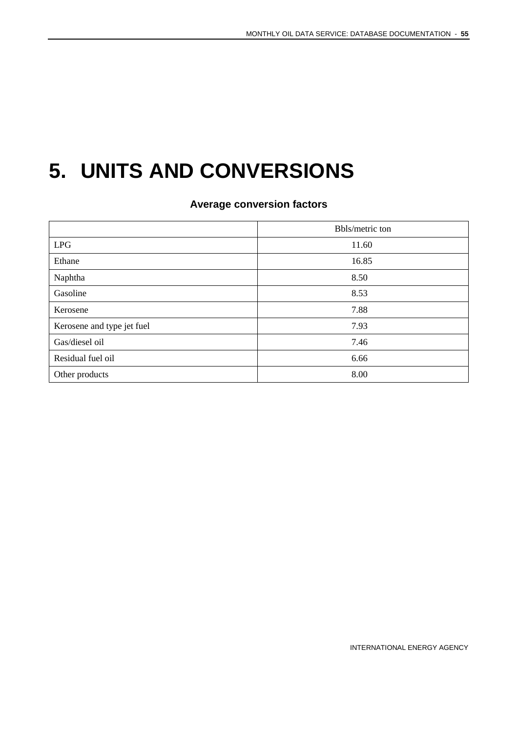# 5. UNITS AND CONVERSIONS

### Average conversion factors

| | Bbls/metric ton |
|---|---|
| LPG | 11.60 |
| Ethane | 16.85 |
| Naphtha | 8.50 |
| Gasoline | 8.53 |
| Kerosene | 7.88 |
| Kerosene and type jet fuel | 7.93 |
| Gas/diesel oil | 7.46 |
| Residual fuel oil | 6.66 |
| Other products | 8.00 |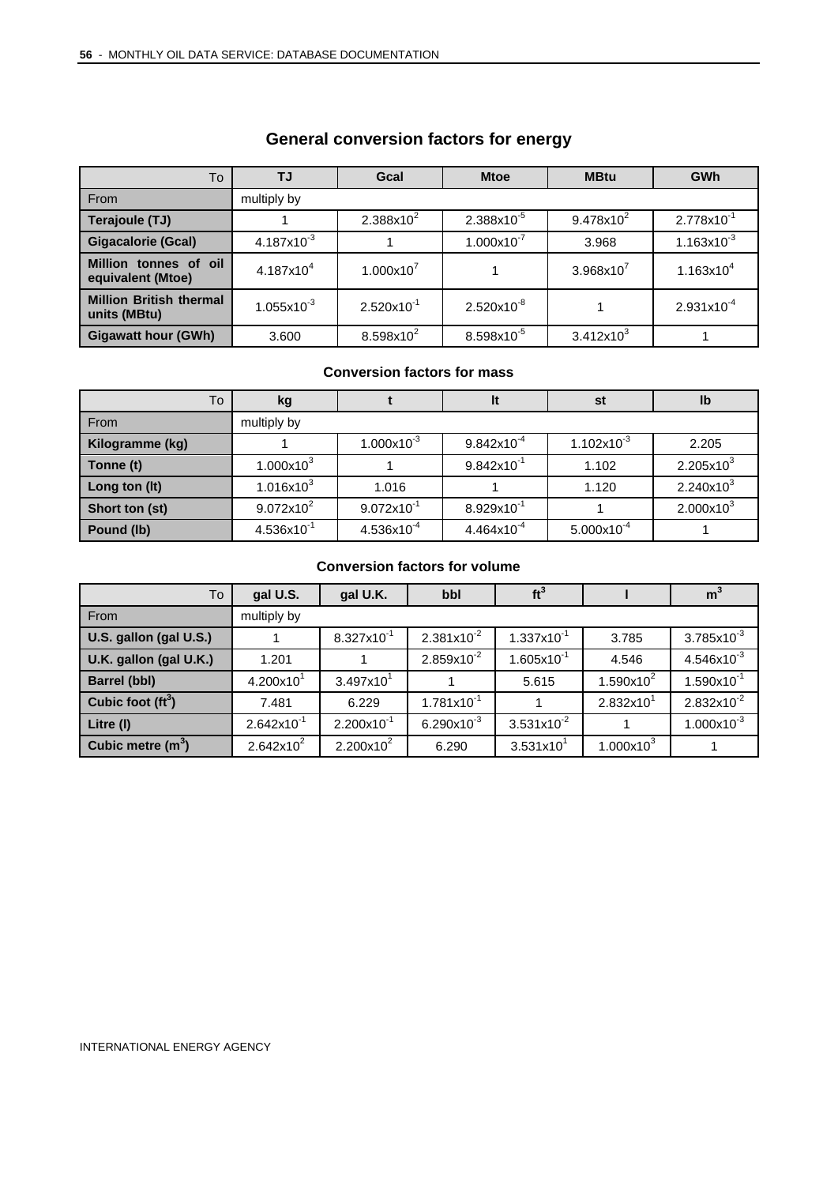## General conversion factors for energy

| To | TJ | Gcal | Mtoe | MBtu | GWh |
|---|---|---|---|---|---|
| From | multiply by | | | | |
| **Terajoule (TJ)** | 1 | $2.388 \times 10^{2}$ | $2.388 \times 10^{-5}$ | $9.478 \times 10^{2}$ | $2.778 \times 10^{-1}$ |
| **Gigacalorie (Gcal)** | $4.187 \times 10^{-3}$ | 1 | $1.000 \times 10^{-7}$ | 3.968 | $1.163 \times 10^{-3}$ |
| **Million tonnes of oil equivalent (Mtoe)** | $4.187 \times 10^{4}$ | $1.000 \times 10^{7}$ | 1 | $3.968 \times 10^{7}$ | $1.163 \times 10^{4}$ |
| **Million British thermal units (MBtu)** | $1.055 \times 10^{-3}$ | $2.520 \times 10^{-1}$ | $2.520 \times 10^{-8}$ | 1 | $2.931 \times 10^{-4}$ |
| **Gigawatt hour (GWh)** | 3.600 | $8.598 \times 10^{2}$ | $8.598 \times 10^{-5}$ | $3.412 \times 10^{3}$ | 1 |

### Conversion factors for mass

| To | kg | t | lt | st | lb |
|---|---|---|---|---|---|
| From | multiply by | | | | |
| **Kilogramme (kg)** | 1 | $1.000 \times 10^{-3}$ | $9.842 \times 10^{-4}$ | $1.102 \times 10^{-3}$ | 2.205 |
| **Tonne (t)** | $1.000 \times 10^{3}$ | 1 | $9.842 \times 10^{-1}$ | 1.102 | $2.205 \times 10^{3}$ |
| **Long ton (lt)** | $1.016 \times 10^{3}$ | 1.016 | 1 | 1.120 | $2.240 \times 10^{3}$ |
| **Short ton (st)** | $9.072 \times 10^{2}$ | $9.072 \times 10^{-1}$ | $8.929 \times 10^{-1}$ | 1 | $2.000 \times 10^{3}$ |
| **Pound (lb)** | $4.536 \times 10^{-1}$ | $4.536 \times 10^{-4}$ | $4.464 \times 10^{-4}$ | $5.000 \times 10^{-4}$ | 1 |

### Conversion factors for volume

| To | gal U.S. | gal U.K. | bbl | $ft^3$ | l | $m^3$ |
|---|---|---|---|---|---|---|
| From | multiply by | | | | | |
| **U.S. gallon (gal U.S.)** | 1 | $8.327 \times 10^{-1}$ | $2.381 \times 10^{-2}$ | $1.337 \times 10^{-1}$ | 3.785 | $3.785 \times 10^{-3}$ |
| **U.K. gallon (gal U.K.)** | 1.201 | 1 | $2.859 \times 10^{-2}$ | $1.605 \times 10^{-1}$ | 4.546 | $4.546 \times 10^{-3}$ |
| **Barrel (bbl)** | $4.200 \times 10^{1}$ | $3.497 \times 10^{1}$ | 1 | 5.615 | $1.590 \times 10^{2}$ | $1.590 \times 10^{-1}$ |
| **Cubic foot ($ft^3$)** | 7.481 | 6.229 | $1.781 \times 10^{-1}$ | 1 | $2.832 \times 10^{1}$ | $2.832 \times 10^{-2}$ |
| **Litre (l)** | $2.642 \times 10^{-1}$ | $2.200 \times 10^{-1}$ | $6.290 \times 10^{-3}$ | $3.531 \times 10^{-2}$ | 1 | $1.000 \times 10^{-3}$ |
| **Cubic metre ($m^3$)** | $2.642 \times 10^{2}$ | $2.200 \times 10^{2}$ | 6.290 | $3.531 \times 10^{1}$ | $1.000 \times 10^{3}$ | 1 |